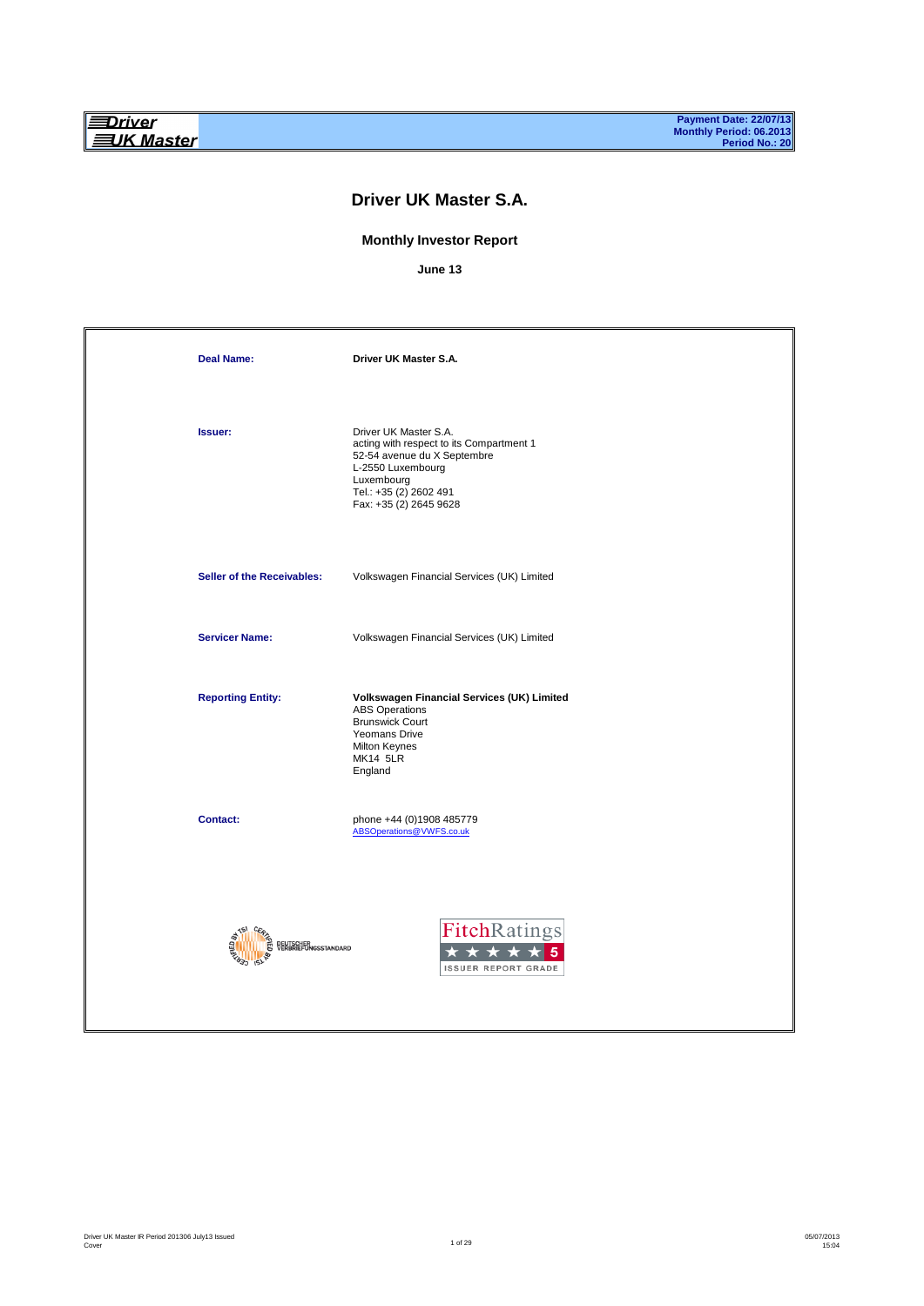**Driver UK Master**

**Payment Date: 22/07/13**
**Monthly Period: 06.2013**
**Period No.: 20**

# Driver UK Master S.A.

## Monthly Investor Report

**June 13**

| | |
|---|---|
| **Deal Name:** | **Driver UK Master S.A.** |
| **Issuer:** | Driver UK Master S.A.<br>acting with respect to its Compartment 1<br>52-54 avenue du X Septembre<br>L-2550 Luxembourg<br>Luxembourg<br>Tel.: +35 (2) 2602 491<br>Fax: +35 (2) 2645 9628 |
| **Seller of the Receivables:** | Volkswagen Financial Services (UK) Limited |
| **Servicer Name:** | Volkswagen Financial Services (UK) Limited |
| **Reporting Entity:** | **Volkswagen Financial Services (UK) Limited**<br>ABS Operations<br>Brunswick Court<br>Yeomans Drive<br>Milton Keynes<br>MK14 5LR<br>England |
| **Contact:** | phone +44 (0)1908 485779<br>ABSOperations@VWFS.co.uk |

CERTIFIED BY TSI DEUTSCHER VERBRIEFUNGSSTANDARD

FitchRatings ★★★★★ 5 ISSUER REPORT GRADE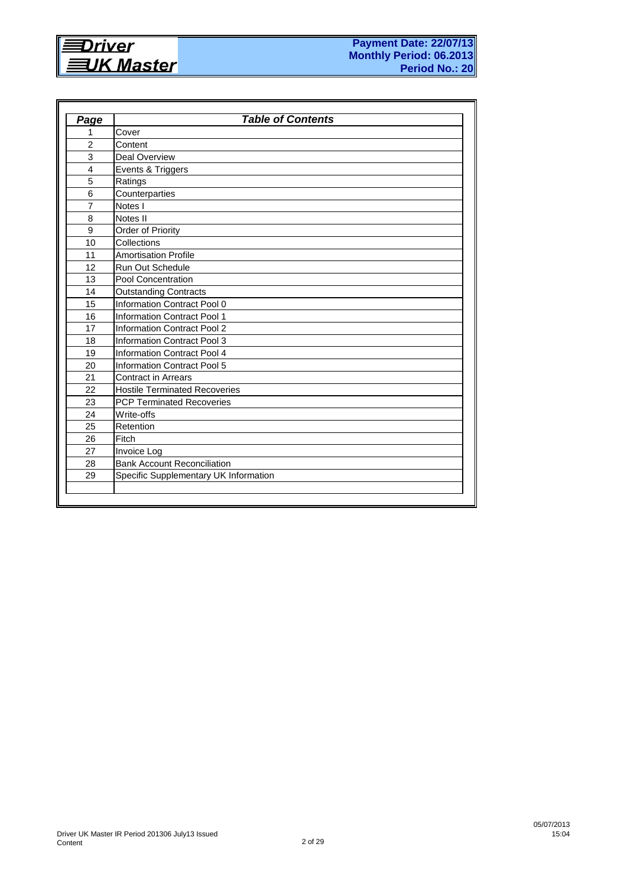# Driver UK Master

**Payment Date: 22/07/13**
**Monthly Period: 06.2013**
**Period No.: 20**

| *Page* | *Table of Contents* |
|---|---|
| 1 | Cover |
| 2 | Content |
| 3 | Deal Overview |
| 4 | Events & Triggers |
| 5 | Ratings |
| 6 | Counterparties |
| 7 | Notes I |
| 8 | Notes II |
| 9 | Order of Priority |
| 10 | Collections |
| 11 | Amortisation Profile |
| 12 | Run Out Schedule |
| 13 | Pool Concentration |
| 14 | Outstanding Contracts |
| 15 | Information Contract Pool 0 |
| 16 | Information Contract Pool 1 |
| 17 | Information Contract Pool 2 |
| 18 | Information Contract Pool 3 |
| 19 | Information Contract Pool 4 |
| 20 | Information Contract Pool 5 |
| 21 | Contract in Arrears |
| 22 | Hostile Terminated Recoveries |
| 23 | PCP Terminated Recoveries |
| 24 | Write-offs |
| 25 | Retention |
| 26 | Fitch |
| 27 | Invoice Log |
| 28 | Bank Account Reconciliation |
| 29 | Specific Supplementary UK Information |
| | |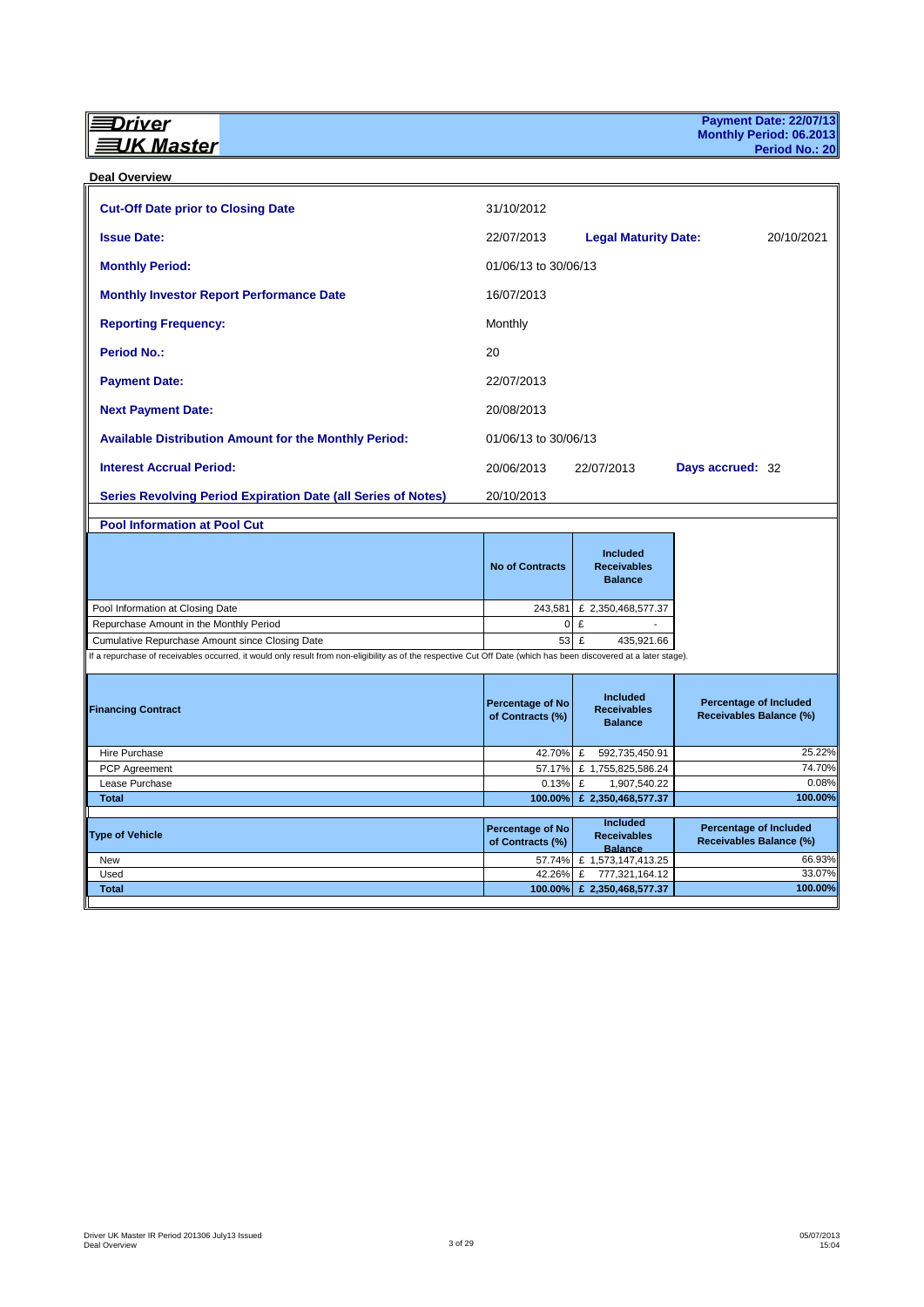**Driver UK Master**

**Payment Date: 22/07/13**
**Monthly Period: 06.2013**
**Period No.: 20**

## Deal Overview

| | | | |
|---|---|---|---|
| **Cut-Off Date prior to Closing Date** | 31/10/2012 | | |
| **Issue Date:** | 22/07/2013 | **Legal Maturity Date:** | 20/10/2021 |
| **Monthly Period:** | 01/06/13 to 30/06/13 | | |
| **Monthly Investor Report Performance Date** | 16/07/2013 | | |
| **Reporting Frequency:** | Monthly | | |
| **Period No.:** | 20 | | |
| **Payment Date:** | 22/07/2013 | | |
| **Next Payment Date:** | 20/08/2013 | | |
| **Available Distribution Amount for the Monthly Period:** | 01/06/13 to 30/06/13 | | |
| **Interest Accrual Period:** | 20/06/2013 | 22/07/2013 | **Days accrued:** 32 |
| **Series Revolving Period Expiration Date (all Series of Notes)** | 20/10/2013 | | |

### Pool Information at Pool Cut

| | No of Contracts | Included Receivables Balance |
|---|---|---|
| Pool Information at Closing Date | 243,581 | £ 2,350,468,577.37 |
| Repurchase Amount in the Monthly Period | 0 | £ - |
| Cumulative Repurchase Amount since Closing Date | 53 | £ 435,921.66 |

If a repurchase of receivables occurred, it would only result from non-eligibility as of the respective Cut Off Date (which has been discovered at a later stage).

| Financing Contract | Percentage of No of Contracts (%) | Included Receivables Balance | Percentage of Included Receivables Balance (%) |
|---|---|---|---|
| Hire Purchase | 42.70% | £ 592,735,450.91 | 25.22% |
| PCP Agreement | 57.17% | £ 1,755,825,586.24 | 74.70% |
| Lease Purchase | 0.13% | £ 1,907,540.22 | 0.08% |
| **Total** | **100.00%** | **£ 2,350,468,577.37** | **100.00%** |

| Type of Vehicle | Percentage of No of Contracts (%) | Included Receivables Balance | Percentage of Included Receivables Balance (%) |
|---|---|---|---|
| New | 57.74% | £ 1,573,147,413.25 | 66.93% |
| Used | 42.26% | £ 777,321,164.12 | 33.07% |
| **Total** | **100.00%** | **£ 2,350,468,577.37** | **100.00%** |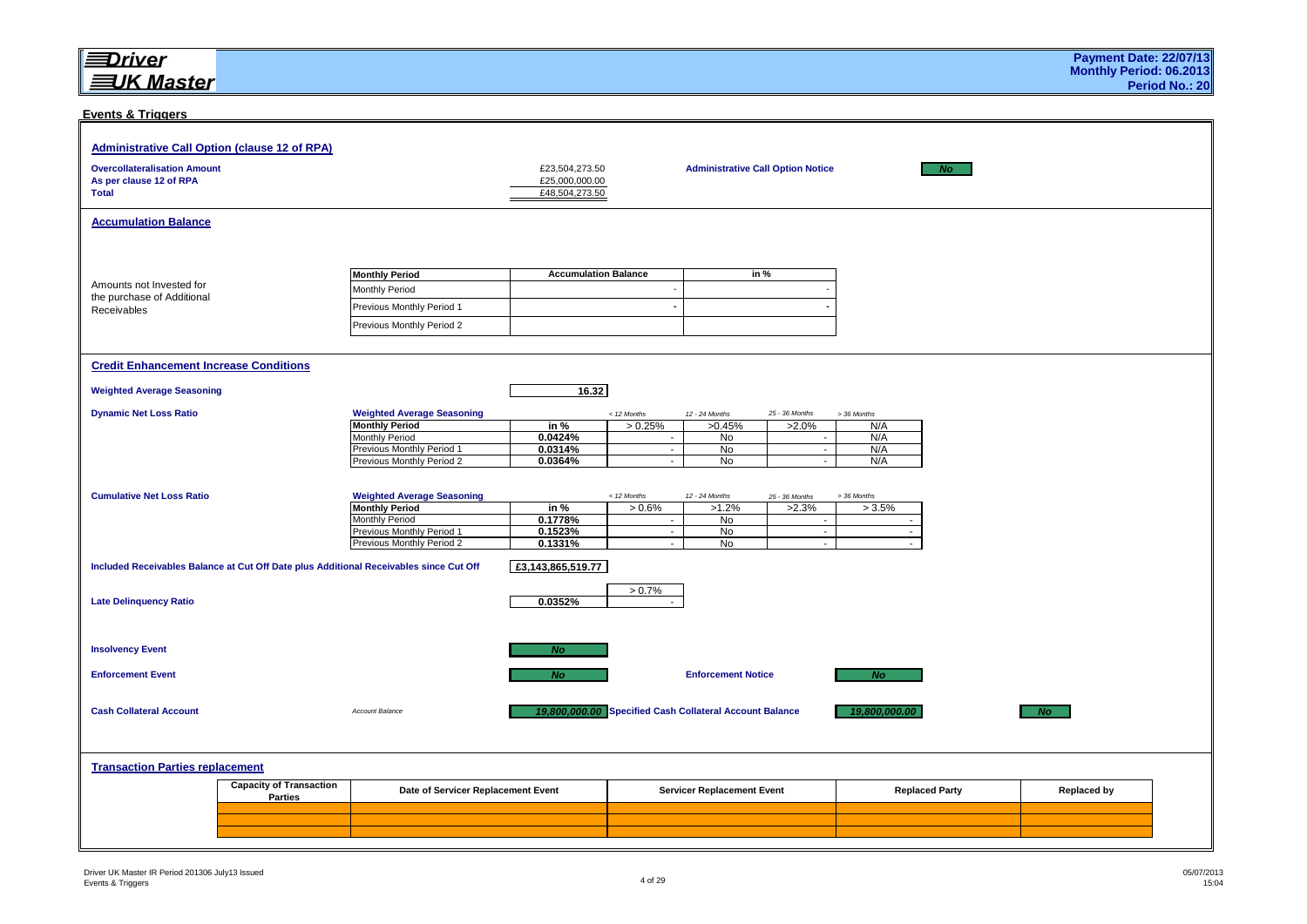**Driver UK Master**

**Payment Date: 22/07/13**
**Monthly Period: 06.2013**
**Period No.: 20**

## Events & Triggers

### Administrative Call Option (clause 12 of RPA)

| | | | |
|---|---|---|---|
| **Overcollateralisation Amount** | £23,504,273.50 | **Administrative Call Option Notice** | No |
| **As per clause 12 of RPA** | £25,000,000.00 | | |
| **Total** | £48,504,273.50 | | |

### Accumulation Balance

Amounts not Invested for the purchase of Additional Receivables

| Monthly Period | Accumulation Balance | in % |
|---|---|---|
| Monthly Period | - | - |
| Previous Monthly Period 1 | - | - |
| Previous Monthly Period 2 | | |

### Credit Enhancement Increase Conditions

**Weighted Average Seasoning** 16.32

**Dynamic Net Loss Ratio**

| Weighted Average Seasoning | | < 12 Months | 12 - 24 Months | 25 - 36 Months | > 36 Months |
|---|---|---|---|---|---|
| **Monthly Period** | **in %** | > 0.25% | >0.45% | >2.0% | N/A |
| Monthly Period | 0.0424% | - | No | - | N/A |
| Previous Monthly Period 1 | 0.0314% | - | No | - | N/A |
| Previous Monthly Period 2 | 0.0364% | - | No | - | N/A |

**Cumulative Net Loss Ratio**

| Weighted Average Seasoning | | < 12 Months | 12 - 24 Months | 25 - 36 Months | > 36 Months |
|---|---|---|---|---|---|
| **Monthly Period** | **in %** | > 0.6% | >1.2% | >2.3% | > 3.5% |
| Monthly Period | 0.1778% | - | No | - | - |
| Previous Monthly Period 1 | 0.1523% | - | No | - | - |
| Previous Monthly Period 2 | 0.1331% | - | No | - | - |

**Included Receivables Balance at Cut Off Date plus Additional Receivables since Cut Off** £3,143,865,519.77

| | | > 0.7% |
|---|---|---|
| **Late Delinquency Ratio** | 0.0352% | - |

| | | | |
|---|---|---|---|
| **Insolvency Event** | No | | |
| **Enforcement Event** | No | **Enforcement Notice** | No |

| | | | | | |
|---|---|---|---|---|---|
| **Cash Collateral Account** | *Account Balance* | 19,800,000.00 | **Specified Cash Collateral Account Balance** | 19,800,000.00 | No |

### Transaction Parties replacement

| Capacity of Transaction Parties | Date of Servicer Replacement Event | Servicer Replacement Event | Replaced Party | Replaced by |
|---|---|---|---|---|
| | | | | |
| | | | | |
| | | | | |

Driver UK Master IR Period 201306 July13 Issued
Events & Triggers

05/07/2013
15:04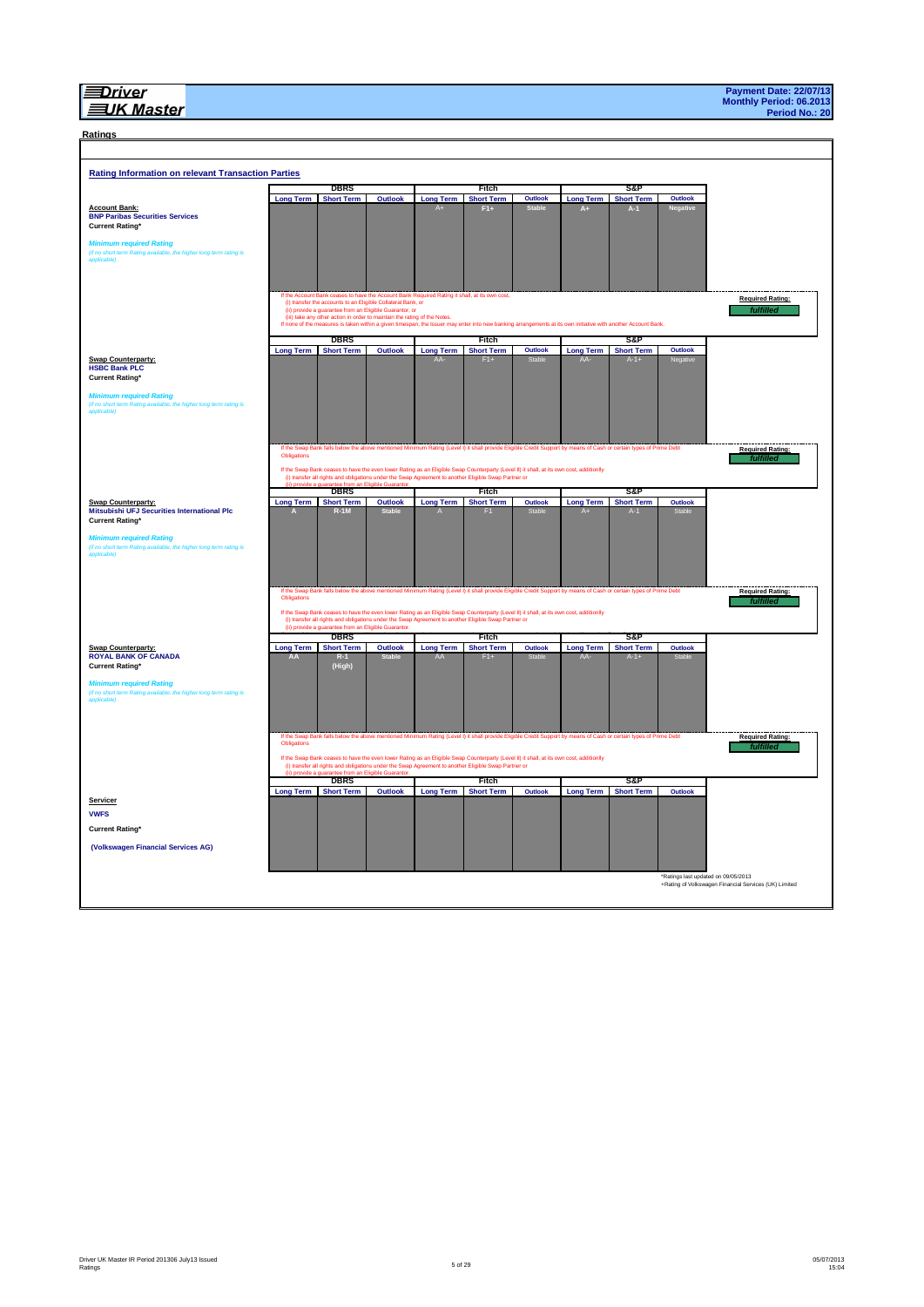**Driver UK Master**

**Payment Date: 22/07/13**
**Monthly Period: 06.2013**
**Period No.: 20**

## Ratings

### Rating Information on relevant Transaction Parties

**Account Bank:**
**BNP Paribas Securities Services**

| | DBRS | | | Fitch | | | S&P | | |
|---|---|---|---|---|---|---|---|---|---|
| | Long Term | Short Term | Outlook | Long Term | Short Term | Outlook | Long Term | Short Term | Outlook |
| Current Rating* | | | | A+ | F1+ | Stable | A+ | A-1 | Negative |
| *Minimum required Rating* (if no short term Rating available, the higher long term rating is applicable) | | | | | | | | | |

If the Account Bank ceases to have the Account Bank Required Rating it shall, at its own cost,
(i) transfer the accounts to an Eligible Collateral Bank, or
(ii) provide a guarantee from an Eligible Guarantor, or
(iii) take any other action in order to maintain the rating of the Notes.
If none of the measures is taken within a given timespan, the Issuer may enter into new banking arrangements at its own initiative with another Account Bank.

**Required Rating:** *fulfilled*

**Swap Counterparty:**
**HSBC Bank PLC**

| | DBRS | | | Fitch | | | S&P | | |
|---|---|---|---|---|---|---|---|---|---|
| | Long Term | Short Term | Outlook | Long Term | Short Term | Outlook | Long Term | Short Term | Outlook |
| Current Rating* | | | | AA- | F1+ | Stable | AA- | A-1+ | Negative |
| *Minimum required Rating* (if no short term Rating available, the higher long term rating is applicable) | | | | | | | | | |

If the Swap Bank falls below the above mentioned Minimum Rating (Level I) it shall provide Eligible Credit Support by means of Cash or certain types of Prime Debt Obligations

If the Swap Bank ceases to have the even lower Rating as an Eligible Swap Counterparty (Level II) it shall, at its own cost, additionally
(i) transfer all rights and obligations under the Swap Agreement to another Eligible Swap Partner or
(ii) provide a guarantee from an Eligible Guarantor.

**Required Rating:** *fulfilled*

**Swap Counterparty:**
**Mitsubishi UFJ Securities International Plc**

| | DBRS | | | Fitch | | | S&P | | |
|---|---|---|---|---|---|---|---|---|---|
| | Long Term | Short Term | Outlook | Long Term | Short Term | Outlook | Long Term | Short Term | Outlook |
| Current Rating* | A | R-1M | Stable | A | F1 | Stable | A+ | A-1 | Stable |
| *Minimum required Rating* (if no short term Rating available, the higher long term rating is applicable) | | | | | | | | | |

If the Swap Bank falls below the above mentioned Minimum Rating (Level I) it shall provide Eligible Credit Support by means of Cash or certain types of Prime Debt Obligations

If the Swap Bank ceases to have the even lower Rating as an Eligible Swap Counterparty (Level II) it shall, at its own cost, additionally
(i) transfer all rights and obligations under the Swap Agreement to another Eligible Swap Partner or
(ii) provide a guarantee from an Eligible Guarantor.

**Required Rating:** *fulfilled*

**Swap Counterparty:**
**ROYAL BANK OF CANADA**

| | DBRS | | | Fitch | | | S&P | | |
|---|---|---|---|---|---|---|---|---|---|
| | Long Term | Short Term | Outlook | Long Term | Short Term | Outlook | Long Term | Short Term | Outlook |
| Current Rating* | AA | R-1 (High) | Stable | AA | F1+ | Stable | AA- | A-1+ | Stable |
| *Minimum required Rating* (if no short term Rating available, the higher long term rating is applicable) | | | | | | | | | |

If the Swap Bank falls below the above mentioned Minimum Rating (Level I) it shall provide Eligible Credit Support by means of Cash or certain types of Prime Debt Obligations

If the Swap Bank ceases to have the even lower Rating as an Eligible Swap Counterparty (Level II) it shall, at its own cost, additionally
(i) transfer all rights and obligations under the Swap Agreement to another Eligible Swap Partner or
(ii) provide a guarantee from an Eligible Guarantor.

**Required Rating:** *fulfilled*

**Servicer**
**VWFS**
**(Volkswagen Financial Services AG)**

| | DBRS | | | Fitch | | | S&P | | |
|---|---|---|---|---|---|---|---|---|---|
| | Long Term | Short Term | Outlook | Long Term | Short Term | Outlook | Long Term | Short Term | Outlook |
| Current Rating* | | | | | | | | | |

*Ratings last updated on 09/05/2013
+Rating of Volkswagen Financial Services (UK) Limited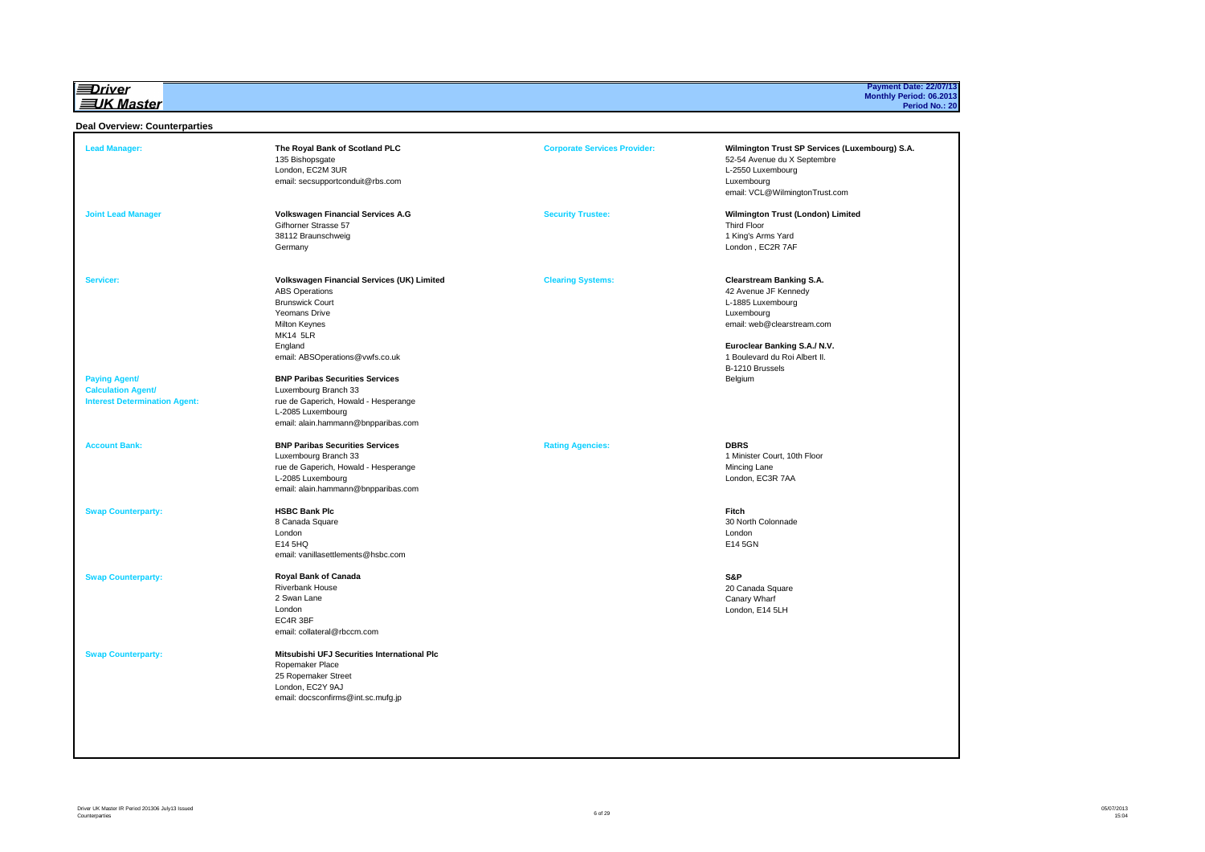# Driver UK Master

**Payment Date: 22/07/13**
**Monthly Period: 06.2013**
**Period No.: 20**

## Deal Overview: Counterparties

**Lead Manager:**

**The Royal Bank of Scotland PLC**
135 Bishopsgate
London, EC2M 3UR
email: secsupportconduit@rbs.com

**Joint Lead Manager**

**Volkswagen Financial Services A.G**
Gifhorner Strasse 57
38112 Braunschweig
Germany

**Servicer:**

**Volkswagen Financial Services (UK) Limited**
ABS Operations
Brunswick Court
Yeomans Drive
Milton Keynes
MK14 5LR
England
email: ABSOperations@vwfs.co.uk

**Paying Agent/ Calculation Agent/ Interest Determination Agent:**

**BNP Paribas Securities Services**
Luxembourg Branch 33
rue de Gaperich, Howald - Hesperange
L-2085 Luxembourg
email: alain.hammann@bnpparibas.com

**Account Bank:**

**BNP Paribas Securities Services**
Luxembourg Branch 33
rue de Gaperich, Howald - Hesperange
L-2085 Luxembourg
email: alain.hammann@bnpparibas.com

**Swap Counterparty:**

**HSBC Bank Plc**
8 Canada Square
London
E14 5HQ
email: vanillasettlements@hsbc.com

**Swap Counterparty:**

**Royal Bank of Canada**
Riverbank House
2 Swan Lane
London
EC4R 3BF
email: collateral@rbccm.com

**Swap Counterparty:**

**Mitsubishi UFJ Securities International Plc**
Ropemaker Place
25 Ropemaker Street
London, EC2Y 9AJ
email: docsconfirms@int.sc.mufg.jp

**Corporate Services Provider:**

**Wilmington Trust SP Services (Luxembourg) S.A.**
52-54 Avenue du X Septembre
L-2550 Luxembourg
Luxembourg
email: VCL@WilmingtonTrust.com

**Security Trustee:**

**Wilmington Trust (London) Limited**
Third Floor
1 King's Arms Yard
London , EC2R 7AF

**Clearing Systems:**

**Clearstream Banking S.A.**
42 Avenue JF Kennedy
L-1885 Luxembourg
Luxembourg
email: web@clearstream.com

**Euroclear Banking S.A./ N.V.**
1 Boulevard du Roi Albert II.
B-1210 Brussels
Belgium

**Rating Agencies:**

**DBRS**
1 Minister Court, 10th Floor
Mincing Lane
London, EC3R 7AA

**Fitch**
30 North Colonnade
London
E14 5GN

**S&P**
20 Canada Square
Canary Wharf
London, E14 5LH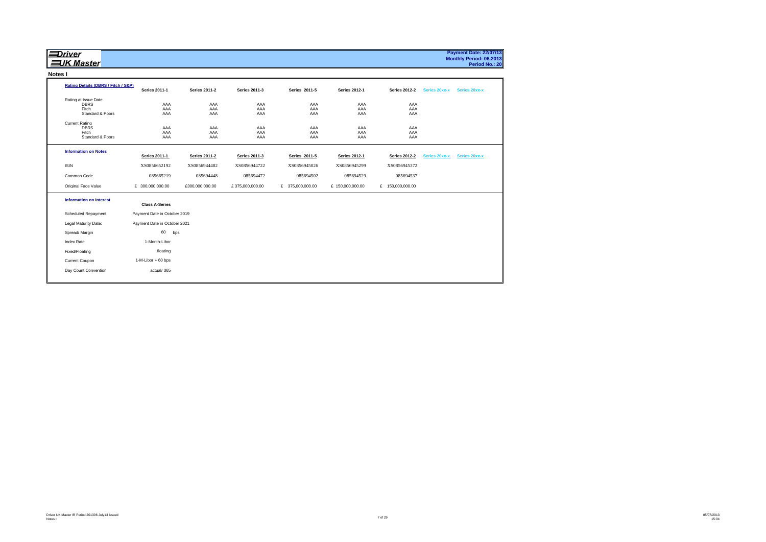# Driver UK Master

**Payment Date: 22/07/13**
**Monthly Period: 06.2013**
**Period No.: 20**

## Notes I

| Rating Details (DBRS / Fitch / S&P) | Series 2011-1 | Series 2011-2 | Series 2011-3 | Series 2011-5 | Series 2012-1 | Series 2012-2 | Series 20xx-x | Series 20xx-x |
|---|---|---|---|---|---|---|---|---|
| Rating at Issue Date | | | | | | | | |
| DBRS | AAA | AAA | AAA | AAA | AAA | AAA | | |
| Fitch | AAA | AAA | AAA | AAA | AAA | AAA | | |
| Standard & Poors | AAA | AAA | AAA | AAA | AAA | AAA | | |
| Current Rating | | | | | | | | |
| DBRS | AAA | AAA | AAA | AAA | AAA | AAA | | |
| Fitch | AAA | AAA | AAA | AAA | AAA | AAA | | |
| Standard & Poors | AAA | AAA | AAA | AAA | AAA | AAA | | |

| Information on Notes | Series 2011-1 | Series 2011-2 | Series 2011-3 | Series 2011-5 | Series 2012-1 | Series 2012-2 | Series 20xx-x | Series 20xx-x |
|---|---|---|---|---|---|---|---|---|
| ISIN | XS0856652192 | XS0856944482 | XS0856944722 | XS0856945026 | XS0856945299 | XS0856945372 | | |
| Common Code | 085665219 | 085694448 | 085694472 | 085694502 | 085694529 | 085694537 | | |
| Original Face Value | £ 300,000,000.00 | £300,000,000.00 | £ 375,000,000.00 | £ 375,000,000.00 | £ 150,000,000.00 | £ 150,000,000.00 | | |

| Information on Interest | Class A-Series |
|---|---|
| Scheduled Repayment | Payment Date in October 2019 |
| Legal Maturity Date: | Payment Date in October 2021 |
| Spread/ Margin | 60 bps |
| Index Rate | 1-Month-Libor |
| Fixed/Floating | floating |
| Current Coupon | 1-M-Libor + 60 bps |
| Day Count Convention | actual/ 365 |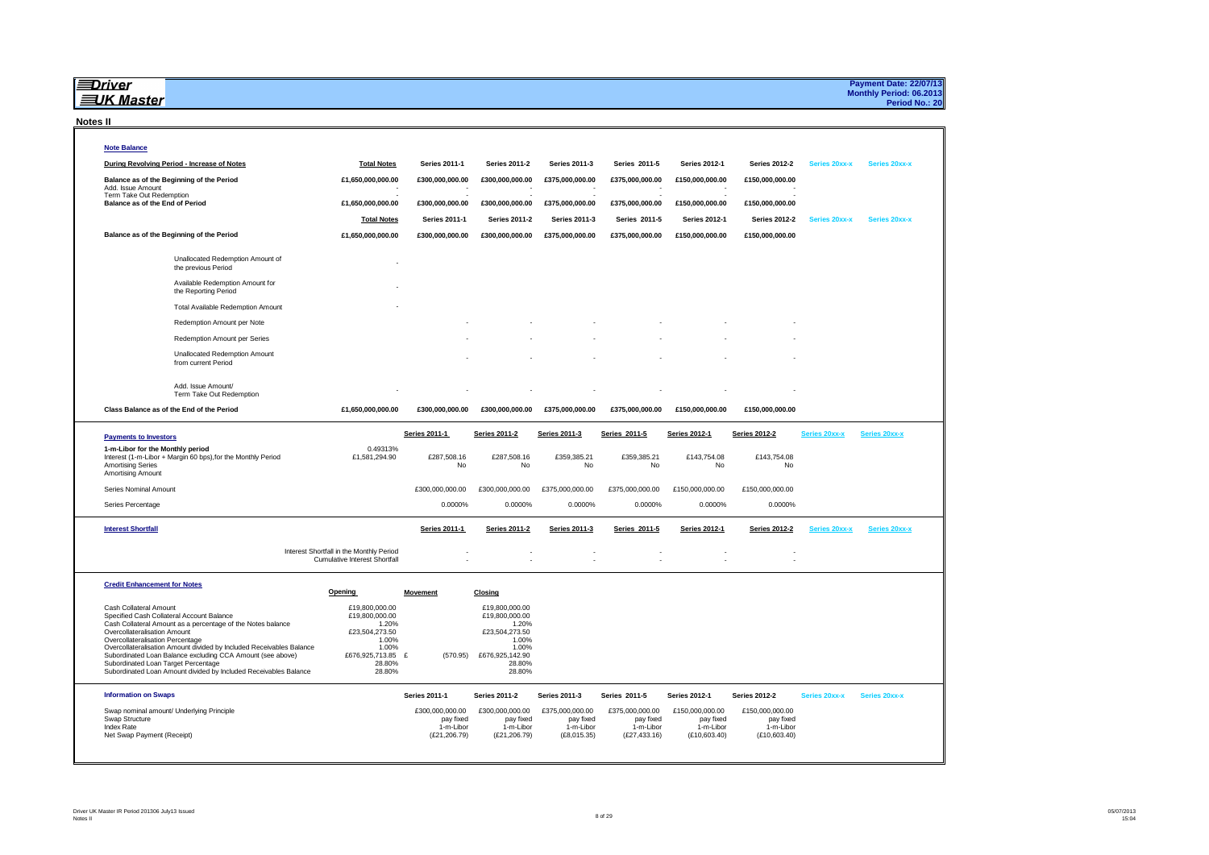# Driver UK Master

**Payment Date: 22/07/13**
**Monthly Period: 06.2013**
**Period No.: 20**

## Notes II

### Note Balance

| During Revolving Period - Increase of Notes | Total Notes | Series 2011-1 | Series 2011-2 | Series 2011-3 | Series 2011-5 | Series 2012-1 | Series 2012-2 | Series 20xx-x | Series 20xx-x |
|---|---|---|---|---|---|---|---|---|---|
| Balance as of the Beginning of the Period | £1,650,000,000.00 | £300,000,000.00 | £300,000,000.00 | £375,000,000.00 | £375,000,000.00 | £150,000,000.00 | £150,000,000.00 | | |
| Add. Issue Amount | - | - | - | - | - | - | - | | |
| Term Take Out Redemption | - | - | - | - | - | - | - | | |
| Balance as of the End of Period | £1,650,000,000.00 | £300,000,000.00 | £300,000,000.00 | £375,000,000.00 | £375,000,000.00 | £150,000,000.00 | £150,000,000.00 | | |

| | Total Notes | Series 2011-1 | Series 2011-2 | Series 2011-3 | Series 2011-5 | Series 2012-1 | Series 2012-2 | Series 20xx-x | Series 20xx-x |
|---|---|---|---|---|---|---|---|---|---|
| Balance as of the Beginning of the Period | £1,650,000,000.00 | £300,000,000.00 | £300,000,000.00 | £375,000,000.00 | £375,000,000.00 | £150,000,000.00 | £150,000,000.00 | | |
| Unallocated Redemption Amount of the previous Period | - | | | | | | | | |
| Available Redemption Amount for the Reporting Period | - | | | | | | | | |
| Total Available Redemption Amount | - | | | | | | | | |
| Redemption Amount per Note | | - | - | - | - | - | - | | |
| Redemption Amount per Series | | - | - | - | - | - | - | | |
| Unallocated Redemption Amount from current Period | | - | - | - | - | - | - | | |
| Add. Issue Amount/ Term Take Out Redemption | - | - | - | - | - | - | - | | |
| Class Balance as of the End of the Period | £1,650,000,000.00 | £300,000,000.00 | £300,000,000.00 | £375,000,000.00 | £375,000,000.00 | £150,000,000.00 | £150,000,000.00 | | |

### Payments to Investors

| | | Series 2011-1 | Series 2011-2 | Series 2011-3 | Series 2011-5 | Series 2012-1 | Series 2012-2 | Series 20xx-x | Series 20xx-x |
|---|---|---|---|---|---|---|---|---|---|
| 1-m-Libor for the Monthly period | 0.49313% | | | | | | | | |
| Interest (1-m-Libor + Margin 60 bps),for the Monthly Period | £1,581,294.90 | £287,508.16 | £287,508.16 | £359,385.21 | £359,385.21 | £143,754.08 | £143,754.08 | | |
| Amortising Series | | No | No | No | No | No | No | | |
| Amortising Amount | | | | | | | | | |
| Series Nominal Amount | | £300,000,000.00 | £300,000,000.00 | £375,000,000.00 | £375,000,000.00 | £150,000,000.00 | £150,000,000.00 | | |
| Series Percentage | | 0.0000% | 0.0000% | 0.0000% | 0.0000% | 0.0000% | 0.0000% | | |

### Interest Shortfall

| | Series 2011-1 | Series 2011-2 | Series 2011-3 | Series 2011-5 | Series 2012-1 | Series 2012-2 | Series 20xx-x | Series 20xx-x |
|---|---|---|---|---|---|---|---|---|
| Interest Shortfall in the Monthly Period | - | - | - | - | - | - | | |
| Cumulative Interest Shortfall | - | - | - | - | - | - | | |

### Credit Enhancement for Notes

| | Opening | Movement | Closing |
|---|---|---|---|
| Cash Collateral Amount | £19,800,000.00 | | £19,800,000.00 |
| Specified Cash Collateral Account Balance | £19,800,000.00 | | £19,800,000.00 |
| Cash Collateral Amount as a percentage of the Notes balance | 1.20% | | 1.20% |
| Overcollateralisation Amount | £23,504,273.50 | | £23,504,273.50 |
| Overcollateralisation Percentage | 1.00% | | 1.00% |
| Overcollateralisation Amount divided by Included Receivables Balance | 1.00% | | 1.00% |
| Subordinated Loan Balance excluding CCA Amount (see above) | £676,925,713.85 | £ (570.95) | £676,925,142.90 |
| Subordinated Loan Target Percentage | 28.80% | | 28.80% |
| Subordinated Loan Amount divided by Included Receivables Balance | 28.80% | | 28.80% |

### Information on Swaps

| | Series 2011-1 | Series 2011-2 | Series 2011-3 | Series 2011-5 | Series 2012-1 | Series 2012-2 | Series 20xx-x | Series 20xx-x |
|---|---|---|---|---|---|---|---|---|
| Swap nominal amount/ Underlying Principle | £300,000,000.00 | £300,000,000.00 | £375,000,000.00 | £375,000,000.00 | £150,000,000.00 | £150,000,000.00 | | |
| Swap Structure | pay fixed | pay fixed | pay fixed | pay fixed | pay fixed | pay fixed | | |
| Index Rate | 1-m-Libor | 1-m-Libor | 1-m-Libor | 1-m-Libor | 1-m-Libor | 1-m-Libor | | |
| Net Swap Payment (Receipt) | (£21,206.79) | (£21,206.79) | (£8,015.35) | (£27,433.16) | (£10,603.40) | (£10,603.40) | | |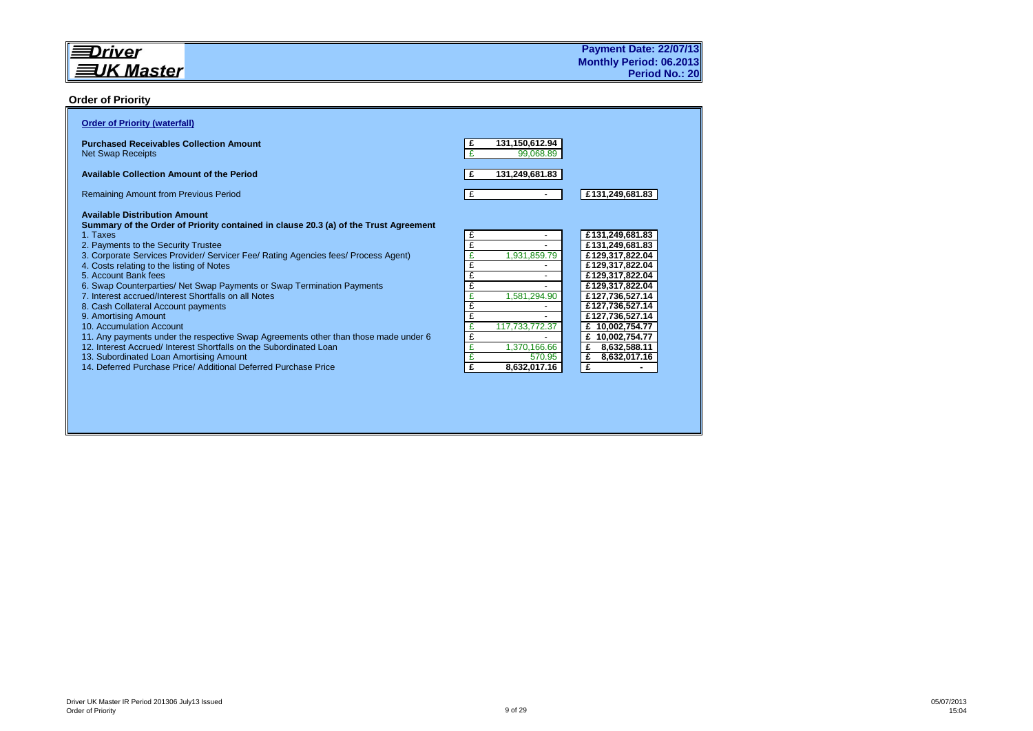**Driver UK Master**

**Payment Date: 22/07/13**
**Monthly Period: 06.2013**
**Period No.: 20**

## Order of Priority

### Order of Priority (waterfall)

| | | |
|---|---|---|
| **Purchased Receivables Collection Amount** | **£ 131,150,612.94** | |
| Net Swap Receipts | £ 99,068.89 | |
| **Available Collection Amount of the Period** | **£ 131,249,681.83** | |
| Remaining Amount from Previous Period | £ - | **£131,249,681.83** |
| **Available Distribution Amount** | | |
| **Summary of the Order of Priority contained in clause 20.3 (a) of the Trust Agreement** | | |
| 1. Taxes | £ - | **£131,249,681.83** |
| 2. Payments to the Security Trustee | £ - | **£131,249,681.83** |
| 3. Corporate Services Provider/ Servicer Fee/ Rating Agencies fees/ Process Agent) | £ 1,931,859.79 | **£129,317,822.04** |
| 4. Costs relating to the listing of Notes | £ - | **£129,317,822.04** |
| 5. Account Bank fees | £ - | **£129,317,822.04** |
| 6. Swap Counterparties/ Net Swap Payments or Swap Termination Payments | £ - | **£129,317,822.04** |
| 7. Interest accrued/Interest Shortfalls on all Notes | £ 1,581,294.90 | **£127,736,527.14** |
| 8. Cash Collateral Account payments | £ - | **£127,736,527.14** |
| 9. Amortising Amount | £ - | **£127,736,527.14** |
| 10. Accumulation Account | £ 117,733,772.37 | **£ 10,002,754.77** |
| 11. Any payments under the respective Swap Agreements other than those made under 6 | £ - | **£ 10,002,754.77** |
| 12. Interest Accrued/ Interest Shortfalls on the Subordinated Loan | £ 1,370,166.66 | **£ 8,632,588.11** |
| 13. Subordinated Loan Amortising Amount | £ 570.95 | **£ 8,632,017.16** |
| 14. Deferred Purchase Price/ Additional Deferred Purchase Price | **£ 8,632,017.16** | **£ -** |

Driver UK Master IR Period 201306 July13 Issued
Order of Priority

05/07/2013
15:04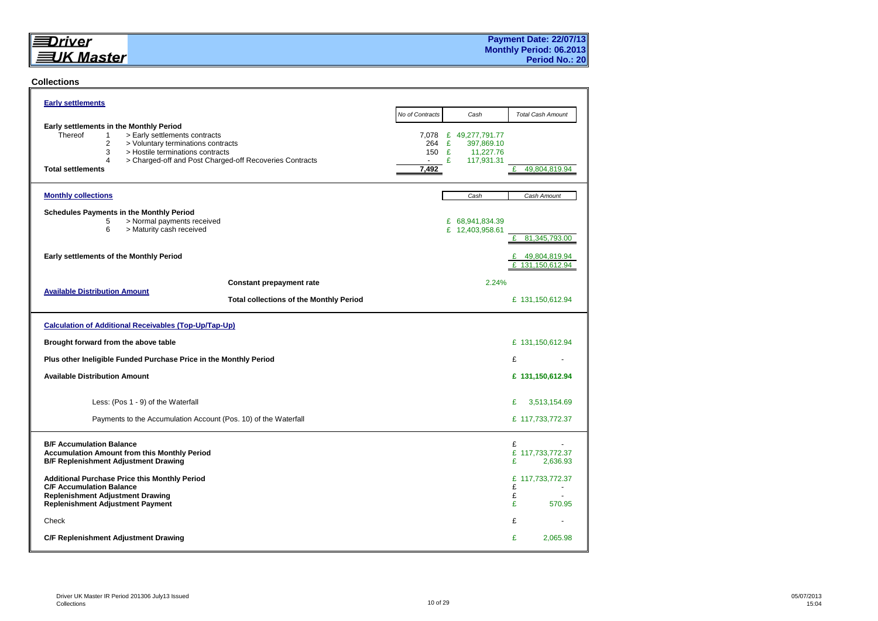**Driver UK Master**

**Payment Date: 22/07/13**
**Monthly Period: 06.2013**
**Period No.: 20**

## Collections

### Early settlements

| | | | No of Contracts | Cash | Total Cash Amount |
|---|---|---|---|---|---|
| **Early settlements in the Monthly Period** | | | | | |
| Thereof | 1 | > Early settlements contracts | 7,078 | £ 49,277,791.77 | |
| | 2 | > Voluntary terminations contracts | 264 | £ 397,869.10 | |
| | 3 | > Hostile terminations contracts | 150 | £ 11,227.76 | |
| | 4 | > Charged-off and Post Charged-off Recoveries Contracts | - | £ 117,931.31 | |
| **Total settlements** | | | 7,492 | | £ 49,804,819.94 |

### Monthly collections

| | | | Cash | Cash Amount |
|---|---|---|---|---|
| **Schedules Payments in the Monthly Period** | | | | |
| | 5 | > Normal payments received | £ 68,941,834.39 | |
| | 6 | > Maturity cash received | £ 12,403,958.61 | |
| | | | | £ 81,345,793.00 |
| **Early settlements of the Monthly Period** | | | | £ 49,804,819.94 |
| | | | | £ 131,150,612.94 |

| | | | |
|---|---|---|---|
| **Available Distribution Amount** | **Constant prepayment rate** | 2.24% | |
| | **Total collections of the Monthly Period** | | £ 131,150,612.94 |

### Calculation of Additional Receivables (Top-Up/Tap-Up)

| | |
|---|---|
| **Brought forward from the above table** | £ 131,150,612.94 |
| **Plus other Ineligible Funded Purchase Price in the Monthly Period** | £ - |
| **Available Distribution Amount** | **£ 131,150,612.94** |
| Less: (Pos 1 - 9) of the Waterfall | £ 3,513,154.69 |
| Payments to the Accumulation Account (Pos. 10) of the Waterfall | £ 117,733,772.37 |

| | |
|---|---|
| **B/F Accumulation Balance** | £ - |
| **Accumulation Amount from this Monthly Period** | £ 117,733,772.37 |
| **B/F Replenishment Adjustment Drawing** | £ 2,636.93 |
| **Additional Purchase Price this Monthly Period** | £ 117,733,772.37 |
| **C/F Accumulation Balance** | £ - |
| **Replenishment Adjustment Drawing** | £ - |
| **Replenishment Adjustment Payment** | £ 570.95 |
| Check | £ - |
| **C/F Replenishment Adjustment Drawing** | £ 2,065.98 |

Driver UK Master IR Period 201306 July13 Issued
Collections

05/07/2013
15:04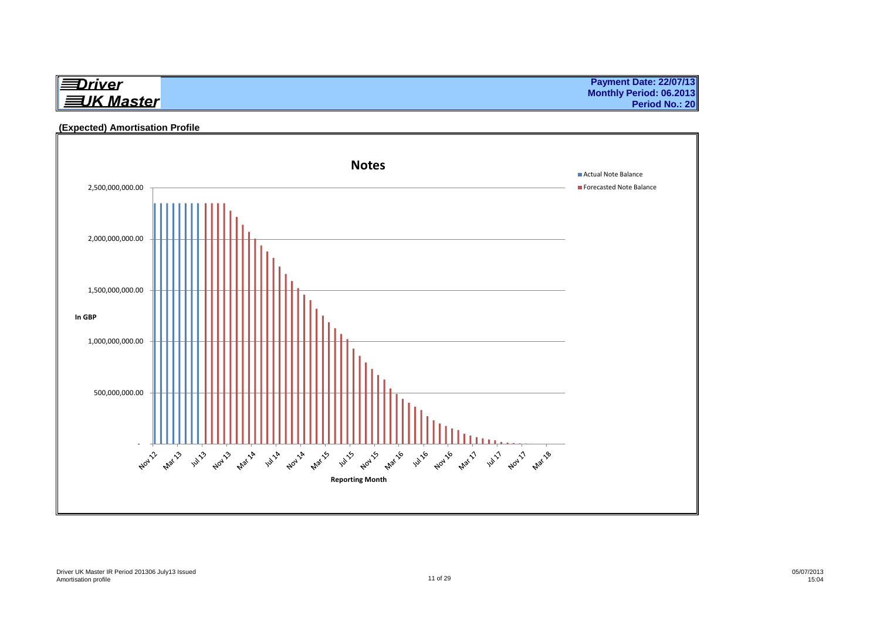**Driver UK Master**

**Payment Date: 22/07/13**
**Monthly Period: 06.2013**
**Period No.: 20**

## (Expected) Amortisation Profile

**Notes**

- Actual Note Balance
- Forecasted Note Balance

In GBP: 2,500,000,000.00 / 2,000,000,000.00 / 1,500,000,000.00 / 1,000,000,000.00 / 500,000,000.00 / -

Reporting Month: Nov 12, Mar 13, Jul 13, Nov 13, Mar 14, Jul 14, Nov 14, Mar 15, Jul 15, Nov 15, Mar 16, Jul 16, Nov 16, Mar 17, Jul 17, Nov 17, Mar 18

Driver UK Master IR Period 201306 July13 Issued
Amortisation profile

05/07/2013
15:04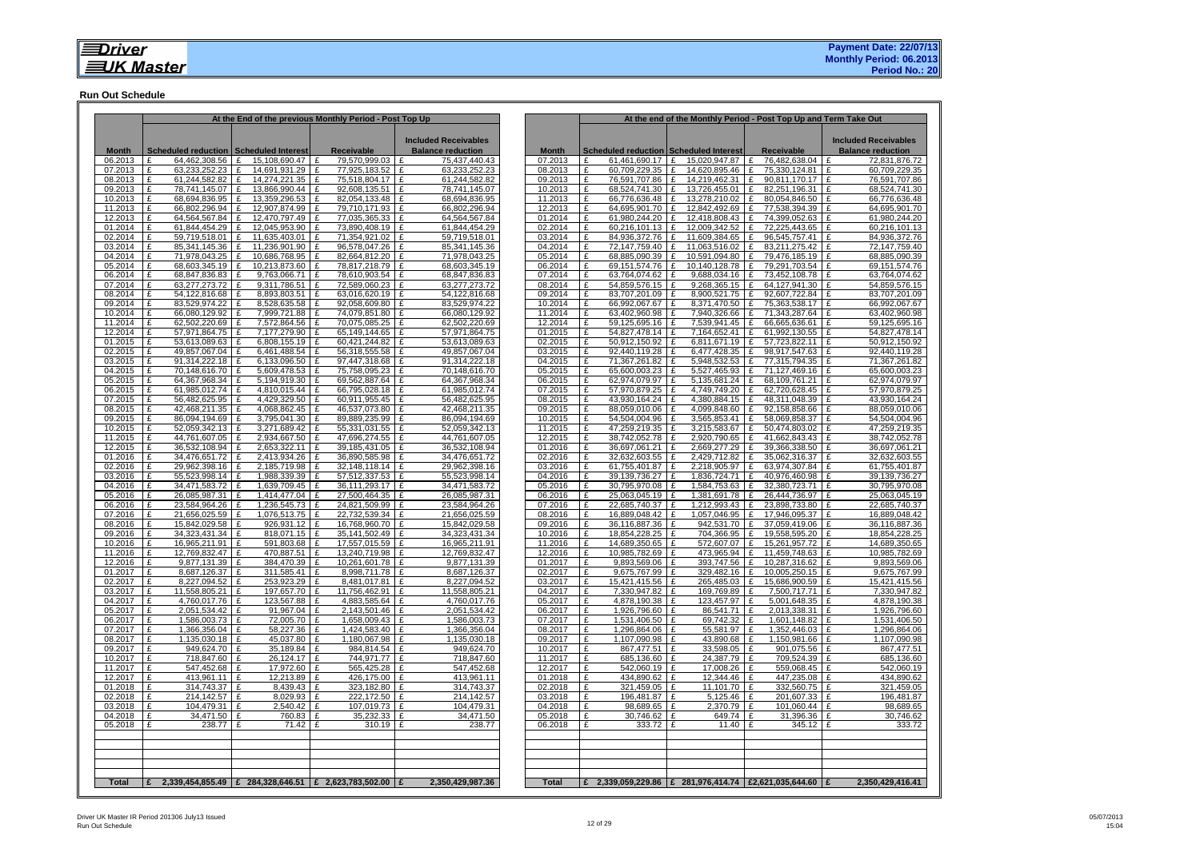**Driver UK Master**

**Payment Date: 22/07/13**
**Monthly Period: 06.2013**
**Period No.: 20**

## Run Out Schedule

| At the End of the previous Monthly Period - Post Top Up | | | | |
|---|---|---|---|---|
| **Month** | **Scheduled reduction** | **Scheduled Interest** | **Receivable** | **Included Receivables Balance reduction** |
| 06.2013 | £ 64,462,308.56 | £ 15,108,690.47 | £ 79,570,999.03 | £ 75,437,440.43 |
| 07.2013 | £ 63,233,252.23 | £ 14,691,931.29 | £ 77,925,183.52 | £ 63,233,252.23 |
| 08.2013 | £ 61,244,582.82 | £ 14,274,221.35 | £ 75,518,804.17 | £ 61,244,582.82 |
| 09.2013 | £ 78,741,145.07 | £ 13,866,990.44 | £ 92,608,135.51 | £ 78,741,145.07 |
| 10.2013 | £ 68,694,836.95 | £ 13,359,296.53 | £ 82,054,133.48 | £ 68,694,836.95 |
| 11.2013 | £ 66,802,296.94 | £ 12,907,874.99 | £ 79,710,171.93 | £ 66,802,296.94 |
| 12.2013 | £ 64,564,567.84 | £ 12,470,797.49 | £ 77,035,365.33 | £ 64,564,567.84 |
| 01.2014 | £ 61,844,454.29 | £ 12,045,953.90 | £ 73,890,408.19 | £ 61,844,454.29 |
| 02.2014 | £ 59,719,518.01 | £ 11,635,403.01 | £ 71,354,921.02 | £ 59,719,518.01 |
| 03.2014 | £ 85,341,145.36 | £ 11,236,901.90 | £ 96,578,047.26 | £ 85,341,145.36 |
| 04.2014 | £ 71,978,043.25 | £ 10,686,768.95 | £ 82,664,812.20 | £ 71,978,043.25 |
| 05.2014 | £ 68,603,345.19 | £ 10,213,873.60 | £ 78,817,218.79 | £ 68,603,345.19 |
| 06.2014 | £ 68,847,836.83 | £ 9,763,066.71 | £ 78,610,903.54 | £ 68,847,836.83 |
| 07.2014 | £ 63,277,273.72 | £ 9,311,786.51 | £ 72,589,060.23 | £ 63,277,273.72 |
| 08.2014 | £ 54,122,816.68 | £ 8,893,803.51 | £ 63,016,620.19 | £ 54,122,816.68 |
| 09.2014 | £ 83,529,974.22 | £ 8,528,635.58 | £ 92,058,609.80 | £ 83,529,974.22 |
| 10.2014 | £ 66,080,129.92 | £ 7,999,721.88 | £ 74,079,851.80 | £ 66,080,129.92 |
| 11.2014 | £ 62,502,220.69 | £ 7,572,864.56 | £ 70,075,085.25 | £ 62,502,220.69 |
| 12.2014 | £ 57,971,864.75 | £ 7,177,279.90 | £ 65,149,144.65 | £ 57,971,864.75 |
| 01.2015 | £ 53,613,089.63 | £ 6,808,155.19 | £ 60,421,244.82 | £ 53,613,089.63 |
| 02.2015 | £ 49,857,067.04 | £ 6,461,488.54 | £ 56,318,555.58 | £ 49,857,067.04 |
| 03.2015 | £ 91,314,222.18 | £ 6,133,096.50 | £ 97,447,318.68 | £ 91,314,222.18 |
| 04.2015 | £ 70,148,616.70 | £ 5,609,478.53 | £ 75,758,095.23 | £ 70,148,616.70 |
| 05.2015 | £ 64,367,968.34 | £ 5,194,919.30 | £ 69,562,887.64 | £ 64,367,968.34 |
| 06.2015 | £ 61,985,012.74 | £ 4,810,015.44 | £ 66,795,028.18 | £ 61,985,012.74 |
| 07.2015 | £ 56,482,625.95 | £ 4,429,329.50 | £ 60,911,955.45 | £ 56,482,625.95 |
| 08.2015 | £ 42,468,211.35 | £ 4,068,862.45 | £ 46,537,073.80 | £ 42,468,211.35 |
| 09.2015 | £ 86,094,194.69 | £ 3,795,041.30 | £ 89,889,235.99 | £ 86,094,194.69 |
| 10.2015 | £ 52,059,342.13 | £ 3,271,689.42 | £ 55,331,031.55 | £ 52,059,342.13 |
| 11.2015 | £ 44,761,607.05 | £ 2,934,667.50 | £ 47,696,274.55 | £ 44,761,607.05 |
| 12.2015 | £ 36,532,108.94 | £ 2,653,322.11 | £ 39,185,431.05 | £ 36,532,108.94 |
| 01.2016 | £ 34,476,651.72 | £ 2,413,934.26 | £ 36,890,585.98 | £ 34,476,651.72 |
| 02.2016 | £ 29,962,398.16 | £ 2,185,719.98 | £ 32,148,118.14 | £ 29,962,398.16 |
| 03.2016 | £ 55,523,998.14 | £ 1,988,339.39 | £ 57,512,337.53 | £ 55,523,998.14 |
| 04.2016 | £ 34,471,583.72 | £ 1,639,709.45 | £ 36,111,293.17 | £ 34,471,583.72 |
| 05.2016 | £ 26,085,987.31 | £ 1,414,477.04 | £ 27,500,464.35 | £ 26,085,987.31 |
| 06.2016 | £ 23,584,964.26 | £ 1,236,545.73 | £ 24,821,509.99 | £ 23,584,964.26 |
| 07.2016 | £ 21,656,025.59 | £ 1,076,513.75 | £ 22,732,539.34 | £ 21,656,025.59 |
| 08.2016 | £ 15,842,029.58 | £ 926,931.12 | £ 16,768,960.70 | £ 15,842,029.58 |
| 09.2016 | £ 34,323,431.34 | £ 818,071.15 | £ 35,141,502.49 | £ 34,323,431.34 |
| 10.2016 | £ 16,965,211.91 | £ 591,803.68 | £ 17,557,015.59 | £ 16,965,211.91 |
| 11.2016 | £ 12,769,832.47 | £ 470,887.51 | £ 13,240,719.98 | £ 12,769,832.47 |
| 12.2016 | £ 9,877,131.39 | £ 384,470.39 | £ 10,261,601.78 | £ 9,877,131.39 |
| 01.2017 | £ 8,687,126.37 | £ 311,585.41 | £ 8,998,711.78 | £ 8,687,126.37 |
| 02.2017 | £ 8,227,094.52 | £ 253,923.29 | £ 8,481,017.81 | £ 8,227,094.52 |
| 03.2017 | £ 11,558,805.21 | £ 197,657.70 | £ 11,756,462.91 | £ 11,558,805.21 |
| 04.2017 | £ 4,760,017.76 | £ 123,567.88 | £ 4,883,585.64 | £ 4,760,017.76 |
| 05.2017 | £ 2,051,534.42 | £ 91,967.04 | £ 2,143,501.46 | £ 2,051,534.42 |
| 06.2017 | £ 1,586,003.73 | £ 72,005.70 | £ 1,658,009.43 | £ 1,586,003.73 |
| 07.2017 | £ 1,366,356.04 | £ 58,227.36 | £ 1,424,583.40 | £ 1,366,356.04 |
| 08.2017 | £ 1,135,030.18 | £ 45,037.80 | £ 1,180,067.98 | £ 1,135,030.18 |
| 09.2017 | £ 949,624.70 | £ 35,189.84 | £ 984,814.54 | £ 949,624.70 |
| 10.2017 | £ 718,847.60 | £ 26,124.17 | £ 744,971.77 | £ 718,847.60 |
| 11.2017 | £ 547,452.68 | £ 17,972.60 | £ 565,425.28 | £ 547,452.68 |
| 12.2017 | £ 413,961.11 | £ 12,213.89 | £ 426,175.00 | £ 413,961.11 |
| 01.2018 | £ 314,743.37 | £ 8,439.43 | £ 323,182.80 | £ 314,743.37 |
| 02.2018 | £ 214,142.57 | £ 8,029.93 | £ 222,172.50 | £ 214,142.57 |
| 03.2018 | £ 104,479.31 | £ 2,540.42 | £ 107,019.73 | £ 104,479.31 |
| 04.2018 | £ 34,471.50 | £ 760.83 | £ 35,232.33 | £ 34,471.50 |
| 05.2018 | £ 238.77 | £ 71.42 | £ 310.19 | £ 238.77 |
| **Total** | **£ 2,339,454,855.49** | **£ 284,328,646.51** | **£ 2,623,783,502.00** | **£ 2,350,429,987.36** |

| At the end of the Monthly Period - Post Top Up and Term Take Out | | | | |
|---|---|---|---|---|
| **Month** | **Scheduled reduction** | **Scheduled Interest** | **Receivable** | **Included Receivables Balance reduction** |
| 07.2013 | £ 61,461,690.17 | £ 15,020,947.87 | £ 76,482,638.04 | £ 72,831,876.72 |
| 08.2013 | £ 60,709,229.35 | £ 14,620,895.46 | £ 75,330,124.81 | £ 60,709,229.35 |
| 09.2013 | £ 76,591,707.86 | £ 14,219,462.31 | £ 90,811,170.17 | £ 76,591,707.86 |
| 10.2013 | £ 68,524,741.30 | £ 13,726,455.01 | £ 82,251,196.31 | £ 68,524,741.30 |
| 11.2013 | £ 66,776,636.48 | £ 13,278,210.02 | £ 80,054,846.50 | £ 66,776,636.48 |
| 12.2013 | £ 64,695,901.70 | £ 12,842,492.69 | £ 77,538,394.39 | £ 64,695,901.70 |
| 01.2014 | £ 61,980,244.20 | £ 12,418,808.43 | £ 74,399,052.63 | £ 61,980,244.20 |
| 02.2014 | £ 60,216,101.13 | £ 12,009,342.52 | £ 72,225,443.65 | £ 60,216,101.13 |
| 03.2014 | £ 84,936,372.76 | £ 11,609,384.65 | £ 96,545,757.41 | £ 84,936,372.76 |
| 04.2014 | £ 72,147,759.40 | £ 11,063,516.02 | £ 83,211,275.42 | £ 72,147,759.40 |
| 05.2014 | £ 68,885,090.39 | £ 10,591,094.80 | £ 79,476,185.19 | £ 68,885,090.39 |
| 06.2014 | £ 69,151,574.76 | £ 10,140,128.78 | £ 79,291,703.54 | £ 69,151,574.76 |
| 07.2014 | £ 63,764,074.62 | £ 9,688,034.16 | £ 73,452,108.78 | £ 63,764,074.62 |
| 08.2014 | £ 54,859,576.15 | £ 9,268,365.15 | £ 64,127,941.30 | £ 54,859,576.15 |
| 09.2014 | £ 83,707,201.09 | £ 8,900,521.75 | £ 92,607,722.84 | £ 83,707,201.09 |
| 10.2014 | £ 66,992,067.67 | £ 8,371,470.50 | £ 75,363,538.17 | £ 66,992,067.67 |
| 11.2014 | £ 63,402,960.98 | £ 7,940,326.66 | £ 71,343,287.64 | £ 63,402,960.98 |
| 12.2014 | £ 59,125,695.16 | £ 7,539,941.45 | £ 66,665,636.61 | £ 59,125,695.16 |
| 01.2015 | £ 54,827,478.14 | £ 7,164,652.41 | £ 61,992,130.55 | £ 54,827,478.14 |
| 02.2015 | £ 50,912,150.92 | £ 6,811,671.19 | £ 57,723,822.11 | £ 50,912,150.92 |
| 03.2015 | £ 92,440,119.28 | £ 6,477,428.35 | £ 98,917,547.63 | £ 92,440,119.28 |
| 04.2015 | £ 71,367,261.82 | £ 5,948,532.53 | £ 77,315,794.35 | £ 71,367,261.82 |
| 05.2015 | £ 65,600,003.23 | £ 5,527,465.93 | £ 71,127,469.16 | £ 65,600,003.23 |
| 06.2015 | £ 62,974,079.97 | £ 5,135,681.24 | £ 68,109,761.21 | £ 62,974,079.97 |
| 07.2015 | £ 57,970,879.25 | £ 4,749,749.20 | £ 62,720,628.45 | £ 57,970,879.25 |
| 08.2015 | £ 43,930,164.24 | £ 4,380,884.15 | £ 48,311,048.39 | £ 43,930,164.24 |
| 09.2015 | £ 88,059,010.06 | £ 4,099,848.60 | £ 92,158,858.66 | £ 88,059,010.06 |
| 10.2015 | £ 54,504,004.96 | £ 3,565,853.41 | £ 58,069,858.37 | £ 54,504,004.96 |
| 11.2015 | £ 47,259,219.35 | £ 3,215,583.67 | £ 50,474,803.02 | £ 47,259,219.35 |
| 12.2015 | £ 38,742,052.78 | £ 2,920,790.65 | £ 41,662,843.43 | £ 38,742,052.78 |
| 01.2016 | £ 36,697,061.21 | £ 2,669,277.29 | £ 39,366,338.50 | £ 36,697,061.21 |
| 02.2016 | £ 32,632,603.55 | £ 2,429,712.82 | £ 35,062,316.37 | £ 32,632,603.55 |
| 03.2016 | £ 61,755,401.87 | £ 2,218,905.97 | £ 63,974,307.84 | £ 61,755,401.87 |
| 04.2016 | £ 39,139,736.27 | £ 1,836,724.71 | £ 40,976,460.98 | £ 39,139,736.27 |
| 05.2016 | £ 30,795,970.08 | £ 1,584,753.63 | £ 32,380,723.71 | £ 30,795,970.08 |
| 06.2016 | £ 25,063,045.19 | £ 1,381,691.78 | £ 26,444,736.97 | £ 25,063,045.19 |
| 07.2016 | £ 22,685,740.37 | £ 1,212,993.43 | £ 23,898,733.80 | £ 22,685,740.37 |
| 08.2016 | £ 16,889,048.42 | £ 1,057,046.95 | £ 17,946,095.37 | £ 16,889,048.42 |
| 09.2016 | £ 36,116,887.36 | £ 942,531.70 | £ 37,059,419.06 | £ 36,116,887.36 |
| 10.2016 | £ 18,854,228.25 | £ 704,366.95 | £ 19,558,595.20 | £ 18,854,228.25 |
| 11.2016 | £ 14,689,350.65 | £ 572,607.07 | £ 15,261,957.72 | £ 14,689,350.65 |
| 12.2016 | £ 10,985,782.69 | £ 473,965.94 | £ 11,459,748.63 | £ 10,985,782.69 |
| 01.2017 | £ 9,893,569.06 | £ 393,747.56 | £ 10,287,316.62 | £ 9,893,569.06 |
| 02.2017 | £ 9,675,767.99 | £ 329,482.16 | £ 10,005,250.15 | £ 9,675,767.99 |
| 03.2017 | £ 15,421,415.56 | £ 265,485.03 | £ 15,686,900.59 | £ 15,421,415.56 |
| 04.2017 | £ 7,330,947.82 | £ 169,769.89 | £ 7,500,717.71 | £ 7,330,947.82 |
| 05.2017 | £ 4,878,190.38 | £ 123,457.97 | £ 5,001,648.35 | £ 4,878,190.38 |
| 06.2017 | £ 1,926,796.60 | £ 86,541.71 | £ 2,013,338.31 | £ 1,926,796.60 |
| 07.2017 | £ 1,531,406.50 | £ 69,742.32 | £ 1,601,148.82 | £ 1,531,406.50 |
| 08.2017 | £ 1,296,864.06 | £ 55,581.97 | £ 1,352,446.03 | £ 1,296,864.06 |
| 09.2017 | £ 1,107,090.98 | £ 43,890.68 | £ 1,150,981.66 | £ 1,107,090.98 |
| 10.2017 | £ 867,477.51 | £ 33,598.05 | £ 901,075.56 | £ 867,477.51 |
| 11.2017 | £ 685,136.60 | £ 24,387.79 | £ 709,524.39 | £ 685,136.60 |
| 12.2017 | £ 542,060.19 | £ 17,008.26 | £ 559,068.45 | £ 542,060.19 |
| 01.2018 | £ 434,890.62 | £ 12,344.46 | £ 447,235.08 | £ 434,890.62 |
| 02.2018 | £ 321,459.05 | £ 11,101.70 | £ 332,560.75 | £ 321,459.05 |
| 03.2018 | £ 196,481.87 | £ 5,125.46 | £ 201,607.33 | £ 196,481.87 |
| 04.2018 | £ 98,689.65 | £ 2,370.79 | £ 101,060.44 | £ 98,689.65 |
| 05.2018 | £ 30,746.62 | £ 649.74 | £ 31,396.36 | £ 30,746.62 |
| 06.2018 | £ 333.72 | £ 11.40 | £ 345.12 | £ 333.72 |
| **Total** | **£ 2,339,059,229.86** | **£ 281,976,414.74** | **£2,621,035,644.60** | **£ 2,350,429,416.41** |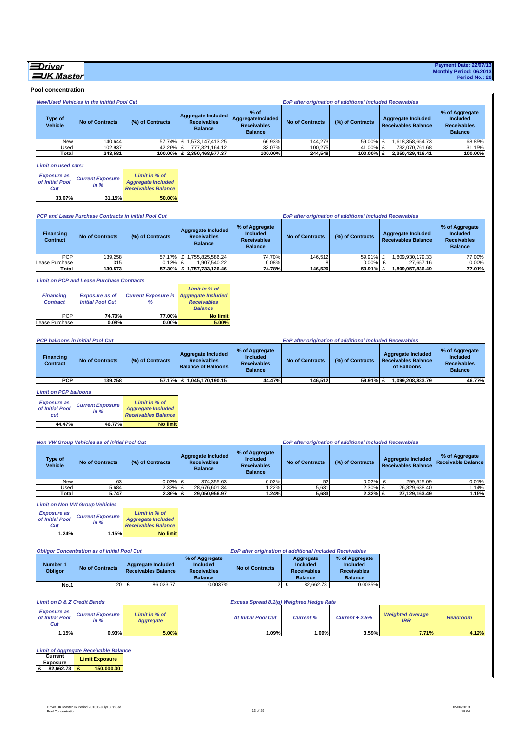**Driver UK Master**

**Payment Date: 22/07/13**
**Monthly Period: 06.2013**
**Period No.: 20**

## Pool concentration

| New/Used Vehicles in the initial Pool Cut | | | | | EoP after origination of additional Included Receivables | | | |
|---|---|---|---|---|---|---|---|---|
| Type of Vehicle | No of Contracts | (%) of Contracts | Aggregate Included Receivables Balance | % of AggregateIncluded Receivables Balance | No of Contracts | (%) of Contracts | Aggregate Included Receivables Balance | % of Aggregate Included Receivables Balance |
| New | 140,644 | 57.74% | £ 1,573,147,413.25 | 66.93% | 144,273 | 59.00% | £ 1,618,358,654.73 | 68.85% |
| Used | 102,937 | 42.26% | £ 777,321,164.12 | 33.07% | 100,275 | 41.00% | £ 732,070,761.68 | 31.15% |
| **Total** | **243,581** | **100.00%** | **£ 2,350,468,577.37** | **100.00%** | **244,548** | **100.00%** | **£ 2,350,429,416.41** | **100.00%** |

*Limit on used cars:*

| Exposure as of Initial Pool Cut | Current Exposure in % | Limit in % of Aggregate Included Receivables Balance |
|---|---|---|
| 33.07% | 31.15% | 50.00% |

| PCP and Lease Purchase Contracts in initial Pool Cut | | | | | EoP after origination of additional Included Receivables | | | |
|---|---|---|---|---|---|---|---|---|
| Financing Contract | No of Contracts | (%) of Contracts | Aggregate Included Receivables Balance | % of Aggregate Included Receivables Balance | No of Contracts | (%) of Contracts | Aggregate Included Receivables Balance | % of Aggregate Included Receivables Balance |
| PCP | 139,258 | 57.17% | £ 1,755,825,586.24 | 74.70% | 146,512 | 59.91% | £ 1,809,930,179.33 | 77.00% |
| Lease Purchase | 315 | 0.13% | £ 1,907,540.22 | 0.08% | 8 | 0.00% | £ 27,657.16 | 0.00% |
| **Total** | **139,573** | **57.30%** | **£ 1,757,733,126.46** | **74.78%** | **146,520** | **59.91%** | **£ 1,809,957,836.49** | **77.01%** |

*Limit on PCP and Lease Purchase Contracts*

| Financing Contract | Exposure as of Initial Pool Cut | Current Exposure in % | Limit in % of Aggregate Included Receivables Balance |
|---|---|---|---|
| PCP | 74.70% | 77.00% | No limit |
| Lease Purchase | 0.08% | 0.00% | 5.00% |

| PCP balloons in initial Pool Cut | | | | | EoP after origination of additional Included Receivables | | | |
|---|---|---|---|---|---|---|---|---|
| Financing Contract | No of Contracts | (%) of Contracts | Aggregate Included Receivables Balance of Balloons | % of Aggregate Included Receivables Balance | No of Contracts | (%) of Contracts | Aggregate Included Receivables Balance of Balloons | % of Aggregate Included Receivables Balance |
| **PCP** | **139,258** | **57.17%** | **£ 1,045,170,190.15** | **44.47%** | **146,512** | **59.91%** | **£ 1,099,208,833.79** | **46.77%** |

*Limit on PCP balloons*

| Exposure as of Initial Pool cut | Current Exposure in % | Limit in % of Aggregate Included Receivables Balance |
|---|---|---|
| 44.47% | 46.77% | No limit |

| Non VW Group Vehicles as of initial Pool Cut | | | | | EoP after origination of additional Included Receivables | | | |
|---|---|---|---|---|---|---|---|---|
| Type of Vehicle | No of Contracts | (%) of Contracts | Aggregate Included Receivables Balance | % of Aggregate Included Receivables Balance | No of Contracts | (%) of Contracts | Aggregate Included Receivables Balance | % of Aggregate Receivable Balance |
| New | 63 | 0.03% | £ 374,355.63 | 0.02% | 52 | 0.02% | £ 299,525.09 | 0.01% |
| Used | 5,684 | 2.33% | £ 28,676,601.34 | 1.22% | 5,631 | 2.30% | £ 26,829,638.40 | 1.14% |
| **Total** | **5,747** | **2.36%** | **£ 29,050,956.97** | **1.24%** | **5,683** | **2.32%** | **£ 27,129,163.49** | **1.15%** |

*Limit on Non VW Group Vehicles*

| Exposure as of Initial Pool Cut | Current Exposure in % | Limit in % of Aggregate Included Receivables Balance |
|---|---|---|
| 1.24% | 1.15% | No limit |

| Obligor Concentration as of initial Pool Cut | | | | EoP after origination of additional Included Receivables | | |
|---|---|---|---|---|---|---|
| Number 1 Obligor | No of Contracts | Aggregate Included Receivables Balance | % of Aggregate Included Receivables Balance | No of Contracts | Aggregate Included Receivables Balance | % of Aggregate Included Receivables Balance |
| **No.1** | 20 | £ 86,023.77 | 0.0037% | 2 | £ 82,662.73 | 0.0035% |

*Limit on D & Z Credit Bands*

| Exposure as of Initial Pool Cut | Current Exposure in % | Limit in % of Aggregate |
|---|---|---|
| 1.15% | 0.93% | 5.00% |

*Excess Spread 8.1(q) Weighted Hedge Rate*

| At Initial Pool Cut | Current % | Current + 2.5% | Weighted Average IRR | Headroom |
|---|---|---|---|---|
| 1.09% | 1.09% | 3.59% | 7.71% | 4.12% |

*Limit of Aggregate Receivable Balance*

| Current Exposure | Limit Exposure |
|---|---|
| £ 82,662.73 | £ 150,000.00 |

Driver UK Master IR Period 201306 July13 Issued
Pool Concentration

05/07/2013
15:04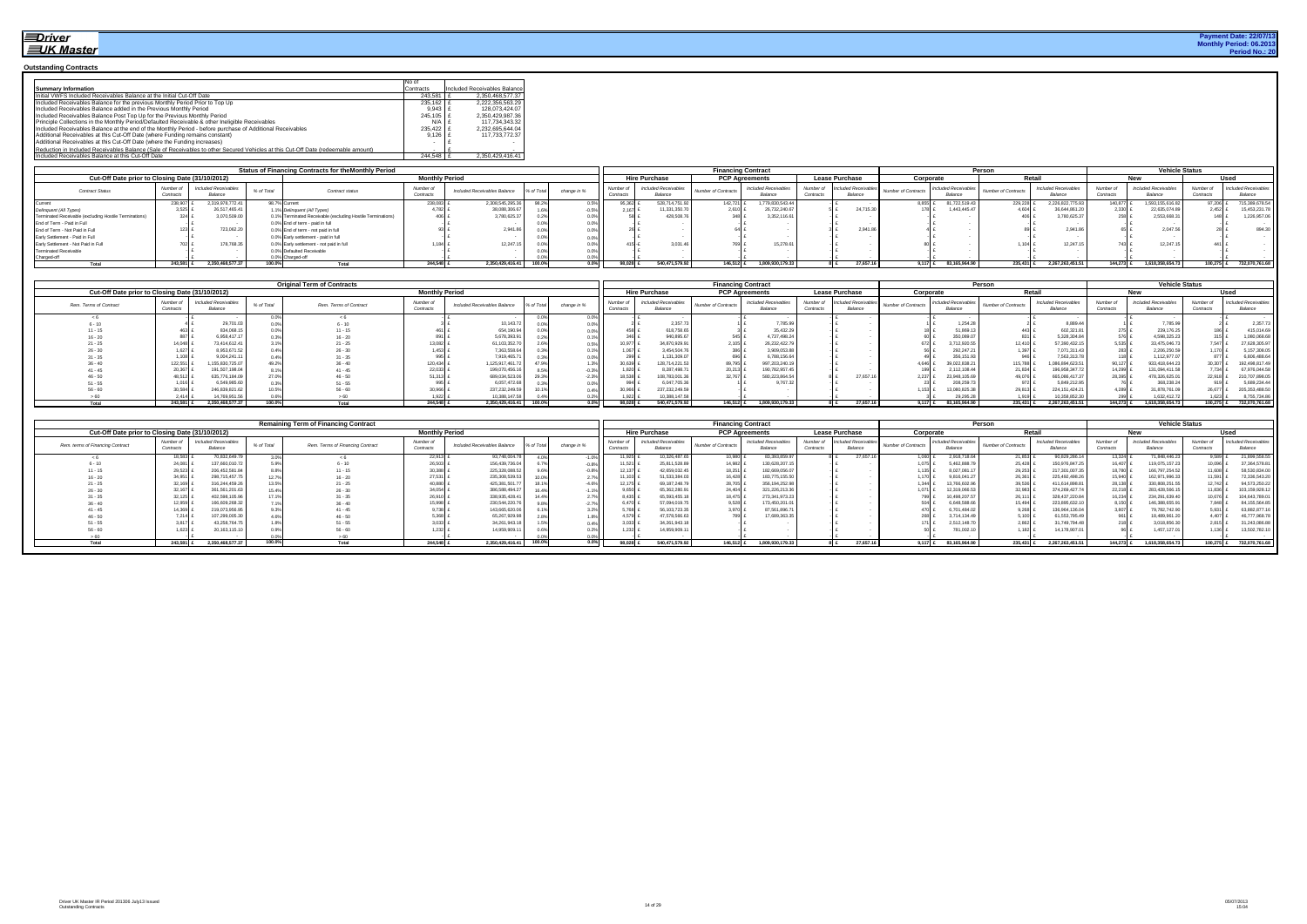**Driver UK Master**

Payment Date: 22/07/13
Monthly Period: 06.2013
Period No.: 20

## Outstanding Contracts

| Summary Information | No of Contracts | Included Receivables Balance |
|---|---|---|
| Initial VWFS Included Receivables Balance at the Initial Cut-Off Date | 243,581 | £ 2,350,468,577.37 |
| Included Receivables Balance for the previous Monthly Period Prior to Top Up | 235,162 | £ 2,222,356,563.29 |
| Included Receivables Balance added in the Previous Monthly Period | 9,943 | £ 128,073,424.07 |
| Included Receivables Balance Post Top Up for the Previous Monthly Period | 245,105 | £ 2,350,429,987.36 |
| Principle Collections in the Monthly Period/Defaulted Receivable & other Ineligible Receivables | N/A | £ 117,734,343.32 |
| Included Receivables Balance at the end of the Monthly Period - before purchase of Additional Receivables | 235,422 | £ 2,232,695,644.04 |
| Additional Receivables at this Cut-Off Date (where Funding remains constant) | 9,126 | £ 117,733,772.37 |
| Additional Receivables at this Cut-Off Date (where the Funding increases) | - | £ - |
| Reduction in Included Receivables Balance (Sale of Receivables to other Secured Vehicles at this Cut-Off Date (redeemable amount) | - | £ - |
| Included Receivables Balance at this Cut-Off Date | 244,548 | £ 2,350,429,416.41 |

### Status of Financing Contracts for the Monthly Period

| Contract Status | Cut-Off: Number of Contracts | Cut-Off: Included Receivables Balance | Cut-Off: % of Total | Contract status | Monthly: Number of Contracts | Monthly: Included Receivables Balance | Monthly: % of Total | change in % | Hire Purchase: Number of Contracts | Hire Purchase: Included Receivables Balance | PCP: Number of Contracts | PCP: Included Receivables Balance | Lease Purchase: Number of Contracts | Lease Purchase: Included Receivables Balance | Corporate: Number of Contracts | Corporate: Included Receivables Balance | Retail: Number of Contracts | Retail: Included Receivables Balance | New: Number of Contracts | New: Included Receivables Balance | Used: Number of Contracts | Used: Included Receivables Balance |
|---|---|---|---|---|---|---|---|---|---|---|---|---|---|---|---|---|---|---|---|---|---|---|
| Current | 238,907 | £ 2,319,978,772.41 | 98.7% | Current | 238,003 | £ 2,308,545,295.36 | 98.2% | -0.5% | 95,362 | £ 528,714,751.92 | 142,721 | £ 1,779,830,543.44 | - | £ - | 8,855 | £ 81,722,519.43 | 229,228 | £ 2,226,822,775.93 | 140,877 | £ 1,593,155,616.82 | 97,206 | £ 715,389,678.54 |
| Delinquent (All Types) | 3,525 | £ 26,517,465.41 | 1.1% | Delinquent (All Types) | 4,782 | £ 38,088,306.67 | 1.6% | -0.5% | 2,167 | £ 11,331,350.70 | 2,610 | £ 26,732,240.67 | 5 | £ 24,715.30 | 178 | £ 1,443,445.47 | 4,604 | £ 36,644,861.20 | 2,330 | £ 22,635,074.89 | 2,452 | £ 15,453,231.78 |
| Terminated Receivable (excluding Hostile Terminations) | 324 | £ 3,070,509.00 | 0.1% | Terminated Receivable (excluding Hostile Terminations) | 406 | £ 3,780,625.37 | 0.2% | 0.0% | 58 | £ 428,508.76 | 348 | £ 3,352,116.61 | - | £ - | - | £ - | 406 | £ 3,780,625.37 | 258 | £ 2,553,668.31 | 148 | £ 1,226,957.06 |
| End of Term - Paid in Full | - | £ - | 0.0% | End of term - paid in full | - | £ - | 0.0% | 0.0% | - | £ - | - | £ - | - | £ - | - | £ - | - | £ - | - | £ - | - | £ - |
| End of Term - Not Paid in Full | 123 | £ 723,062.20 | 0.0% | End of term - not paid in full | 93 | £ 2,941.86 | 0.0% | 0.0% | 26 | £ - | 64 | £ - | 3 | £ 2,941.86 | - | £ - | 89 | £ 2,941.86 | 65 | £ 2,047.56 | 28 | £ 894.30 |
| Early Settlement - Paid in Full | - | £ - | 0.0% | Early settlement - paid in full | - | £ - | 0.0% | 0.0% | - | £ - | - | £ - | - | £ - | - | £ - | - | £ - | - | £ - | - | £ - |
| Early Settlement - Not Paid in Full | 702 | £ 178,768.35 | 0.0% | Early settlement - not paid in full | 1,184 | £ 12,247.15 | 0.0% | 0.0% | 415 | £ 3,031.46 | 769 | £ 15,278.61 | - | £ - | 80 | £ - | 1,104 | £ 12,247.15 | 743 | £ 12,247.15 | 441 | £ - |
| Terminated Receivable | - | £ - | 0.0% | Defaulted Receivable | - | £ - | 0.0% | 0.0% | - | £ - | - | £ - | - | £ - | - | £ - | - | £ - | - | £ - | - | £ - |
| Charged-off | - | £ - | 0.0% | Charged-off | - | £ - | 0.0% | 0.0% | - | £ - | - | £ - | - | £ - | - | £ - | - | £ - | - | £ - | - | £ - |
| **Total** | **243,581** | **£ 2,350,468,577.37** | **100.0%** | **Total** | **244,548** | **£ 2,350,429,416.41** | **100.0%** | **0.0%** | **98,028** | **£ 540,471,579.92** | **146,512** | **£ 1,809,930,179.33** | **8** | **£ 27,657.16** | **9,117** | **£ 83,165,964.90** | **235,431** | **£ 2,267,263,451.51** | **144,273** | **£ 1,618,358,654.73** | **100,275** | **£ 732,070,761.68** |

### Original Term of Contracts

| Rem. Terms of Contract | Cut-Off: Number of Contracts | Cut-Off: Included Receivables Balance | Cut-Off: % of Total | Rem. Terms of Contract | Monthly: Number of Contracts | Monthly: Included Receivables Balance | Monthly: % of Total | change in % | Hire Purchase: Number of Contracts | Hire Purchase: Included Receivables Balance | PCP: Number of Contracts | PCP: Included Receivables Balance | Lease Purchase: Number of Contracts | Lease Purchase: Included Receivables Balance | Corporate: Number of Contracts | Corporate: Included Receivables Balance | Retail: Number of Contracts | Retail: Included Receivables Balance | New: Number of Contracts | New: Included Receivables Balance | Used: Number of Contracts | Used: Included Receivables Balance |
|---|---|---|---|---|---|---|---|---|---|---|---|---|---|---|---|---|---|---|---|---|---|---|
| < 6 | - | £ - | 0.0% | < 6 | - | £ - | 0.0% | 0.0% | - | £ - | - | £ - | - | £ - | - | £ - | - | £ - | - | £ - | - | £ - |
| 6 - 10 | 4 | £ 29,701.03 | 0.0% | 6 - 10 | 3 | £ 10,143.72 | 0.0% | 0.0% | 2 | £ 2,357.73 | 1 | £ 7,785.99 | - | £ - | 1 | £ 1,254.28 | 2 | £ 8,889.44 | 1 | £ 7,785.99 | 2 | £ 2,357.73 |
| 11 - 15 | 463 | £ 834,068.15 | 0.0% | 11 - 15 | 461 | £ 654,190.94 | 0.0% | 0.0% | 458 | £ 618,758.65 | 3 | £ 35,432.29 | - | £ - | 18 | £ 51,869.13 | 443 | £ 602,321.81 | 275 | £ 239,176.25 | 186 | £ 415,014.69 |
| 16 - 20 | 887 | £ 6,958,417.17 | 0.3% | 16 - 20 | 891 | £ 5,678,393.91 | 0.2% | 0.1% | 346 | £ 940,895.67 | 545 | £ 4,737,498.24 | - | £ - | 60 | £ 350,089.07 | 831 | £ 5,328,304.84 | 576 | £ 4,598,325.23 | 315 | £ 1,080,068.68 |
| 21 - 25 | 14,048 | £ 73,414,612.41 | 3.1% | 21 - 25 | 13,082 | £ 61,103,352.70 | 2.6% | 0.5% | 10,977 | £ 34,870,929.91 | 2,105 | £ 26,232,422.79 | - | £ - | 672 | £ 3,712,920.55 | 12,410 | £ 57,390,432.15 | 5,535 | £ 33,475,046.73 | 7,547 | £ 27,628,305.97 |
| 26 - 30 | 1,627 | £ 8,953,671.52 | 0.4% | 26 - 30 | 1,453 | £ 7,363,558.64 | 0.3% | 0.1% | 1,067 | £ 3,454,504.76 | 386 | £ 3,909,053.88 | - | £ - | 56 | £ 292,247.21 | 1,397 | £ 7,071,311.43 | 283 | £ 2,206,250.59 | 1,170 | £ 5,157,308.05 |
| 31 - 35 | 1,108 | £ 9,004,241.11 | 0.4% | 31 - 35 | 995 | £ 7,919,465.71 | 0.3% | 0.0% | 299 | £ 1,131,309.07 | 696 | £ 6,788,156.64 | - | £ - | 49 | £ 356,151.93 | 946 | £ 7,563,313.78 | 118 | £ 1,112,977.07 | 877 | £ 6,806,488.64 |
| 36 - 40 | 122,951 | £ 1,155,830,725.07 | 49.2% | 36 - 40 | 120,434 | £ 1,125,917,461.72 | 47.9% | 1.3% | 30,639 | £ 128,714,221.53 | 89,795 | £ 997,203,240.19 | - | £ - | 4,646 | £ 39,022,838.21 | 115,788 | £ 1,086,894,623.51 | 90,127 | £ 933,418,644.23 | 30,307 | £ 192,498,817.49 |
| 41 - 45 | 20,367 | £ 191,507,198.04 | 8.1% | 41 - 45 | 22,033 | £ 199,070,456.16 | 8.5% | -0.3% | 1,820 | £ 8,287,498.71 | 20,213 | £ 190,782,957.45 | - | £ - | 199 | £ 2,112,108.44 | 21,834 | £ 196,958,347.72 | 14,299 | £ 131,094,411.58 | 7,734 | £ 67,976,044.58 |
| 46 - 50 | 48,512 | £ 635,776,184.09 | 27.0% | 46 - 50 | 51,313 | £ 689,034,523.06 | 29.3% | -2.3% | 18,538 | £ 108,783,001.36 | 32,767 | £ 580,223,864.54 | 8 | £ 27,657.16 | 2,237 | £ 23,948,105.69 | 49,076 | £ 665,086,417.37 | 28,395 | £ 478,326,625.01 | 22,918 | £ 210,707,898.05 |
| 51 - 55 | 1,016 | £ 6,549,985.60 | 0.3% | 51 - 55 | 995 | £ 6,057,472.68 | 0.3% | 0.0% | 994 | £ 6,047,705.36 | 1 | £ 9,767.32 | - | £ - | 23 | £ 208,259.73 | 972 | £ 5,849,212.95 | 76 | £ 368,238.24 | 919 | £ 5,689,234.44 |
| 56 - 60 | 30,584 | £ 246,828,821.62 | 10.5% | 56 - 60 | 30,966 | £ 237,232,249.59 | 10.1% | 0.4% | 30,966 | £ 237,232,249.59 | - | £ - | - | £ - | 1,153 | £ 13,080,825.38 | 29,813 | £ 224,151,424.21 | 4,289 | £ 31,878,761.09 | 26,677 | £ 205,353,488.50 |
| > 60 | 2,414 | £ 14,780,951.56 | 0.6% | > 60 | 1,922 | £ 10,388,147.58 | 0.4% | 0.2% | 1,922 | £ 10,388,147.58 | - | £ - | - | £ - | 3 | £ 29,295.28 | 1,919 | £ 10,358,852.30 | 299 | £ 1,632,412.72 | 1,623 | £ 8,755,734.86 |
| **Total** | **243,581** | **£ 2,350,468,577.37** | **100.0%** | **Total** | **244,548** | **£ 2,350,429,416.41** | **100.0%** | **0.0%** | **98,028** | **£ 540,471,579.92** | **146,512** | **£ 1,809,930,179.33** | **8** | **£ 27,657.16** | **9,117** | **£ 83,165,964.90** | **235,431** | **£ 2,267,263,451.51** | **144,273** | **£ 1,618,358,654.73** | **100,275** | **£ 732,070,761.68** |

### Remaining Term of Financing Contract

| Rem. terms of Financing Contract | Cut-Off: Number of Contracts | Cut-Off: Included Receivables Balance | Cut-Off: % of Total | Rem. Terms of Financing Contract | Monthly: Number of Contracts | Monthly: Included Receivables Balance | Monthly: % of Total | change in % | Hire Purchase: Number of Contracts | Hire Purchase: Included Receivables Balance | PCP: Number of Contracts | PCP: Included Receivables Balance | Lease Purchase: Number of Contracts | Lease Purchase: Included Receivables Balance | Corporate: Number of Contracts | Corporate: Included Receivables Balance | Retail: Number of Contracts | Retail: Included Receivables Balance | New: Number of Contracts | New: Included Receivables Balance | Used: Number of Contracts | Used: Included Receivables Balance |
|---|---|---|---|---|---|---|---|---|---|---|---|---|---|---|---|---|---|---|---|---|---|---|
| < 6 | 18,583 | £ 70,832,649.78 | 3.0% | < 6 | 22,913 | £ 93,748,004.78 | 4.0% | -1.0% | 11,925 | £ 10,326,487.65 | 10,980 | £ 83,393,859.97 | 8 | £ 27,657.16 | 1,060 | £ 2,609,718.64 | 21,853 | £ 90,829,266.14 | 13,324 | £ 71,848,446.23 | 9,589 | £ 21,899,558.55 |
| 6 - 10 | 24,081 | £ 137,660,010.72 | 5.9% | 6 - 10 | 26,503 | £ 156,439,736.04 | 6.7% | -0.8% | 11,521 | £ 25,811,528.89 | 14,982 | £ 130,628,207.15 | - | £ - | 1,075 | £ 5,462,888.79 | 25,428 | £ 150,976,847.25 | 16,407 | £ 119,075,157.23 | 10,096 | £ 37,364,578.81 |
| 11 - 15 | 29,523 | £ 206,453,581.84 | 8.8% | 11 - 15 | 30,388 | £ 225,328,088.52 | 9.6% | -0.8% | 12,137 | £ 42,659,032.45 | 18,251 | £ 182,669,056.07 | - | £ - | 1,135 | £ 8,027,061.17 | 29,253 | £ 217,301,007.35 | 18,780 | £ 166,797,254.52 | 11,608 | £ 58,530,834.00 |
| 16 - 20 | 34,951 | £ 298,715,457.75 | 12.7% | 16 - 20 | 27,531 | £ 235,308,539.53 | 10.0% | 2.7% | 11,103 | £ 51,533,384.03 | 16,428 | £ 183,775,155.50 | - | £ - | 1,170 | £ 9,816,041.27 | 26,361 | £ 225,492,498.26 | 15,940 | £ 162,971,996.33 | 11,591 | £ 72,336,543.20 |
| 21 - 25 | 32,169 | £ 316,244,459.26 | 13.5% | 21 - 25 | 40,880 | £ 425,381,501.77 | 18.1% | -4.6% | 12,175 | £ 69,187,248.79 | 28,705 | £ 356,194,252.98 | - | £ - | 1,344 | £ 13,766,602.96 | 39,536 | £ 411,614,898.81 | 28,138 | £ 330,808,251.55 | 12,742 | £ 94,573,250.22 |
| 26 - 30 | 32,167 | £ 361,561,201.63 | 15.4% | 26 - 30 | 34,054 | £ 386,588,494.27 | 16.4% | -1.1% | 9,650 | £ 65,362,280.91 | 24,404 | £ 321,226,213.36 | - | £ - | 1,071 | £ 12,319,066.53 | 32,983 | £ 374,269,427.74 | 22,218 | £ 283,428,566.15 | 11,836 | £ 103,159,928.12 |
| 31 - 35 | 32,125 | £ 402,598,105.96 | 17.1% | 31 - 35 | 26,910 | £ 338,935,428.41 | 14.4% | 2.7% | 8,435 | £ 65,593,455.18 | 18,475 | £ 273,341,973.23 | - | £ - | 799 | £ 10,498,207.57 | 26,111 | £ 328,437,220.84 | 16,234 | £ 234,291,639.40 | 10,676 | £ 104,643,789.01 |
| 36 - 40 | 12,959 | £ 166,826,268.32 | 7.1% | 36 - 40 | 15,998 | £ 230,544,220.76 | 9.8% | -2.7% | 6,470 | £ 57,094,019.75 | 9,528 | £ 173,450,201.01 | - | £ - | 504 | £ 6,648,588.66 | 15,494 | £ 223,895,632.10 | 8,150 | £ 146,388,655.91 | 7,848 | £ 84,155,564.85 |
| 41 - 45 | 14,369 | £ 219,073,956.95 | 9.3% | 41 - 45 | 9,738 | £ 143,665,620.06 | 6.1% | 3.2% | 5,768 | £ 56,103,723.35 | 3,970 | £ 87,561,896.71 | - | £ - | 470 | £ 6,701,484.02 | 9,268 | £ 136,964,136.04 | 3,807 | £ 79,782,742.90 | 5,931 | £ 63,882,877.16 |
| 46 - 50 | 7,214 | £ 107,298,005.30 | 4.6% | 46 - 50 | 5,368 | £ 65,267,929.98 | 2.8% | 1.8% | 4,579 | £ 47,578,566.63 | 789 | £ 17,689,363.35 | - | £ - | 268 | £ 3,714,134.49 | 5,100 | £ 61,553,795.49 | 961 | £ 18,489,961.20 | 4,407 | £ 46,777,968.78 |
| 51 - 55 | 3,817 | £ 43,258,784.75 | 1.8% | 51 - 55 | 3,033 | £ 34,261,943.18 | 1.5% | 0.4% | 3,033 | £ 34,261,943.18 | - | £ - | - | £ - | 171 | £ 2,512,148.70 | 2,862 | £ 31,749,794.48 | 218 | £ 3,018,856.30 | 2,815 | £ 31,243,086.88 |
| 56 - 60 | 1,623 | £ 20,163,115.10 | 0.9% | 56 - 60 | 1,232 | £ 14,959,909.11 | 0.6% | 0.2% | 1,232 | £ 14,959,909.11 | - | £ - | - | £ - | 50 | £ 781,002.10 | 1,182 | £ 14,178,907.01 | 96 | £ 1,457,127.01 | 1,136 | £ 13,502,782.10 |
| > 60 | - | £ - | 0.0% | > 60 | - | £ - | 0.0% | 0.0% | - | £ - | - | £ - | - | £ - | - | £ - | - | £ - | - | £ - | - | £ - |
| **Total** | **243,581** | **£ 2,350,468,577.37** | **100.0%** | **Total** | **244,548** | **£ 2,350,429,416.41** | **100.0%** | **0.0%** | **98,028** | **£ 540,471,579.92** | **146,512** | **£ 1,809,930,179.33** | **8** | **£ 27,657.16** | **9,117** | **£ 83,165,964.90** | **235,431** | **£ 2,267,263,451.51** | **144,273** | **£ 1,618,358,654.73** | **100,275** | **£ 732,070,761.68** |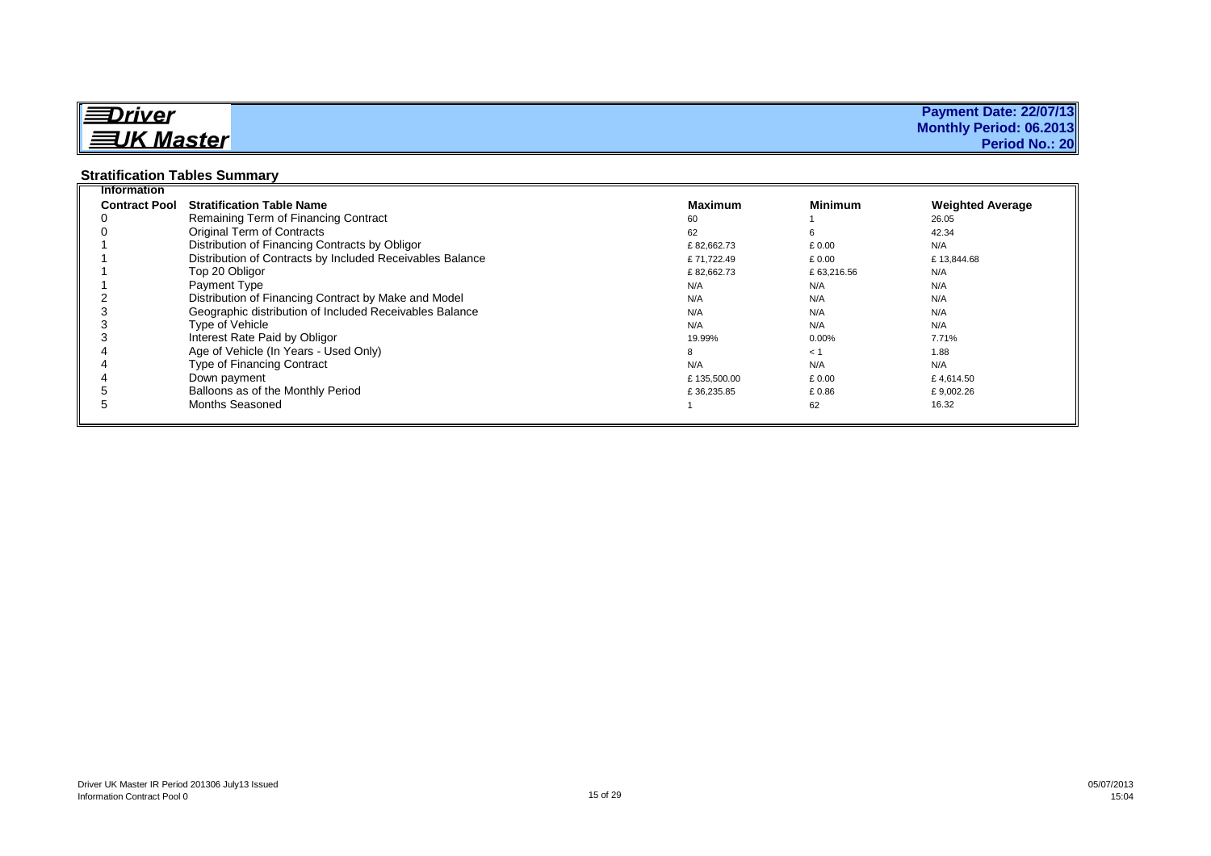**Driver UK Master**

**Payment Date: 22/07/13**
**Monthly Period: 06.2013**
**Period No.: 20**

## Stratification Tables Summary

| Information Contract Pool | Stratification Table Name | Maximum | Minimum | Weighted Average |
|---|---|---|---|---|
| 0 | Remaining Term of Financing Contract | 60 | 1 | 26.05 |
| 0 | Original Term of Contracts | 62 | 6 | 42.34 |
| 1 | Distribution of Financing Contracts by Obligor | £ 82,662.73 | £ 0.00 | N/A |
| 1 | Distribution of Contracts by Included Receivables Balance | £ 71,722.49 | £ 0.00 | £ 13,844.68 |
| 1 | Top 20 Obligor | £ 82,662.73 | £ 63,216.56 | N/A |
| 1 | Payment Type | N/A | N/A | N/A |
| 2 | Distribution of Financing Contract by Make and Model | N/A | N/A | N/A |
| 3 | Geographic distribution of Included Receivables Balance | N/A | N/A | N/A |
| 3 | Type of Vehicle | N/A | N/A | N/A |
| 3 | Interest Rate Paid by Obligor | 19.99% | 0.00% | 7.71% |
| 4 | Age of Vehicle (In Years - Used Only) | 8 | < 1 | 1.88 |
| 4 | Type of Financing Contract | N/A | N/A | N/A |
| 4 | Down payment | £ 135,500.00 | £ 0.00 | £ 4,614.50 |
| 5 | Balloons as of the Monthly Period | £ 36,235.85 | £ 0.86 | £ 9,002.26 |
| 5 | Months Seasoned | 1 | 62 | 16.32 |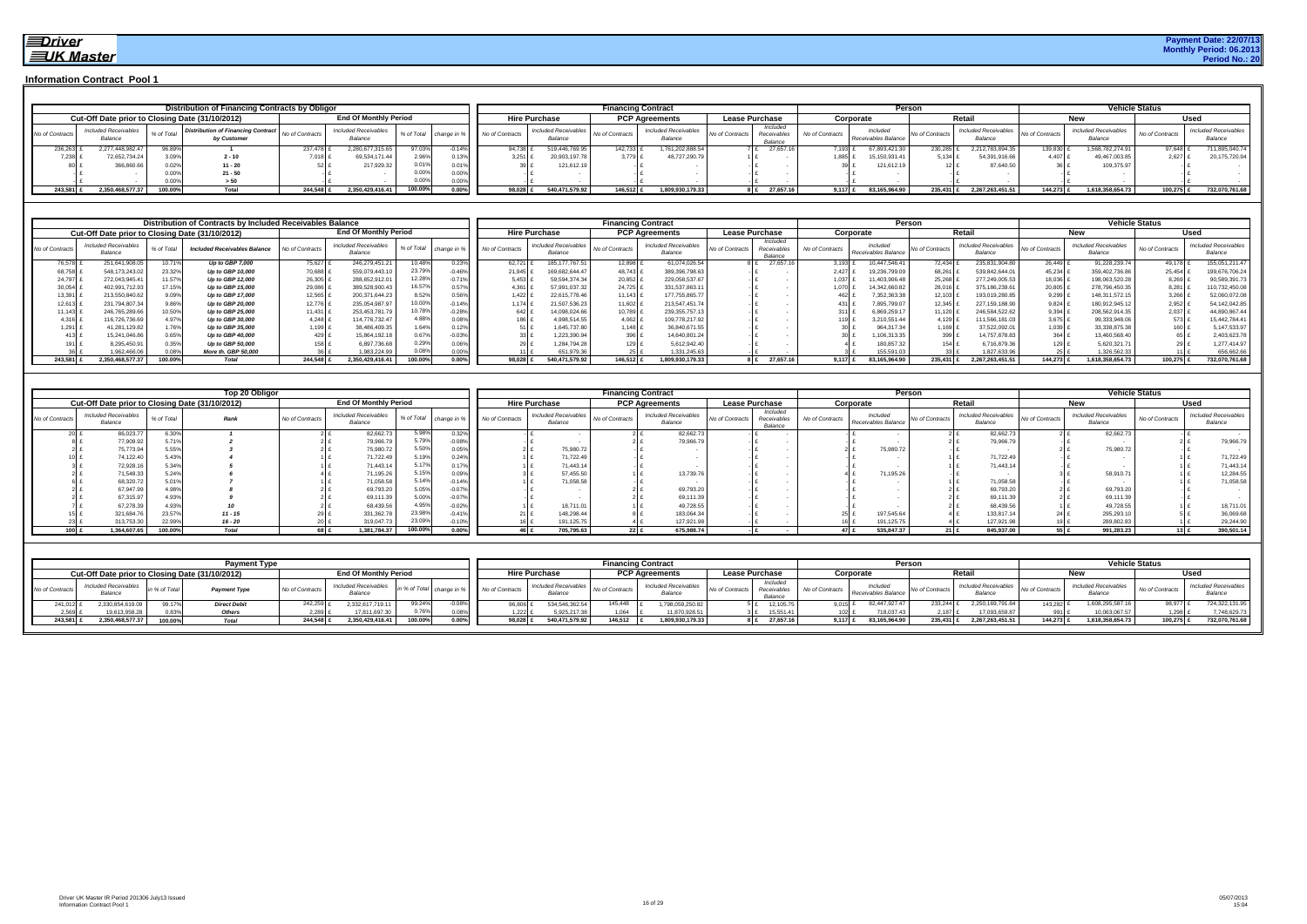**Driver UK Master**

**Payment Date: 22/07/13**
**Monthly Period: 06.2013**
**Period No.: 20**

## Information Contract Pool 1

### Distribution of Financing Contracts by Obligor

| Cut-Off Date prior to Closing Date (31/10/2012) | | | Distribution of Financing Contract by Customer | End Of Monthly Period | | | | Hire Purchase | | PCP Agreements | | Lease Purchase | | Corporate | | Retail | | New | | Used | |
|---|---|---|---|---|---|---|---|---|---|---|---|---|---|---|---|---|---|---|---|---|---|
| No of Contracts | Included Receivables Balance | % of Total | | No of Contracts | Included Receivables Balance | % of Total | change in % | No of Contracts | Included Receivables Balance | No of Contracts | Included Receivables Balance | No of Contracts | Included Receivables Balance | No of Contracts | Included Receivables Balance | No of Contracts | Included Receivables Balance | No of Contracts | Included Receivables Balance | No of Contracts | Included Receivables Balance |
| 236,263 | £ 2,277,448,982.47 | 96.89% | 1 | 237,478 | £ 2,280,677,315.65 | 97.03% | -0.14% | 94,738 | £ 519,446,769.95 | 142,733 | £ 1,761,202,888.54 | 7 | £ 27,657.16 | 7,193 | £ 67,893,421.30 | 230,285 | £ 2,212,783,894.35 | 139,830 | £ 1,568,782,274.91 | 97,648 | £ 711,895,040.74 |
| 7,238 | £ 72,652,734.24 | 3.09% | 2 - 10 | 7,018 | £ 69,534,171.44 | 2.96% | 0.13% | 3,251 | £ 20,903,197.78 | 3,779 | £ 48,727,290.79 | 1 | £ - | 1,885 | £ 15,150,931.41 | 5,134 | £ 54,391,916.66 | 4,407 | £ 49,467,003.85 | 2,627 | £ 20,175,720.94 |
| 80 | £ 366,860.66 | 0.02% | 11 - 20 | 52 | £ 217,929.32 | 0.01% | 0.01% | 30 | £ 121,612.19 | - | £ - | - | £ - | 39 | £ 121,612.19 | 12 | £ 87,640.50 | 36 | £ 109,375.97 | - | £ - |
| - | £ - | 0.00% | 21 - 50 | - | £ - | 0.00% | 0.00% | - | £ - | - | £ - | - | £ - | - | £ - | - | £ - | - | £ - | - | £ - |
| - | £ - | 0.00% | > 50 | - | £ - | 0.00% | 0.00% | - | £ - | - | £ - | - | £ - | - | £ - | - | £ - | - | £ - | - | £ - |
| **243,581** | **£ 2,350,468,577.37** | **100.00%** | **Total** | **244,548** | **£ 2,350,429,416.41** | **100.00%** | **0.00%** | **98,028** | **£ 540,471,579.92** | **146,512** | **£ 1,809,930,179.33** | **8** | **£ 27,657.16** | **9,117** | **£ 83,165,964.90** | **235,431** | **£ 2,267,263,451.51** | **144,273** | **£ 1,618,358,654.73** | **100,275** | **£ 732,070,761.68** |

### Distribution of Contracts by Included Receivables Balance

| Cut-Off Date prior to Closing Date (31/10/2012) | | | Included Receivables Balance | End Of Monthly Period | | | | Hire Purchase | | PCP Agreements | | Lease Purchase | | Corporate | | Retail | | New | | Used | |
|---|---|---|---|---|---|---|---|---|---|---|---|---|---|---|---|---|---|---|---|---|---|
| No of Contracts | Included Receivables Balance | % of Total | | No of Contracts | Included Receivables Balance | % of Total | change in % | No of Contracts | Included Receivables Balance | No of Contracts | Included Receivables Balance | No of Contracts | Included Receivables Balance | No of Contracts | Included Receivables Balance | No of Contracts | Included Receivables Balance | No of Contracts | Included Receivables Balance | No of Contracts | Included Receivables Balance |
| 76,578 | £ 251,641,908.05 | 10.71% | Up to GBP 7,000 | 75,627 | £ 246,279,451.21 | 10.48% | 0.23% | 62,721 | £ 185,177,767.51 | 12,898 | £ 61,074,026.54 | 8 | £ 27,657.16 | 3,193 | £ 10,447,546.41 | 72,434 | £ 235,831,904.80 | 26,449 | £ 91,228,239.74 | 49,178 | £ 155,051,211.47 |
| 68,758 | £ 548,173,243.02 | 23.32% | Up to GBP 10,000 | 70,688 | £ 559,079,443.10 | 23.79% | -0.46% | 21,945 | £ 169,682,644.47 | 48,743 | £ 389,396,798.63 | - | £ - | 2,427 | £ 19,236,799.09 | 68,261 | £ 539,842,644.01 | 45,234 | £ 359,402,736.86 | 25,454 | £ 199,676,706.24 |
| 24,797 | £ 272,043,945.41 | 11.57% | Up to GBP 12,000 | 26,305 | £ 288,652,912.01 | 12.28% | -0.71% | 5,453 | £ 59,594,374.34 | 20,852 | £ 229,058,537.67 | - | £ - | 1,037 | £ 11,403,906.48 | 25,268 | £ 277,249,005.53 | 18,036 | £ 198,063,520.28 | 8,269 | £ 90,589,391.73 |
| 30,054 | £ 402,991,712.93 | 17.15% | Up to GBP 15,000 | 29,086 | £ 389,528,900.43 | 16.57% | 0.57% | 4,361 | £ 57,991,037.32 | 24,725 | £ 331,537,863.11 | - | £ - | 1,070 | £ 14,342,660.82 | 28,016 | £ 375,186,239.61 | 20,805 | £ 278,796,450.35 | 8,281 | £ 110,732,450.08 |
| 13,391 | £ 213,550,840.62 | 9.09% | Up to GBP 17,000 | 12,565 | £ 200,371,644.23 | 8.52% | 0.56% | 1,422 | £ 22,615,778.46 | 11,143 | £ 177,755,865.77 | - | £ - | 462 | £ 7,352,363.38 | 12,103 | £ 193,019,280.85 | 9,299 | £ 148,311,572.15 | 3,266 | £ 52,060,072.08 |
| 12,613 | £ 231,794,807.34 | 9.86% | Up to GBP 20,000 | 12,776 | £ 235,054,987.97 | 10.00% | -0.14% | 1,174 | £ 21,507,536.23 | 11,602 | £ 213,547,451.74 | - | £ - | 431 | £ 7,895,799.07 | 12,345 | £ 227,159,188.90 | 9,824 | £ 180,912,945.12 | 2,952 | £ 54,142,042.85 |
| 11,143 | £ 246,765,289.66 | 10.50% | Up to GBP 25,000 | 11,431 | £ 253,453,781.79 | 10.78% | -0.28% | 642 | £ 14,098,024.66 | 10,789 | £ 239,355,757.13 | - | £ - | 311 | £ 6,869,259.17 | 11,120 | £ 246,584,522.62 | 9,394 | £ 208,562,914.35 | 2,037 | £ 44,890,867.44 |
| 4,316 | £ 116,726,736.69 | 4.97% | Up to GBP 30,000 | 4,248 | £ 114,776,732.47 | 4.88% | 0.08% | 186 | £ 4,998,514.55 | 4,062 | £ 109,778,217.92 | - | £ - | 119 | £ 3,210,551.44 | 4,129 | £ 111,566,181.03 | 3,675 | £ 99,333,948.06 | 573 | £ 15,442,784.41 |
| 1,291 | £ 41,281,129.82 | 1.76% | Up to GBP 35,000 | 1,199 | £ 38,486,409.35 | 1.64% | 0.12% | 51 | £ 1,645,737.80 | 1,148 | £ 36,840,671.55 | - | £ - | 30 | £ 964,317.34 | 1,169 | £ 37,522,092.01 | 1,039 | £ 33,338,875.38 | 160 | £ 5,147,533.97 |
| 413 | £ 15,241,046.86 | 0.65% | Up to GBP 40,000 | 429 | £ 15,864,192.18 | 0.67% | -0.03% | 33 | £ 1,223,390.94 | 396 | £ 14,640,801.24 | - | £ - | 30 | £ 1,106,313.35 | 399 | £ 14,757,878.83 | 364 | £ 13,460,568.40 | 65 | £ 2,403,623.78 |
| 191 | £ 8,295,450.91 | 0.35% | Up to GBP 50,000 | 158 | £ 6,897,736.68 | 0.29% | 0.06% | 29 | £ 1,284,794.28 | 129 | £ 5,612,942.40 | - | £ - | 4 | £ 180,857.32 | 154 | £ 6,716,879.36 | 129 | £ 5,620,321.71 | 29 | £ 1,277,414.97 |
| 36 | £ 1,962,466.06 | 0.08% | More th. GBP 50,000 | 36 | £ 1,983,224.99 | 0.08% | 0.00% | 11 | £ 651,979.36 | 25 | £ 1,331,245.63 | - | £ - | 3 | £ 155,591.03 | 33 | £ 1,827,633.96 | 25 | £ 1,326,562.33 | 11 | £ 656,662.66 |
| **243,581** | **£ 2,350,468,577.37** | **100.00%** | **Total** | **244,548** | **£ 2,350,429,416.41** | **100.00%** | **0.00%** | **98,028** | **£ 540,471,579.92** | **146,512** | **£ 1,809,930,179.33** | **8** | **£ 27,657.16** | **9,117** | **£ 83,165,964.90** | **235,431** | **£ 2,267,263,451.51** | **144,273** | **£ 1,618,358,654.73** | **100,275** | **£ 732,070,761.68** |

### Top 20 Obligor

| Cut-Off Date prior to Closing Date (31/10/2012) | | | Rank | End Of Monthly Period | | | | Hire Purchase | | PCP Agreements | | Lease Purchase | | Corporate | | Retail | | New | | Used | |
|---|---|---|---|---|---|---|---|---|---|---|---|---|---|---|---|---|---|---|---|---|---|
| No of Contracts | Included Receivables Balance | % of Total | | No of Contracts | Included Receivables Balance | % of Total | change in % | No of Contracts | Included Receivables Balance | No of Contracts | Included Receivables Balance | No of Contracts | Included Receivables Balance | No of Contracts | Included Receivables Balance | No of Contracts | Included Receivables Balance | No of Contracts | Included Receivables Balance | No of Contracts | Included Receivables Balance |
| 20 | £ 86,023.77 | 6.30% | 1 | 2 | £ 82,662.73 | 5.98% | 0.32% | - | £ - | 2 | £ 82,662.73 | - | £ - | - | £ - | 2 | £ 82,662.73 | 2 | £ 82,662.73 | - | £ - |
| 8 | £ 77,909.92 | 5.71% | 2 | 2 | £ 79,966.79 | 5.79% | -0.08% | - | £ - | 2 | £ 79,966.79 | - | £ - | - | £ - | 2 | £ 79,966.79 | - | £ - | 2 | £ 79,966.79 |
| 2 | £ 75,773.94 | 5.55% | 3 | 2 | £ 75,980.72 | 5.50% | 0.05% | 2 | £ 75,980.72 | - | £ - | - | £ - | 2 | £ 75,980.72 | - | £ - | 2 | £ 75,980.72 | - | £ - |
| 10 | £ 74,122.40 | 5.43% | 4 | 1 | £ 71,722.49 | 5.19% | 0.24% | 1 | £ 71,722.49 | - | £ - | - | £ - | - | £ - | 1 | £ 71,722.49 | - | £ - | 1 | £ 71,722.49 |
| 3 | £ 72,928.16 | 5.34% | 5 | 1 | £ 71,443.14 | 5.17% | 0.17% | 1 | £ 71,443.14 | - | £ - | - | £ - | - | £ - | 1 | £ 71,443.14 | - | £ - | 1 | £ 71,443.14 |
| 2 | £ 71,548.33 | 5.24% | 6 | 4 | £ 71,195.26 | 5.15% | 0.09% | 3 | £ 57,455.50 | 1 | £ 13,739.76 | - | £ - | 4 | £ 71,195.26 | - | £ - | 3 | £ 58,910.71 | 1 | £ 12,284.55 |
| 6 | £ 68,320.72 | 5.01% | 7 | 1 | £ 71,058.58 | 5.14% | -0.14% | 1 | £ 71,058.58 | - | £ - | - | £ - | - | £ - | 1 | £ 71,058.58 | - | £ - | 1 | £ 71,058.58 |
| 2 | £ 67,947.99 | 4.98% | 8 | 2 | £ 69,793.20 | 5.05% | -0.07% | - | £ - | 2 | £ 69,793.20 | - | £ - | - | £ - | 2 | £ 69,793.20 | 2 | £ 69,793.20 | - | £ - |
| 2 | £ 67,315.97 | 4.93% | 9 | 2 | £ 69,111.39 | 5.00% | -0.07% | - | £ - | 2 | £ 69,111.39 | - | £ - | - | £ - | 2 | £ 69,111.39 | 2 | £ 69,111.39 | - | £ - |
| 7 | £ 67,278.39 | 4.93% | 10 | 2 | £ 68,439.56 | 4.95% | -0.02% | 1 | £ 18,711.01 | 1 | £ 49,728.55 | - | £ - | - | £ - | 2 | £ 68,439.56 | 1 | £ 49,728.55 | 1 | £ 18,711.01 |
| 15 | £ 321,684.76 | 23.57% | 11 - 15 | 29 | £ 331,362.78 | 23.98% | -0.41% | 21 | £ 148,298.44 | 8 | £ 183,064.34 | - | £ - | 25 | £ 197,545.64 | 4 | £ 133,817.14 | 24 | £ 295,293.10 | 5 | £ 36,069.68 |
| 23 | £ 313,753.30 | 22.99% | 16 - 20 | 20 | £ 319,047.73 | 23.09% | -0.10% | 16 | £ 191,125.75 | 4 | £ 127,921.98 | - | £ - | 16 | £ 191,125.75 | 4 | £ 127,921.98 | 19 | £ 289,802.83 | 1 | £ 29,244.90 |
| **100** | **£ 1,364,607.65** | **100.00%** | **Total** | **68** | **£ 1,381,784.37** | **100.00%** | **0.00%** | **46** | **£ 705,795.63** | **22** | **£ 675,988.74** | **-** | **£ -** | **47** | **£ 535,847.37** | **21** | **£ 845,937.00** | **55** | **£ 991,283.23** | **13** | **£ 390,501.14** |

### Payment Type

| Cut-Off Date prior to Closing Date (31/10/2012) | | | Payment Type | End Of Monthly Period | | | | Hire Purchase | | PCP Agreements | | Lease Purchase | | Corporate | | Retail | | New | | Used | |
|---|---|---|---|---|---|---|---|---|---|---|---|---|---|---|---|---|---|---|---|---|---|
| No of Contracts | Included Receivables Balance | in % of Total | | No of Contracts | Included Receivables Balance | in % of Total | change in % | No of Contracts | Included Receivables Balance | No of Contracts | Included Receivables Balance | No of Contracts | Included Receivables Balance | No of Contracts | Included Receivables Balance | No of Contracts | Included Receivables Balance | No of Contracts | Included Receivables Balance | No of Contracts | Included Receivables Balance |
| 241,012 | £ 2,330,854,619.09 | 99.17% | Direct Debit | 242,259 | £ 2,332,617,719.11 | 99.24% | -0.08% | 96,806 | £ 534,546,362.54 | 145,448 | £ 1,798,059,250.82 | 5 | £ 12,105.75 | 9,015 | £ 82,447,927.47 | 233,244 | £ 2,250,169,791.64 | 143,282 | £ 1,608,295,587.16 | 98,977 | £ 724,322,131.95 |
| 2,569 | £ 19,613,958.28 | 0.83% | Others | 2,289 | £ 17,811,697.30 | 0.76% | 0.08% | 1,222 | £ 5,925,217.38 | 1,064 | £ 11,870,928.51 | 3 | £ 15,551.41 | 102 | £ 718,037.43 | 2,187 | £ 17,093,659.87 | 991 | £ 10,063,067.57 | 1,298 | £ 7,748,629.73 |
| **243,581** | **£ 2,350,468,577.37** | **100.00%** | **Total** | **244,548** | **£ 2,350,429,416.41** | **100.00%** | **0.00%** | **98,028** | **£ 540,471,579.92** | **146,512** | **£ 1,809,930,179.33** | **8** | **£ 27,657.16** | **9,117** | **£ 83,165,964.90** | **235,431** | **£ 2,267,263,451.51** | **144,273** | **£ 1,618,358,654.73** | **100,275** | **£ 732,070,761.68** |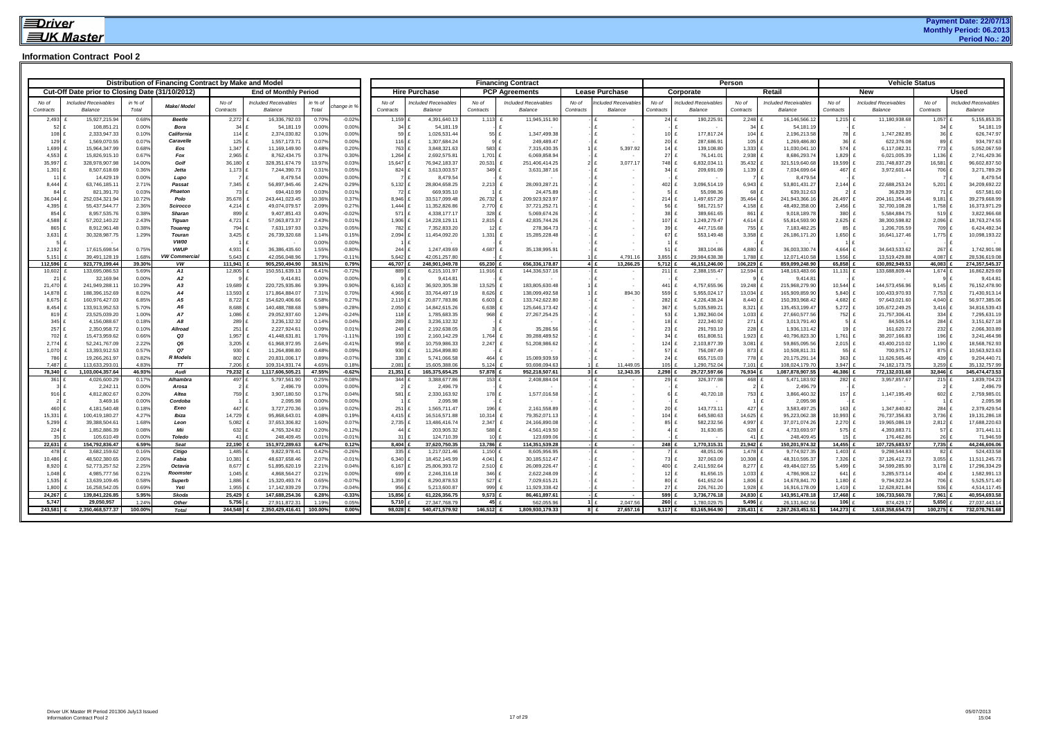**Payment Date: 22/07/13**
**Monthly Period: 06.2013**
**Period No.: 20**

## Information Contract Pool 2

### Distribution of Financing Contract by Make and Model

| Cut-Off Date prior to Closing Date (31/10/2012) | | | Make/ Model | End of Monthly Period | | | |
|---|---|---|---|---|---|---|---|
| No of Contracts | Included Receivables Balance | in % of Total | | No of Contracts | Included Receivables Balance | in % of Total | change in % |
| 2,493 | £ 15,927,215.94 | 0.68% | Beetle | 2,272 | £ 16,336,792.03 | 0.70% | -0.02% |
| 52 | £ 108,851.21 | 0.00% | Bora | 34 | £ 54,181.19 | 0.00% | 0.00% |
| 108 | £ 2,333,947.33 | 0.10% | California | 114 | £ 2,374,030.82 | 0.10% | 0.00% |
| 129 | £ 1,569,070.55 | 0.07% | Caravelle | 125 | £ 1,557,173.71 | 0.07% | 0.00% |
| 1,699 | £ 15,964,347.99 | 0.68% | Eos | 1,347 | £ 11,169,149.90 | 0.48% | 0.20% |
| 4,553 | £ 15,826,915.10 | 0.67% | Fox | 2,965 | £ 8,762,434.75 | 0.37% | 0.30% |
| 35,997 | £ 328,978,907.98 | 14.00% | Golf | 36,180 | £ 328,351,674.79 | 13.97% | 0.03% |
| 1,301 | £ 8,507,618.69 | 0.36% | Jetta | 1,173 | £ 7,244,390.73 | 0.31% | 0.05% |
| 11 | £ 14,429.19 | 0.00% | Lupo | 7 | £ 8,479.54 | 0.00% | 0.00% |
| 8,444 | £ 63,746,185.11 | 2.71% | Passat | 7,345 | £ 56,897,945.46 | 2.42% | 0.29% |
| 84 | £ 821,391.70 | 0.03% | Phaeton | 73 | £ 694,410.99 | 0.03% | 0.01% |
| 36,044 | £ 252,034,321.94 | 10.72% | Polo | 35,678 | £ 243,441,023.45 | 10.36% | 0.37% |
| 4,395 | £ 55,437,544.77 | 2.36% | Scirocco | 4,214 | £ 49,074,079.57 | 2.09% | 0.27% |
| 854 | £ 8,957,535.76 | 0.38% | Sharan | 899 | £ 9,407,851.43 | 0.40% | -0.02% |
| 4,588 | £ 57,202,140.22 | 2.43% | Tiguan | 4,721 | £ 57,063,873.37 | 2.43% | 0.01% |
| 865 | £ 8,912,961.48 | 0.38% | Touareg | 794 | £ 7,631,197.93 | 0.32% | 0.05% |
| 3,631 | £ 30,328,987.75 | 1.29% | Touran | 3,425 | £ 26,739,320.68 | 1.14% | 0.15% |
| 5 | £ - | | VW00 | 1 | £ - | 0.00% | 0.00% |
| 2,192 | £ 17,615,698.54 | 0.75% | VWUP | 4,931 | £ 36,386,435.60 | 1.55% | -0.80% |
| 5,151 | £ 39,491,128.19 | 1.68% | VW Commercial | 5,643 | £ 42,056,048.96 | 1.79% | -0.11% |
| **112,596** | **£ 923,779,199.44** | **39.30%** | **VW** | **111,941** | **£ 905,250,494.90** | **38.51%** | **0.79%** |
| 10,602 | £ 133,695,086.53 | 5.69% | A1 | 12,805 | £ 150,551,639.13 | 6.41% | -0.72% |
| 21 | £ 32,169.94 | 0.00% | A2 | 9 | £ 9,414.81 | 0.00% | 0.00% |
| 21,470 | £ 241,949,288.11 | 10.29% | A3 | 19,689 | £ 220,725,935.86 | 9.39% | 0.90% |
| 14,878 | £ 188,396,152.69 | 8.02% | A4 | 13,593 | £ 171,864,884.07 | 7.31% | 0.70% |
| 8,675 | £ 160,976,427.03 | 6.85% | A5 | 8,722 | £ 154,620,406.66 | 6.58% | 0.27% |
| 8,454 | £ 133,913,952.53 | 5.70% | A6 | 8,688 | £ 140,488,788.68 | 5.98% | -0.28% |
| 819 | £ 23,525,039.20 | 1.00% | A7 | 1,086 | £ 29,052,937.60 | 1.24% | -0.24% |
| 345 | £ 4,156,088.67 | 0.18% | A8 | 289 | £ 3,236,132.32 | 0.14% | 0.04% |
| 257 | £ 2,350,958.72 | 0.10% | Allroad | 251 | £ 2,227,924.61 | 0.09% | 0.01% |
| 702 | £ 15,473,959.62 | 0.66% | Q3 | 1,957 | £ 41,448,631.81 | 1.76% | -1.11% |
| 2,774 | £ 52,241,767.09 | 2.22% | Q5 | 3,205 | £ 61,968,972.95 | 2.64% | -0.41% |
| 1,070 | £ 13,393,912.53 | 0.57% | Q7 | 930 | £ 11,264,898.80 | 0.48% | 0.09% |
| 786 | £ 19,266,261.97 | 0.82% | R Models | 802 | £ 20,831,006.17 | 0.89% | -0.07% |
| 7,487 | £ 113,633,293.01 | 4.83% | TT | 7,206 | £ 109,314,931.74 | 4.65% | 0.18% |
| **78,340** | **£ 1,103,004,357.64** | **46.93%** | **Audi** | **79,232** | **£ 1,117,606,505.21** | **47.55%** | **-0.62%** |
| 361 | £ 4,026,600.29 | 0.17% | Alhambra | 497 | £ 5,797,561.90 | 0.25% | -0.08% |
| 3 | £ 2,242.11 | 0.00% | Arosa | 2 | £ 2,496.79 | 0.00% | 0.00% |
| 916 | £ 4,812,802.67 | 0.20% | Altea | 759 | £ 3,907,180.50 | 0.17% | 0.04% |
| 2 | £ 3,469.16 | 0.00% | Cordoba | 1 | £ 2,095.98 | 0.00% | 0.00% |
| 460 | £ 4,181,540.48 | 0.18% | Exeo | 447 | £ 3,727,270.36 | 0.16% | 0.02% |
| 15,331 | £ 100,419,180.27 | 4.27% | Ibiza | 14,729 | £ 95,868,643.01 | 4.08% | 0.19% |
| 5,299 | £ 39,388,504.61 | 1.68% | Leon | 5,082 | £ 37,653,306.82 | 1.60% | 0.07% |
| 224 | £ 1,852,886.39 | 0.08% | Mii | 632 | £ 4,765,324.82 | 0.20% | -0.12% |
| 35 | £ 105,610.49 | 0.00% | Toledo | 41 | £ 248,409.45 | 0.01% | -0.01% |
| **22,631** | **£ 154,792,836.47** | **6.59%** | **Seat** | **22,190** | **£ 151,972,289.63** | **6.47%** | **0.12%** |
| 478 | £ 3,682,159.62 | 0.16% | Citigo | 1,485 | £ 9,822,978.41 | 0.42% | -0.26% |
| 10,486 | £ 48,502,380.65 | 2.06% | Fabia | 10,381 | £ 48,637,658.46 | 2.07% | -0.01% |
| 8,920 | £ 52,773,257.52 | 2.25% | Octavia | 8,677 | £ 51,895,620.19 | 2.21% | 0.04% |
| 1,048 | £ 4,985,777.56 | 0.21% | Roomster | 1,045 | £ 4,868,564.27 | 0.21% | 0.00% |
| 1,535 | £ 13,639,109.45 | 0.58% | Superb | 1,886 | £ 15,320,493.74 | 0.65% | -0.07% |
| 1,800 | £ 16,258,542.05 | 0.69% | Yeti | 1,955 | £ 17,142,939.29 | 0.73% | -0.04% |
| **24,267** | **£ 139,841,226.85** | **5.95%** | **Skoda** | **25,429** | **£ 147,688,254.36** | **6.28%** | **-0.33%** |
| **5,747** | **29,050,957** | **1.24%** | **Other** | **5,756** | **£ 27,911,872.31** | **1.19%** | **0.05%** |
| **243,581** | **£ 2,350,468,577.37** | **100.00%** | **Total** | **244,548** | **£ 2,350,429,416.41** | **100.00%** | **0.00%** |

### Financing Contract

| Hire Purchase | | PCP Agreements | | Lease Purchase | |
|---|---|---|---|---|---|
| No of Contracts | Included Receivables Balance | No of Contracts | Included Receivables Balance | No of Contracts | Included Receivables Balance |
| 1,159 | £ 4,391,640.13 | 1,113 | £ 11,945,151.90 | - | £ - |
| 34 | £ 54,181.19 | - | £ - | - | £ - |
| 59 | £ 1,026,531.44 | 55 | £ 1,347,499.38 | - | £ - |
| 116 | £ 1,307,684.24 | 9 | £ 249,489.47 | - | £ - |
| 763 | £ 3,848,321.63 | 583 | £ 7,315,430.35 | 1 | £ 5,397.92 |
| 1,264 | £ 2,692,575.81 | 1,701 | £ 6,069,858.94 | - | £ - |
| 15,647 | £ 76,942,183.37 | 20,531 | £ 251,406,414.25 | 2 | £ 3,077.17 |
| 824 | £ 3,613,003.57 | 349 | £ 3,631,387.16 | - | £ - |
| 7 | £ 8,479.54 | - | £ - | - | £ - |
| 5,132 | £ 28,804,658.25 | 2,213 | £ 28,093,287.21 | - | £ - |
| 72 | £ 669,935.10 | 1 | £ 24,475.89 | - | £ - |
| 8,946 | £ 33,517,099.48 | 26,732 | £ 209,923,923.97 | - | £ - |
| 1,444 | £ 11,352,826.86 | 2,770 | £ 37,721,252.71 | - | £ - |
| 571 | £ 4,338,177.17 | 328 | £ 5,069,674.26 | - | £ - |
| 1,906 | £ 14,228,129.11 | 2,815 | £ 42,835,744.26 | - | £ - |
| 782 | £ 7,352,833.20 | 12 | £ 278,364.73 | - | £ - |
| 2,094 | £ 11,454,092.20 | 1,331 | £ 15,285,228.48 | - | £ - |
| 1 | £ - | - | £ - | - | £ - |
| 244 | £ 1,247,439.69 | 4,687 | £ 35,138,995.91 | - | £ - |
| 5,642 | £ 42,051,257.80 | - | £ - | 1 | £ 4,791.16 |
| **46,707** | **£ 248,901,049.78** | **65,230** | **£ 656,336,178.87** | **4** | **£ 13,266.25** |
| 889 | £ 6,215,101.97 | 11,916 | £ 144,336,537.16 | - | £ - |
| 9 | £ 9,414.81 | - | £ - | - | £ - |
| 6,163 | £ 36,920,305.38 | 13,525 | £ 183,805,630.48 | 1 | £ - |
| 4,966 | £ 33,764,497.19 | 8,626 | £ 138,099,492.58 | 1 | £ 894.30 |
| 2,119 | £ 20,877,783.86 | 6,603 | £ 133,742,622.80 | - | £ - |
| 2,050 | £ 14,842,615.26 | 6,638 | £ 125,646,173.42 | - | £ - |
| 118 | £ 1,785,683.35 | 968 | £ 27,267,254.25 | - | £ - |
| 289 | £ 3,236,132.32 | - | £ - | - | £ - |
| 248 | £ 2,192,638.05 | 3 | £ 35,286.56 | - | £ - |
| 193 | £ 2,160,142.29 | 1,764 | £ 39,288,489.52 | - | £ - |
| 958 | £ 10,759,986.33 | 2,247 | £ 51,208,986.62 | - | £ - |
| 930 | £ 11,264,898.80 | - | £ - | - | £ - |
| 338 | £ 5,741,066.58 | 464 | £ 15,089,939.59 | - | £ - |
| 2,081 | £ 15,605,388.06 | 5,124 | £ 93,698,094.63 | 1 | £ 11,449.05 |
| **21,351** | **£ 165,375,654.25** | **57,878** | **£ 952,218,507.61** | **3** | **£ 12,343.35** |
| 344 | £ 3,388,677.86 | 153 | £ 2,408,884.04 | - | £ - |
| 2 | £ 2,496.79 | - | £ - | - | £ - |
| 581 | £ 2,330,163.92 | 178 | £ 1,577,016.58 | - | £ - |
| 1 | £ 2,095.98 | - | £ - | - | £ - |
| 251 | £ 1,565,711.47 | 196 | £ 2,161,558.89 | - | £ - |
| 4,415 | £ 16,516,571.88 | 10,314 | £ 79,352,071.13 | - | £ - |
| 2,735 | £ 13,486,416.74 | 2,347 | £ 24,166,890.08 | - | £ - |
| 44 | £ 203,905.32 | 588 | £ 4,561,419.50 | - | £ - |
| 31 | £ 124,710.39 | 10 | £ 123,699.06 | - | £ - |
| **8,404** | **£ 37,620,750.35** | **13,786** | **£ 114,351,539.28** | **-** | **£ -** |
| 335 | £ 1,217,021.46 | 1,150 | £ 8,605,956.95 | - | £ - |
| 6,340 | £ 18,452,145.99 | 4,041 | £ 30,185,512.47 | - | £ - |
| 6,167 | £ 25,806,393.72 | 2,510 | £ 26,089,226.47 | - | £ - |
| 699 | £ 2,246,316.18 | 346 | £ 2,622,248.09 | - | £ - |
| 1,359 | £ 8,290,878.53 | 527 | £ 7,029,615.21 | - | £ - |
| 956 | £ 5,213,600.87 | 999 | £ 11,929,338.42 | - | £ - |
| **15,856** | **£ 61,226,356.75** | **9,573** | **£ 86,461,897.61** | **-** | **£ -** |
| **5,710** | **£ 27,347,768.79** | **45** | **£ 562,055.96** | **1** | **£ 2,047.56** |
| **98,028** | **£ 540,471,579.92** | **146,512** | **£ 1,809,930,179.33** | **8** | **£ 27,657.16** |

### Person

| Corporate | | Retail | |
|---|---|---|---|
| No of Contracts | Included Receivables Balance | No of Contracts | Included Receivables Balance |
| 24 | £ 190,225.91 | 2,248 | £ 16,146,566.12 |
| - | £ - | 34 | £ 54,181.19 |
| 10 | £ 177,817.24 | 104 | £ 2,196,213.58 |
| 20 | £ 287,686.91 | 105 | £ 1,269,486.80 |
| 14 | £ 139,108.80 | 1,333 | £ 11,030,041.10 |
| 27 | £ 76,141.01 | 2,938 | £ 8,686,293.74 |
| 748 | £ 6,832,034.11 | 35,432 | £ 321,519,640.68 |
| 34 | £ 209,691.09 | 1,139 | £ 7,034,699.64 |
| - | £ - | 7 | £ 8,479.54 |
| 402 | £ 3,096,514.19 | 6,943 | £ 53,801,431.27 |
| 5 | £ 55,098.36 | 68 | £ 639,312.63 |
| 214 | £ 1,497,657.29 | 35,464 | £ 241,943,366.16 |
| 56 | £ 581,721.57 | 4,158 | £ 48,492,358.00 |
| 38 | £ 389,661.65 | 861 | £ 9,018,189.78 |
| 107 | £ 1,249,279.47 | 4,614 | £ 55,814,593.90 |
| 39 | £ 447,715.68 | 755 | £ 7,183,482.25 |
| 67 | £ 553,149.48 | 3,358 | £ 26,186,171.20 |
| 1 | £ - | - | £ - |
| 51 | £ 383,104.86 | 4,880 | £ 36,003,330.74 |
| 3,855 | £ 29,984,638.38 | 1,788 | £ 12,071,410.58 |
| **5,712** | **£ 46,151,246.00** | **106,229** | **£ 859,099,248.90** |
| 211 | £ 2,388,155.47 | 12,594 | £ 148,163,483.66 |
| - | £ - | 9 | £ 9,414.81 |
| 441 | £ 4,757,655.96 | 19,248 | £ 215,968,279.90 |
| 559 | £ 5,955,024.17 | 13,034 | £ 165,909,859.90 |
| 282 | £ 4,226,438.24 | 8,440 | £ 150,393,968.42 |
| 367 | £ 5,035,589.21 | 8,321 | £ 135,453,199.47 |
| 53 | £ 1,392,360.04 | 1,033 | £ 27,660,577.56 |
| 18 | £ 222,340.92 | 271 | £ 3,013,791.40 |
| 23 | £ 291,793.19 | 228 | £ 1,936,131.42 |
| 34 | £ 651,808.51 | 1,923 | £ 40,796,823.30 |
| 124 | £ 2,103,877.39 | 3,081 | £ 59,865,095.56 |
| 57 | £ 756,087.49 | 873 | £ 10,508,811.31 |
| 24 | £ 655,715.03 | 778 | £ 20,175,291.14 |
| 105 | £ 1,290,752.04 | 7,101 | £ 108,024,179.70 |
| **2,298** | **£ 29,727,597.66** | **76,934** | **£ 1,087,878,907.55** |
| 29 | £ 326,377.98 | 468 | £ 5,471,183.92 |
| - | £ - | 2 | £ 2,496.79 |
| 6 | £ 40,720.18 | 753 | £ 3,866,460.32 |
| - | £ - | 1 | £ 2,095.98 |
| 20 | £ 143,773.11 | 427 | £ 3,583,497.25 |
| 104 | £ 645,580.63 | 14,625 | £ 95,223,062.38 |
| 85 | £ 582,232.56 | 4,997 | £ 37,071,074.26 |
| 4 | £ 31,630.85 | 628 | £ 4,733,693.97 |
| - | £ - | 41 | £ 248,409.45 |
| **248** | **£ 1,770,315.31** | **21,942** | **£ 150,201,974.32** |
| 7 | £ 48,051.06 | 1,478 | £ 9,774,927.35 |
| 73 | £ 327,063.09 | 10,308 | £ 48,310,595.37 |
| 400 | £ 2,411,592.64 | 8,277 | £ 49,484,027.55 |
| 12 | £ 81,656.15 | 1,033 | £ 4,786,908.12 |
| 80 | £ 641,652.04 | 1,806 | £ 14,678,841.70 |
| 27 | £ 226,761.20 | 1,928 | £ 16,916,178.09 |
| **599** | **£ 3,736,776.18** | **24,830** | **£ 143,951,478.18** |
| **260** | **£ 1,780,029.75** | **5,496** | **£ 26,131,842.56** |
| **9,117** | **£ 83,165,964.90** | **235,431** | **£ 2,267,263,451.51** |

### Vehicle Status

| New | | Used | |
|---|---|---|---|
| No of Contracts | Included Receivables Balance | No of Contracts | Included Receivables Balance |
| 1,215 | £ 11,180,938.68 | 1,057 | £ 5,155,853.35 |
| - | £ - | 34 | £ 54,181.19 |
| 78 | £ 1,747,282.85 | 36 | £ 626,747.97 |
| 36 | £ 622,376.08 | 89 | £ 934,797.63 |
| 574 | £ 6,117,082.31 | 773 | £ 5,052,067.59 |
| 1,829 | £ 6,021,005.39 | 1,136 | £ 2,741,429.36 |
| 19,599 | £ 231,748,837.29 | 16,581 | £ 96,602,837.50 |
| 467 | £ 3,972,601.44 | 706 | £ 3,271,789.29 |
| - | £ - | 7 | £ 8,479.54 |
| 2,144 | £ 22,688,253.24 | 5,201 | £ 34,209,692.22 |
| 2 | £ 36,829.39 | 71 | £ 657,581.60 |
| 26,497 | £ 204,161,354.46 | 9,181 | £ 39,279,668.99 |
| 2,456 | £ 32,700,108.28 | 1,758 | £ 16,373,971.29 |
| 380 | £ 5,584,884.75 | 519 | £ 3,822,966.68 |
| 2,625 | £ 38,300,598.82 | 2,096 | £ 18,763,274.55 |
| 85 | £ 1,206,705.59 | 709 | £ 6,424,492.34 |
| 1,650 | £ 16,641,127.46 | 1,775 | £ 10,098,193.22 |
| 1 | £ - | - | £ - |
| 4,664 | £ 34,643,533.62 | 267 | £ 1,742,901.98 |
| 1,556 | £ 13,519,429.88 | 4,087 | £ 28,536,619.08 |
| **65,858** | **£ 630,892,949.53** | **46,083** | **£ 274,357,545.37** |
| 11,131 | £ 133,688,809.44 | 1,674 | £ 16,862,829.69 |
| - | £ - | 9 | £ 9,414.81 |
| 10,544 | £ 144,573,456.96 | 9,145 | £ 76,152,478.90 |
| 5,840 | £ 100,433,970.93 | 7,753 | £ 71,430,913.14 |
| 4,682 | £ 97,643,021.60 | 4,040 | £ 56,977,385.06 |
| 5,272 | £ 105,672,249.25 | 3,416 | £ 34,816,539.43 |
| 752 | £ 21,757,306.41 | 334 | £ 7,295,631.19 |
| 5 | £ 84,505.14 | 284 | £ 3,151,627.18 |
| 19 | £ 161,620.72 | 232 | £ 2,066,303.89 |
| 1,761 | £ 38,207,166.83 | 196 | £ 3,241,464.98 |
| 2,015 | £ 43,400,210.02 | 1,190 | £ 18,568,762.93 |
| 55 | £ 700,975.17 | 875 | £ 10,563,923.63 |
| 363 | £ 11,626,565.46 | 439 | £ 9,204,440.71 |
| 3,947 | £ 74,182,173.75 | 3,259 | £ 35,132,757.99 |
| **46,386** | **£ 772,132,031.68** | **32,846** | **£ 345,474,473.53** |
| 282 | £ 3,957,857.67 | 215 | £ 1,839,704.23 |
| - | £ - | 2 | £ 2,496.79 |
| 157 | £ 1,147,195.49 | 602 | £ 2,759,985.01 |
| - | £ - | 1 | £ 2,095.98 |
| 163 | £ 1,347,840.82 | 284 | £ 2,379,429.54 |
| 10,993 | £ 76,737,356.83 | 3,736 | £ 19,131,286.18 |
| 2,270 | £ 19,965,086.19 | 2,812 | £ 17,688,220.63 |
| 575 | £ 4,393,883.71 | 57 | £ 371,441.11 |
| 15 | £ 176,462.86 | 26 | £ 71,946.59 |
| **14,455** | **£ 107,725,683.57** | **7,735** | **£ 44,246,606.06** |
| 1,403 | £ 9,298,544.83 | 82 | £ 524,433.58 |
| 7,326 | £ 37,126,412.73 | 3,055 | £ 11,511,245.73 |
| 5,499 | £ 34,599,285.90 | 3,178 | £ 17,296,334.29 |
| 641 | £ 3,285,573.14 | 404 | £ 1,582,991.13 |
| 1,180 | £ 9,794,922.34 | 706 | £ 5,525,571.40 |
| 1,419 | £ 12,628,821.84 | 536 | £ 4,514,117.45 |
| **17,468** | **£ 106,733,560.78** | **7,961** | **£ 40,954,693.58** |
| **106** | **£ 874,429.17** | **5,650** | **£ 27,037,443.14** |
| **144,273** | **£ 1,618,358,654.73** | **100,275** | **£ 732,070,761.68** |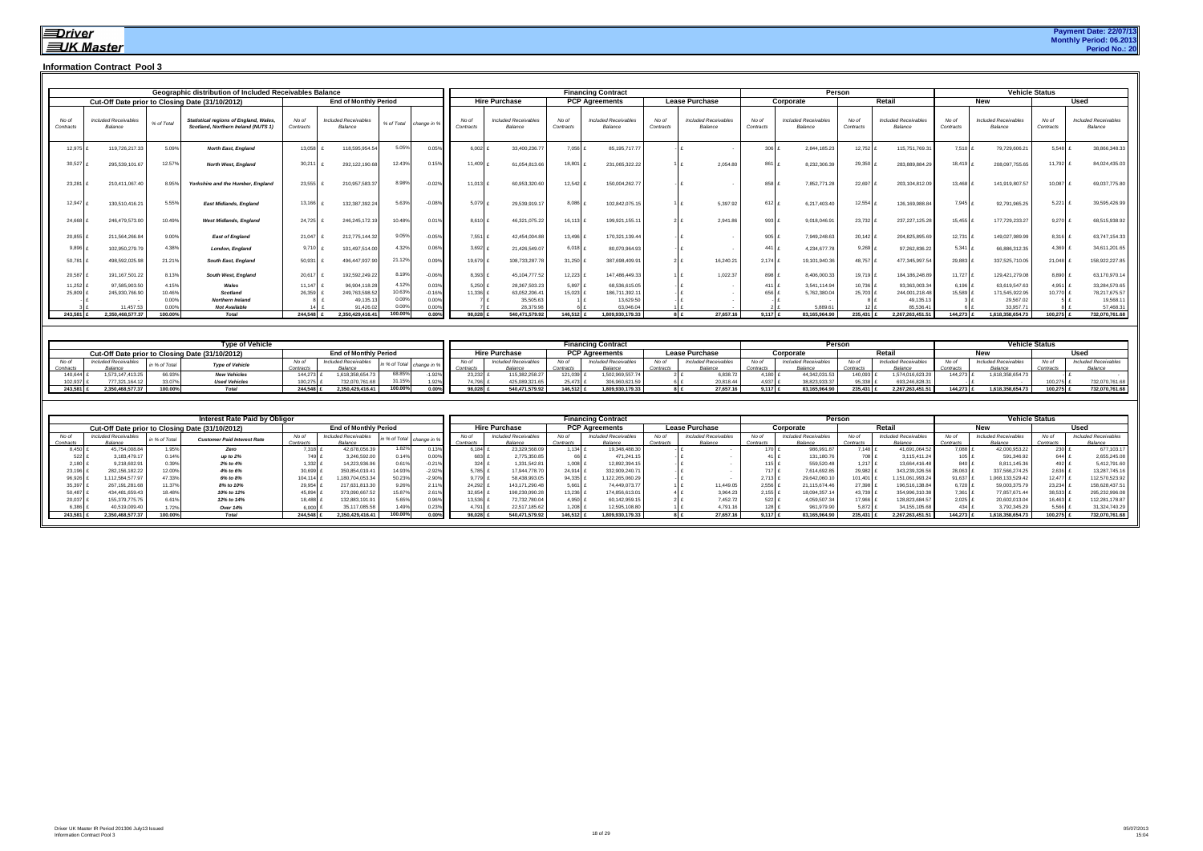**Driver UK Master**

**Payment Date: 22/07/13**
**Monthly Period: 06.2013**
**Period No.: 20**

## Information Contract Pool 3

### Geographic distribution of Included Receivables Balance

| Cut-Off Date prior to Closing Date (31/10/2012) | | | Geographic distribution of Included Receivables Balance | End of Monthly Period | | | | Financing Contract | | | | | | Person | | | | Vehicle Status | | | |
|---|---|---|---|---|---|---|---|---|---|---|---|---|---|---|---|---|---|---|---|---|---|
| | | | | | | | | Hire Purchase | | PCP Agreements | | Lease Purchase | | Corporate | | Retail | | New | | Used | |
| No of Contracts | Included Receivables Balance | % of Total | Statistical regions of England, Wales, Scotland, Northern Ireland (NUTS 1) | No of Contracts | Included Receivables Balance | % of Total | change in % | No of Contracts | Included Receivables Balance | No of Contracts | Included Receivables Balance | No of Contracts | Included Receivables Balance | No of Contracts | Included Receivables Balance | No of Contracts | Included Receivables Balance | No of Contracts | Included Receivables Balance | No of Contracts | Included Receivables Balance |
| 12,975 | £ 119,726,217.33 | 5.09% | North East, England | 13,058 | £ 118,595,954.54 | 5.05% | 0.05% | 6,002 | £ 33,400,236.77 | 7,056 | £ 85,195,717.77 | - | £ - | 306 | £ 2,844,185.23 | 12,752 | £ 115,751,769.31 | 7,510 | £ 79,729,606.21 | 5,548 | £ 38,866,348.33 |
| 30,527 | £ 295,539,101.67 | 12.57% | North West, England | 30,211 | £ 292,122,190.68 | 12.43% | 0.15% | 11,409 | £ 61,054,813.66 | 18,801 | £ 231,065,322.22 | 1 | £ 2,054.80 | 861 | £ 8,232,306.39 | 29,350 | £ 283,889,884.29 | 18,419 | £ 208,097,755.65 | 11,792 | £ 84,024,435.03 |
| 23,281 | £ 210,411,067.40 | 8.95% | Yorkshire and the Humber, England | 23,555 | £ 210,957,583.37 | 8.98% | -0.02% | 11,013 | £ 60,953,320.60 | 12,542 | £ 150,004,262.77 | - | £ - | 858 | £ 7,852,771.28 | 22,697 | £ 203,104,812.09 | 13,468 | £ 141,919,807.57 | 10,087 | £ 69,037,775.80 |
| 12,947 | £ 130,510,416.21 | 5.55% | East Midlands, England | 13,166 | £ 132,387,392.24 | 5.63% | -0.08% | 5,079 | £ 29,539,919.17 | 8,086 | £ 102,842,075.15 | 1 | £ 5,397.92 | 612 | £ 6,217,403.40 | 12,554 | £ 126,169,988.84 | 7,945 | £ 92,791,965.25 | 5,221 | £ 39,595,426.99 |
| 24,668 | £ 246,479,573.00 | 10.49% | West Midlands, England | 24,725 | £ 246,245,172.19 | 10.48% | 0.01% | 8,610 | £ 46,321,075.22 | 16,113 | £ 199,921,155.11 | 2 | £ 2,941.86 | 993 | £ 9,018,046.91 | 23,732 | £ 237,227,125.28 | 15,455 | £ 177,729,233.27 | 9,270 | £ 68,515,938.92 |
| 20,855 | £ 211,564,266.84 | 9.00% | East of England | 21,047 | £ 212,775,144.32 | 9.05% | -0.05% | 7,551 | £ 42,454,004.88 | 13,496 | £ 170,321,139.44 | - | £ - | 905 | £ 7,949,248.63 | 20,142 | £ 204,825,895.69 | 12,731 | £ 149,027,989.99 | 8,316 | £ 63,747,154.33 |
| 9,896 | £ 102,950,279.79 | 4.38% | London, England | 9,710 | £ 101,497,514.00 | 4.32% | 0.06% | 3,692 | £ 21,426,549.07 | 6,018 | £ 80,070,964.93 | - | £ - | 441 | £ 4,234,677.78 | 9,269 | £ 97,262,836.22 | 5,341 | £ 66,886,312.35 | 4,369 | £ 34,611,201.65 |
| 50,781 | £ 498,592,025.98 | 21.21% | South East, England | 50,931 | £ 496,447,937.90 | 21.12% | 0.09% | 19,679 | £ 108,733,287.78 | 31,250 | £ 387,698,409.91 | 2 | £ 16,240.21 | 2,174 | £ 19,101,940.36 | 48,757 | £ 477,345,997.54 | 29,883 | £ 337,525,710.05 | 21,048 | £ 158,922,227.85 |
| 20,587 | £ 191,167,501.22 | 8.13% | South West, England | 20,617 | £ 192,592,249.22 | 8.19% | -0.06% | 8,393 | £ 45,104,777.52 | 12,223 | £ 147,486,449.33 | 1 | £ 1,022.37 | 898 | £ 8,406,000.33 | 19,719 | £ 184,186,248.89 | 11,727 | £ 129,421,279.08 | 8,890 | £ 63,170,970.14 |
| 11,252 | £ 97,585,903.50 | 4.15% | Wales | 11,147 | £ 96,904,118.28 | 4.12% | 0.03% | 5,250 | £ 28,367,503.23 | 5,897 | £ 68,536,615.05 | - | £ - | 411 | £ 3,541,114.94 | 10,736 | £ 93,363,003.34 | 6,196 | £ 63,619,547.63 | 4,951 | £ 33,284,570.65 |
| 25,809 | £ 245,930,766.90 | 10.46% | Scotland | 26,359 | £ 249,763,598.52 | 10.63% | -0.16% | 11,336 | £ 63,052,206.41 | 15,023 | £ 186,711,392.11 | - | £ - | 656 | £ 5,762,380.04 | 25,703 | £ 244,001,218.48 | 15,589 | £ 171,545,922.95 | 10,770 | £ 78,217,675.57 |
| - | £ - | 0.00% | Northern Ireland | 8 | £ 49,135.13 | 0.00% | 0.00% | 7 | £ 35,505.63 | 1 | £ 13,629.50 | - | £ - | - | £ - | 8 | £ 49,135.13 | 3 | £ 29,567.02 | 5 | £ 19,568.11 |
| 3 | £ 11,457.53 | 0.00% | Not Available | 14 | £ 91,426.02 | 0.00% | 0.00% | 7 | £ 28,379.98 | 6 | £ 63,046.04 | 1 | £ - | 2 | £ 5,889.61 | 12 | £ 85,536.41 | 6 | £ 33,957.71 | 8 | £ 57,468.31 |
| 243,581 | £ 2,350,468,577.37 | 100.00% | Total | 244,548 | £ 2,350,429,416.41 | 100.00% | 0.00% | 98,028 | £ 540,471,579.92 | 146,512 | £ 1,809,930,179.33 | 8 | £ 27,657.16 | 9,117 | £ 83,165,964.90 | 235,431 | £ 2,267,263,451.51 | 144,273 | £ 1,618,358,654.73 | 100,275 | £ 732,070,761.68 |

### Type of Vehicle

| Cut-Off Date prior to Closing Date (31/10/2012) | | | Type of Vehicle | End of Monthly Period | | | | Financing Contract | | | | | | Person | | | | Vehicle Status | | | |
|---|---|---|---|---|---|---|---|---|---|---|---|---|---|---|---|---|---|---|---|---|---|
| | | | | | | | | Hire Purchase | | PCP Agreements | | Lease Purchase | | Corporate | | Retail | | New | | Used | |
| No of Contracts | Included Receivables Balance | in % of Total | Type of Vehicle | No of Contracts | Included Receivables Balance | in % of Total | change in % | No of Contracts | Included Receivables Balance | No of Contracts | Included Receivables Balance | No of Contracts | Included Receivables Balance | No of Contracts | Included Receivables Balance | No of Contracts | Included Receivables Balance | No of Contracts | Included Receivables Balance | No of Contracts | Included Receivables Balance |
| 140,644 | £ 1,573,147,413.25 | 66.93% | New Vehicles | 144,273 | £ 1,618,358,654.73 | 68.85% | -1.92% | 23,232 | £ 115,382,258.27 | 121,039 | £ 1,502,969,557.74 | 2 | £ 6,838.72 | 4,180 | £ 44,342,031.53 | 140,093 | £ 1,574,016,623.20 | 144,273 | £ 1,618,358,654.73 | - | £ - |
| 102,937 | £ 777,321,164.12 | 33.07% | Used Vehicles | 100,275 | £ 732,070,761.68 | 31.15% | 1.92% | 74,796 | £ 425,089,321.65 | 25,473 | £ 306,960,621.59 | 6 | £ 20,818.44 | 4,937 | £ 38,823,933.37 | 95,338 | £ 693,246,828.31 | - | £ - | 100,275 | £ 732,070,761.68 |
| 243,581 | £ 2,350,468,577.37 | 100.00% | Total | 244,548 | £ 2,350,429,416.41 | 100.00% | 0.00% | 98,028 | £ 540,471,579.92 | 146,512 | £ 1,809,930,179.33 | 8 | £ 27,657.16 | 9,117 | £ 83,165,964.90 | 235,431 | £ 2,267,263,451.51 | 144,273 | £ 1,618,358,654.73 | 100,275 | £ 732,070,761.68 |

### Interest Rate Paid by Obligor

| Cut-Off Date prior to Closing Date (31/10/2012) | | | Interest Rate Paid by Obligor | End of Monthly Period | | | | Financing Contract | | | | | | Person | | | | Vehicle Status | | | |
|---|---|---|---|---|---|---|---|---|---|---|---|---|---|---|---|---|---|---|---|---|---|
| | | | | | | | | Hire Purchase | | PCP Agreements | | Lease Purchase | | Corporate | | Retail | | New | | Used | |
| No of Contracts | Included Receivables Balance | in % of Total | Customer Paid Interest Rate | No of Contracts | Included Receivables Balance | in % of Total | change in % | No of Contracts | Included Receivables Balance | No of Contracts | Included Receivables Balance | No of Contracts | Included Receivables Balance | No of Contracts | Included Receivables Balance | No of Contracts | Included Receivables Balance | No of Contracts | Included Receivables Balance | No of Contracts | Included Receivables Balance |
| 8,450 | £ 45,754,008.84 | 1.95% | Zero | 7,318 | £ 42,678,056.39 | 1.82% | 0.13% | 6,184 | £ 23,329,568.09 | 1,134 | £ 19,348,488.30 | - | £ - | 170 | £ 986,991.87 | 7,148 | £ 41,691,064.52 | 7,088 | £ 42,000,953.22 | 230 | £ 677,103.17 |
| 522 | £ 3,183,479.17 | 0.14% | up to 2% | 749 | £ 3,246,592.00 | 0.14% | 0.00% | 683 | £ 2,775,350.85 | 66 | £ 471,241.15 | - | £ - | 41 | £ 131,180.76 | 708 | £ 3,115,411.24 | 105 | £ 591,346.92 | 644 | £ 2,655,245.08 |
| 2,180 | £ 9,218,602.91 | 0.39% | 2% to 4% | 1,332 | £ 14,223,936.96 | 0.61% | -0.21% | 324 | £ 1,331,542.81 | 1,008 | £ 12,892,394.15 | - | £ - | 115 | £ 559,520.48 | 1,217 | £ 13,664,416.48 | 840 | £ 8,811,145.36 | 492 | £ 5,412,791.60 |
| 23,196 | £ 282,156,182.22 | 12.00% | 4% to 6% | 30,699 | £ 350,854,019.41 | 14.93% | -2.92% | 5,785 | £ 17,944,778.70 | 24,914 | £ 332,909,240.71 | - | £ - | 717 | £ 7,614,692.85 | 29,982 | £ 343,239,326.56 | 28,063 | £ 337,566,274.25 | 2,636 | £ 13,287,745.16 |
| 96,926 | £ 1,112,584,577.97 | 47.33% | 6% to 8% | 104,114 | £ 1,180,704,053.34 | 50.23% | -2.90% | 9,779 | £ 58,438,993.05 | 94,335 | £ 1,122,265,060.29 | - | £ - | 2,713 | £ 29,642,060.10 | 101,401 | £ 1,151,061,993.24 | 91,637 | £ 1,068,133,529.42 | 12,477 | £ 112,570,523.92 |
| 35,397 | £ 267,191,281.68 | 11.37% | 8% to 10% | 29,954 | £ 217,631,813.30 | 9.26% | 2.11% | 24,292 | £ 143,171,290.48 | 5,661 | £ 74,449,073.77 | 1 | £ 11,449.05 | 2,556 | £ 21,115,674.46 | 27,398 | £ 196,516,138.84 | 6,720 | £ 59,003,375.79 | 23,234 | £ 158,628,437.51 |
| 50,487 | £ 434,481,659.43 | 18.48% | 10% to 12% | 45,894 | £ 373,090,667.52 | 15.87% | 2.61% | 32,654 | £ 198,230,090.28 | 13,236 | £ 174,856,613.01 | 4 | £ 3,964.23 | 2,155 | £ 18,094,357.14 | 43,739 | £ 354,996,310.38 | 7,361 | £ 77,857,671.44 | 38,533 | £ 295,232,996.08 |
| 20,037 | £ 155,379,775.75 | 6.61% | 12% to 14% | 18,488 | £ 132,883,191.91 | 5.65% | 0.96% | 13,536 | £ 72,732,780.04 | 4,950 | £ 60,142,959.15 | 2 | £ 7,452.72 | 522 | £ 4,059,507.34 | 17,966 | £ 128,823,684.57 | 2,025 | £ 20,602,013.04 | 16,463 | £ 112,281,178.87 |
| 8,386 | £ 40,519,009.40 | 1.72% | Over 14% | 6,000 | £ 35,117,085.58 | 1.49% | 0.23% | 4,791 | £ 22,517,185.62 | 1,208 | £ 12,595,108.80 | 1 | £ 4,791.16 | 128 | £ 961,979.90 | 5,872 | £ 34,155,105.68 | 434 | £ 3,792,345.29 | 5,566 | £ 31,324,740.29 |
| 243,581 | £ 2,350,468,577.37 | 100.00% | Total | 244,548 | £ 2,350,429,416.41 | 100.00% | 0.00% | 98,028 | £ 540,471,579.92 | 146,512 | £ 1,809,930,179.33 | 8 | £ 27,657.16 | 9,117 | £ 83,165,964.90 | 235,431 | £ 2,267,263,451.51 | 144,273 | £ 1,618,358,654.73 | 100,275 | £ 732,070,761.68 |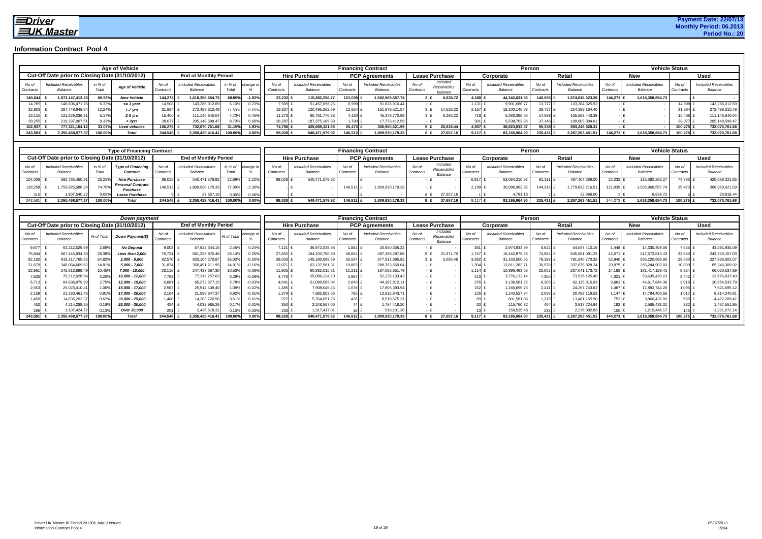**Driver UK Master**

**Payment Date: 22/07/13**
**Monthly Period: 06.2013**
**Period No.: 20**

## Information Contract Pool 4

| Age of Vehicle | | | | | | | | | Financing Contract | | | | | | Person | | | | Vehicle Status | | | |
|---|---|---|---|---|---|---|---|---|---|---|---|---|---|---|---|---|---|---|---|---|---|---|
| Cut-Off Date prior to Closing Date (31/10/2012) | | | | End of Monthly Period | | | | | Hire Purchase | | PCP Agreements | | Lease Purchase | | Corporate | | Retail | | New | | Used | |
| No of Contracts | Included Receivables Balance | in % of Total | Age of Vehicle | No of Contracts | Included Receivables Balance | in % of Total | change in % | | No of Contracts | Included Receivables Balance | No of Contracts | Included Receivables Balance | No of Contracts | Included Receivables Balance | No of Contracts | Included Receivables Balance | No of Contracts | Included Receivables Balance | No of Contracts | Included Receivables Balance | No of Contracts | Included Receivables Balance |
| 140,644 | £ 1,573,147,413.25 | 66.93% | New Vehicle | 144,273 | £ 1,618,358,654.73 | 68.85% | -1.92% | | 23,232 | £ 115,382,258.27 | 121,039 | £ 1,502,969,557.74 | 2 | £ 6,838.72 | 4,180 | £ 44,342,031.53 | 140,093 | £ 1,574,016,623.20 | 144,273 | £ 1,618,358,654.73 | - | £ - |
| 14,769 | £ 148,606,471.76 | 6.32% | <= 1 year | 14,908 | £ 143,286,012.69 | 6.10% | 0.23% | | 7,909 | £ 51,457,096.25 | 6,999 | £ 91,828,916.44 | - | £ - | 1,131 | £ 9,901,686.77 | 13,777 | £ 133,384,325.92 | - | £ - | 14,908 | £ 143,286,012.69 |
| 32,803 | £ 287,748,648.64 | 12.24% | 1-2 yrs | 31,884 | £ 272,489,310.48 | 11.59% | 0.65% | | 19,327 | £ 120,495,262.69 | 12,554 | £ 151,979,521.57 | 3 | £ 14,526.22 | 2,157 | £ 18,100,146.08 | 29,727 | £ 254,389,164.40 | - | £ - | 31,884 | £ 272,489,310.48 |
| 16,110 | £ 121,629,036.21 | 5.17% | 2-3 yrs | 15,406 | £ 111,146,840.04 | 4.73% | 0.45% | | 11,273 | £ 65,761,776.83 | 4,130 | £ 45,378,770.99 | 3 | £ 6,292.22 | 718 | £ 5,283,396.66 | 14,688 | £ 105,863,443.38 | - | £ - | 15,406 | £ 111,146,840.04 |
| 39,255 | £ 219,337,007.51 | 9.33% | > 3yrs | 38,077 | £ 205,148,598.47 | 8.73% | 0.60% | | 36,287 | £ 187,375,185.88 | 1,790 | £ 17,773,412.59 | - | £ - | 931 | £ 5,538,703.86 | 37,146 | £ 199,609,894.61 | - | £ - | 38,077 | £ 205,148,598.47 |
| 102,937 | £ 777,321,164.12 | 33.07% | Used vehicles | 100,275 | £ 732,070,761.68 | 31.15% | 1.92% | | 74,796 | £ 425,089,321.65 | 25,473 | £ 306,960,621.59 | 6 | £ 20,818.44 | 4,937 | £ 38,823,933.37 | 95,338 | £ 693,246,828.31 | - | £ - | 100,275 | £ 732,070,761.68 |
| 243,581 | £ 2,350,468,577.37 | 100.00% | Total | 244,548 | £ 2,350,429,416.41 | 100.00% | 0.00% | | 98,028 | £ 540,471,579.92 | 146,512 | £ 1,809,930,179.33 | 8 | £ 27,657.16 | 9,117 | £ 83,165,964.90 | 235,431 | £ 2,267,263,451.51 | 144,273 | £ 1,618,358,654.73 | 100,275 | £ 732,070,761.68 |

| Type of Financing Contract | | | | | | | | | Financing Contract | | | | | | Person | | | | Vehicle Status | | | |
|---|---|---|---|---|---|---|---|---|---|---|---|---|---|---|---|---|---|---|---|---|---|---|
| Cut-Off Date prior to Closing Date (31/10/2012) | | | | End of Monthly Period | | | | | Hire Purchase | | PCP Agreements | | Lease Purchase | | Corporate | | Retail | | New | | Used | |
| No of Contracts | Included Receivables Balance | in % of Total | Type of Financing Contract | No of Contracts | Included Receivables Balance | in % of Total | change in % | | No of Contracts | Included Receivables Balance | No of Contracts | Included Receivables Balance | No of Contracts | Included Receivables Balance | No of Contracts | Included Receivables Balance | No of Contracts | Included Receivables Balance | No of Contracts | Included Receivables Balance | No of Contracts | Included Receivables Balance |
| 104,008 | £ 592,735,450.91 | 25.22% | Hire Purchase | 98,028 | £ 540,471,579.92 | 22.99% | 2.22% | | 98,028 | £ 540,471,579.92 | - | £ - | - | £ - | 6,917 | £ 53,064,210.92 | 91,111 | £ 487,407,369.00 | 23,232 | £ 115,382,258.27 | 74,796 | £ 425,089,321.65 |
| 139,258 | £ 1,755,825,586.24 | 74.70% | Personal Contract Purchase | 146,512 | £ 1,809,930,179.33 | 77.00% | -2.30% | | - | £ - | 146,512 | £ 1,809,930,179.33 | - | £ - | 2,199 | £ 30,096,962.82 | 144,313 | £ 1,779,833,216.51 | 121,039 | £ 1,502,969,557.74 | 25,473 | £ 306,960,621.59 |
| 315 | £ 1,907,540.22 | 0.08% | Lease Purchase | 8 | £ 27,657.16 | 0.00% | 0.08% | | - | £ - | - | £ - | 8 | £ 27,657.16 | 1 | £ 4,791.16 | 7 | £ 22,866.00 | 2 | £ 6,838.72 | 6 | £ 20,818.44 |
| 243,581 | £ 2,350,468,577.37 | 100.00% | Total | 244,548 | £ 2,350,429,416.41 | 100.00% | 0.00% | | 98,028 | £ 540,471,579.92 | 146,512 | £ 1,809,930,179.33 | 8 | £ 27,657.16 | 9,117 | £ 83,165,964.90 | 235,431 | £ 2,267,263,451.51 | 144,273 | £ 1,618,358,654.73 | 100,275 | £ 732,070,761.68 |

| Down payment | | | | | | | | | Financing Contract | | | | | | Person | | | | Vehicle Status | | | |
|---|---|---|---|---|---|---|---|---|---|---|---|---|---|---|---|---|---|---|---|---|---|---|
| Cut-Off Date prior to Closing Date (31/10/2012) | | | | End of Monthly Period | | | | | Hire Purchase | | PCP Agreements | | Lease Purchase | | Corporate | | Retail | | New | | Used | |
| No of Contracts | Included Receivables Balance | % of Total | Down Payment(£) | No of Contracts | Included Receivables Balance | % of Total | change in % | | No of Contracts | Included Receivables Balance | No of Contracts | Included Receivables Balance | No of Contracts | Included Receivables Balance | No of Contracts | Included Receivables Balance | No of Contracts | Included Receivables Balance | No of Contracts | Included Receivables Balance | No of Contracts | Included Receivables Balance |
| 9,677 | £ 63,212,529.99 | 2.69% | No Deposit | 9,003 | £ 57,622,344.15 | 2.45% | 0.24% | | 7,121 | £ 36,972,038.93 | 1,882 | £ 20,650,305.22 | - | £ - | 381 | £ 2,974,933.99 | 8,622 | £ 54,647,410.16 | 1,448 | £ 14,330,409.06 | 7,555 | £ 43,291,935.09 |
| 75,844 | £ 667,145,934.30 | 28.38% | Less than 2,000 | 76,731 | £ 661,323,970.46 | 28.14% | 0.25% | | 27,662 | £ 164,102,700.90 | 49,064 | £ 497,199,297.86 | 5 | £ 21,971.70 | 1,747 | £ 15,442,879.23 | 74,984 | £ 645,881,091.23 | 43,071 | £ 417,573,813.43 | 33,660 | £ 243,750,157.03 |
| 82,182 | £ 818,317,765.65 | 34.82% | 2,000 - 5,000 | 82,570 | £ 823,104,270.87 | 35.02% | -0.20% | | 26,033 | £ 145,180,689.59 | 56,534 | £ 677,917,895.82 | 3 | £ 5,685.46 | 3,382 | £ 31,163,500.55 | 79,188 | £ 791,940,770.32 | 52,940 | £ 595,220,668.80 | 29,630 | £ 227,883,602.07 |
| 31,679 | £ 348,064,669.62 | 14.81% | 5,000 - 7,000 | 31,874 | £ 350,491,211.95 | 14.91% | -0.10% | | 12,071 | £ 62,137,561.31 | 19,803 | £ 288,353,650.64 | - | £ - | 1,304 | £ 12,811,383.71 | 30,570 | £ 337,679,828.24 | 20,975 | £ 265,244,902.03 | 10,899 | £ 85,246,309.92 |
| 22,951 | £ 245,613,889.49 | 10.45% | 7,000 - 10,000 | 23,116 | £ 247,437,667.30 | 10.53% | -0.08% | | 11,905 | £ 60,382,015.51 | 11,211 | £ 187,055,651.79 | - | £ - | 1,114 | £ 10,396,493.58 | 22,002 | £ 237,041,173.72 | 14,192 | £ 181,417,129.41 | 8,924 | £ 66,020,537.89 |
| 7,625 | £ 75,212,928.94 | 3.20% | 10,000 - 12,000 | 7,763 | £ 77,312,257.63 | 3.29% | -0.09% | | 4,776 | £ 25,086,124.20 | 2,987 | £ 52,226,133.43 | - | £ - | 413 | £ 3,776,132.14 | 7,350 | £ 73,536,125.49 | 4,321 | £ 53,635,420.23 | 3,442 | £ 23,676,837.40 |
| 6,713 | £ 64,636,979.90 | 2.75% | 12,000 - 15,000 | 6,681 | £ 65,272,377.15 | 2.78% | -0.03% | | 4,041 | £ 21,089,565.04 | 2,640 | £ 44,182,812.11 | - | £ - | 376 | £ 3,136,561.22 | 6,305 | £ 62,135,815.93 | 3,662 | £ 44,617,844.36 | 3,019 | £ 20,654,532.79 |
| 2,553 | £ 25,023,410.41 | 1.06% | 15,000 - 17,000 | 2,563 | £ 25,514,439.40 | 1.09% | -0.02% | | 1,485 | £ 7,908,045.46 | 1,078 | £ 17,606,393.94 | - | £ - | 152 | £ 1,246,695.78 | 2,411 | £ 24,267,743.62 | 1,467 | £ 17,892,744.28 | 1,096 | £ 7,621,695.12 |
| 2,159 | £ 21,283,461.43 | 0.91% | 17,000 - 20,000 | 2,164 | £ 21,598,647.37 | 0.92% | -0.01% | | 1,379 | £ 7,682,803.66 | 785 | £ 13,915,843.71 | - | £ - | 126 | £ 1,140,527.84 | 2,038 | £ 20,458,119.53 | 1,147 | £ 14,784,406.56 | 1,017 | £ 6,814,240.81 |
| 1,450 | £ 14,635,293.37 | 0.62% | 20,000 - 25,000 | 1,408 | £ 14,282,726.56 | 0.61% | 0.01% | | 972 | £ 5,764,051.25 | 436 | £ 8,518,675.31 | - | £ - | 89 | £ 801,561.06 | 1,319 | £ 13,481,165.50 | 753 | £ 9,860,437.09 | 655 | £ 4,422,289.47 |
| 452 | £ 4,214,289.55 | 0.18% | 25,000 - 30,000 | 424 | £ 4,032,985.26 | 0.17% | 0.01% | | 350 | £ 2,248,567.06 | 74 | £ 1,784,418.20 | - | £ - | 20 | £ 115,760.32 | 404 | £ 3,917,224.94 | 192 | £ 2,565,433.31 | 232 | £ 1,467,551.95 |
| 296 | £ 3,107,424.72 | 0.13% | Over 30,000 | 251 | £ 2,436,518.31 | 0.10% | 0.03% | | 233 | £ 1,917,417.01 | 18 | £ 519,101.30 | - | £ - | 13 | £ 159,535.48 | 238 | £ 2,276,982.83 | 105 | £ 1,215,446.17 | 146 | £ 1,221,072.14 |
| 243,581 | £ 2,350,468,577.37 | 100.00% | Total | 244,548 | £ 2,350,429,416.41 | 100.00% | 0.00% | | 98,028 | £ 540,471,579.92 | 146,512 | £ 1,809,930,179.33 | 8 | £ 27,657.16 | 9,117 | £ 83,165,964.90 | 235,431 | £ 2,267,263,451.51 | 144,273 | £ 1,618,358,654.73 | 100,275 | £ 732,070,761.68 |

Driver UK Master IR Period 201306 July13 Issued
Information Contract Pool 4

05/07/2013
15:04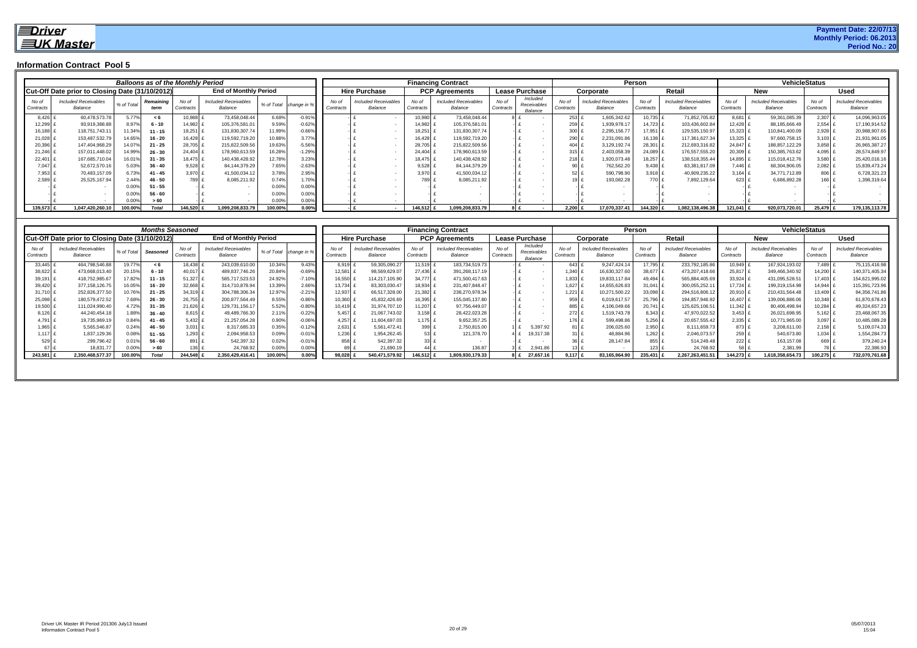# Driver UK Master

**Payment Date: 22/07/13**
**Monthly Period: 06.2013**
**Period No.: 20**

## Information Contract Pool 5

| Balloons as of the Monthly Period | | | | | | | | Financing Contract | | | | | | Person | | | | VehicleStatus | | | |
|---|---|---|---|---|---|---|---|---|---|---|---|---|---|---|---|---|---|---|---|---|---|
| Cut-Off Date prior to Closing Date (31/10/2012) | | | | End of Monthly Period | | | | Hire Purchase | | PCP Agreements | | Lease Purchase | | Corporate | | Retail | | New | | Used | |
| No of Contracts | Included Receivables Balance | % of Total | Remaining term | No of Contracts | Included Receivables Balance | % of Total | change in % | No of Contracts | Included Receivables Balance | No of Contracts | Included Receivables Balance | No of Contracts | Included Receivables Balance | No of Contracts | Included Receivables Balance | No of Contracts | Included Receivables Balance | No of Contracts | Included Receivables Balance | No of Contracts | Included Receivables Balance |
| 8,426 | £ 60,478,573.78 | 5.77% | < 6 | 10,988 | £ 73,458,048.44 | 6.68% | -0.91% | - | £ - | 10,980 | £ 73,458,048.44 | 8 | £ - | 253 | £ 1,605,342.62 | 10,735 | £ 71,852,705.82 | 8,681 | £ 59,361,085.39 | 2,307 | £ 14,096,963.05 |
| 12,299 | £ 93,919,388.88 | 8.97% | 6 - 10 | 14,982 | £ 105,376,581.01 | 9.59% | -0.62% | - | £ - | 14,982 | £ 105,376,581.01 | - | £ - | 259 | £ 1,939,978.17 | 14,723 | £ 103,436,602.84 | 12,428 | £ 88,185,666.49 | 2,554 | £ 17,190,914.52 |
| 16,188 | £ 118,751,743.11 | 11.34% | 11 - 15 | 18,251 | £ 131,830,307.74 | 11.99% | -0.66% | - | £ - | 18,251 | £ 131,830,307.74 | - | £ - | 300 | £ 2,295,156.77 | 17,951 | £ 129,535,150.97 | 15,323 | £ 110,841,400.09 | 2,928 | £ 20,988,907.65 |
| 21,028 | £ 153,487,532.79 | 14.65% | 16 - 20 | 16,428 | £ 119,592,719.20 | 10.88% | 3.77% | - | £ - | 16,428 | £ 119,592,719.20 | - | £ - | 290 | £ 2,231,091.86 | 16,138 | £ 117,361,627.34 | 13,325 | £ 97,660,758.15 | 3,103 | £ 21,931,961.05 |
| 20,396 | £ 147,404,968.29 | 14.07% | 21 - 25 | 28,705 | £ 215,822,509.56 | 19.63% | -5.56% | - | £ - | 28,705 | £ 215,822,509.56 | - | £ - | 404 | £ 3,129,192.74 | 28,301 | £ 212,693,316.82 | 24,847 | £ 188,857,122.29 | 3,858 | £ 26,965,387.27 |
| 21,246 | £ 157,011,448.02 | 14.99% | 26 - 30 | 24,404 | £ 178,960,613.59 | 16.28% | -1.29% | - | £ - | 24,404 | £ 178,960,613.59 | - | £ - | 315 | £ 2,403,058.39 | 24,089 | £ 176,557,555.20 | 20,309 | £ 150,385,763.62 | 4,095 | £ 28,574,849.97 |
| 22,401 | £ 167,685,710.04 | 16.01% | 31 - 35 | 18,475 | £ 140,438,428.92 | 12.78% | 3.23% | - | £ - | 18,475 | £ 140,438,428.92 | - | £ - | 218 | £ 1,920,073.48 | 18,257 | £ 138,518,355.44 | 14,895 | £ 115,018,412.76 | 3,580 | £ 25,420,016.16 |
| 7,047 | £ 52,672,570.16 | 5.03% | 36 - 40 | 9,528 | £ 84,144,379.29 | 7.65% | -2.63% | - | £ - | 9,528 | £ 84,144,379.29 | - | £ - | 90 | £ 762,562.20 | 9,438 | £ 83,381,817.09 | 7,446 | £ 68,304,906.05 | 2,082 | £ 15,839,473.24 |
| 7,953 | £ 70,483,157.09 | 6.73% | 41 - 45 | 3,970 | £ 41,500,034.12 | 3.78% | 2.95% | - | £ - | 3,970 | £ 41,500,034.12 | - | £ - | 52 | £ 590,798.90 | 3,918 | £ 40,909,235.22 | 3,164 | £ 34,771,712.89 | 806 | £ 6,728,321.23 |
| 2,589 | £ 25,525,167.94 | 2.44% | 46 - 50 | 789 | £ 8,085,211.92 | 0.74% | 1.70% | - | £ - | 789 | £ 8,085,211.92 | - | £ - | 19 | £ 193,082.28 | 770 | £ 7,892,129.64 | 623 | £ 6,686,892.28 | 166 | £ 1,398,319.64 |
| - | £ - | 0.00% | 51 - 55 | - | £ - | 0.00% | 0.00% | - | £ - | - | £ - | - | £ - | - | £ - | - | £ - | - | £ - | - | £ - |
| - | £ - | 0.00% | 56 - 60 | - | £ - | 0.00% | 0.00% | - | £ - | - | £ - | - | £ - | - | £ - | - | £ - | - | £ - | - | £ - |
| - | £ - | 0.00% | > 60 | - | £ - | 0.00% | 0.00% | - | £ - | - | £ - | - | £ - | - | £ - | - | £ - | - | £ - | - | £ - |
| 139,573 | £ 1,047,420,260.10 | 100.00% | Total | 146,520 | £ 1,099,208,833.79 | 100.00% | 0.00% | - | £ - | 146,512 | £ 1,099,208,833.79 | 8 | £ - | 2,200 | £ 17,070,337.41 | 144,320 | £ 1,082,138,496.38 | 121,041 | £ 920,073,720.01 | 25,479 | £ 179,135,113.78 |

| Months Seasoned | | | | | | | | Financing Contract | | | | | | Person | | | | VehicleStatus | | | |
|---|---|---|---|---|---|---|---|---|---|---|---|---|---|---|---|---|---|---|---|---|---|
| Cut-Off Date prior to Closing Date (31/10/2012) | | | | End of Monthly Period | | | | Hire Purchase | | PCP Agreements | | Lease Purchase | | Corporate | | Retail | | New | | Used | |
| No of Contracts | Included Receivables Balance | % of Total | Seasoned | No of Contracts | Included Receivables Balance | % of Total | change in % | No of Contracts | Included Receivables Balance | No of Contracts | Included Receivables Balance | No of Contracts | Included Receivables Balance | No of Contracts | Included Receivables Balance | No of Contracts | Included Receivables Balance | No of Contracts | Included Receivables Balance | No of Contracts | Included Receivables Balance |
| 33,445 | £ 464,798,546.88 | 19.77% | < 6 | 18,438 | £ 243,039,610.00 | 10.34% | 9.43% | 6,919 | £ 59,305,090.27 | 11,519 | £ 183,734,519.73 | - | £ - | 643 | £ 9,247,424.14 | 17,795 | £ 233,792,185.86 | 10,949 | £ 167,924,193.02 | 7,489 | £ 75,115,416.98 |
| 38,622 | £ 473,668,013.40 | 20.15% | 6 - 10 | 40,017 | £ 489,837,746.26 | 20.84% | -0.69% | 12,581 | £ 98,569,629.07 | 27,436 | £ 391,268,117.19 | - | £ - | 1,340 | £ 16,630,327.60 | 38,677 | £ 473,207,418.66 | 25,817 | £ 349,466,340.92 | 14,200 | £ 140,371,405.34 |
| 39,191 | £ 418,752,985.67 | 17.82% | 11 - 15 | 51,327 | £ 585,717,523.53 | 24.92% | -7.10% | 16,550 | £ 114,217,105.90 | 34,777 | £ 471,500,417.63 | - | £ - | 1,833 | £ 19,833,117.84 | 49,494 | £ 565,884,405.69 | 33,924 | £ 431,095,528.51 | 17,403 | £ 154,621,995.02 |
| 39,420 | £ 377,158,126.75 | 16.05% | 16 - 20 | 32,668 | £ 314,710,878.94 | 13.39% | 2.66% | 13,734 | £ 83,303,030.47 | 18,934 | £ 231,407,848.47 | - | £ - | 1,627 | £ 14,655,626.83 | 31,041 | £ 300,055,252.11 | 17,724 | £ 199,319,154.98 | 14,944 | £ 115,391,723.96 |
| 31,710 | £ 252,826,377.50 | 10.76% | 21 - 25 | 34,319 | £ 304,788,306.34 | 12.97% | -2.21% | 12,937 | £ 66,517,328.00 | 21,382 | £ 238,270,978.34 | - | £ - | 1,221 | £ 10,271,500.22 | 33,098 | £ 294,516,806.12 | 20,910 | £ 210,431,564.48 | 13,409 | £ 94,356,741.86 |
| 25,098 | £ 180,579,472.52 | 7.68% | 26 - 30 | 26,755 | £ 200,877,564.49 | 8.55% | -0.86% | 10,360 | £ 45,832,426.69 | 16,395 | £ 155,045,137.80 | - | £ - | 959 | £ 6,019,617.57 | 25,796 | £ 194,857,946.92 | 16,407 | £ 139,006,886.06 | 10,348 | £ 61,870,678.43 |
| 19,500 | £ 111,024,990.40 | 4.72% | 31 - 35 | 21,626 | £ 129,731,156.17 | 5.52% | -0.80% | 10,419 | £ 31,974,707.10 | 11,207 | £ 97,756,449.07 | - | £ - | 885 | £ 4,106,049.66 | 20,741 | £ 125,625,106.51 | 11,342 | £ 80,406,498.94 | 10,284 | £ 49,324,657.23 |
| 8,126 | £ 44,240,454.18 | 1.88% | 36 - 40 | 8,615 | £ 49,489,766.30 | 2.11% | -0.22% | 5,457 | £ 21,067,743.02 | 3,158 | £ 28,422,023.28 | - | £ - | 272 | £ 1,519,743.78 | 8,343 | £ 47,970,022.52 | 3,453 | £ 26,021,698.95 | 5,162 | £ 23,468,067.35 |
| 4,791 | £ 19,735,969.19 | 0.84% | 41 - 45 | 5,432 | £ 21,257,054.28 | 0.90% | -0.06% | 4,257 | £ 11,604,697.03 | 1,175 | £ 9,652,357.25 | - | £ - | 176 | £ 599,498.86 | 5,256 | £ 20,657,555.42 | 2,335 | £ 10,771,965.00 | 3,097 | £ 10,485,089.28 |
| 1,965 | £ 5,565,546.87 | 0.24% | 46 - 50 | 3,031 | £ 8,317,685.33 | 0.35% | -0.12% | 2,631 | £ 5,561,472.41 | 399 | £ 2,750,815.00 | 1 | £ 5,397.92 | 81 | £ 206,025.60 | 2,950 | £ 8,111,659.73 | 873 | £ 3,208,611.00 | 2,158 | £ 5,109,074.33 |
| 1,117 | £ 1,837,129.36 | 0.08% | 51 - 55 | 1,293 | £ 2,094,958.53 | 0.09% | -0.01% | 1,236 | £ 1,954,262.45 | 53 | £ 121,378.70 | 4 | £ 19,317.38 | 31 | £ 48,884.96 | 1,262 | £ 2,046,073.57 | 259 | £ 540,673.80 | 1,034 | £ 1,554,284.73 |
| 529 | £ 299,796.42 | 0.01% | 56 - 60 | 891 | £ 542,397.32 | 0.02% | -0.01% | 858 | £ 542,397.32 | 33 | £ - | - | £ - | 36 | £ 28,147.84 | 855 | £ 514,249.48 | 222 | £ 163,157.08 | 669 | £ 379,240.24 |
| 67 | -£ 18,831.77 | 0.00% | > 60 | 136 | £ 24,768.92 | 0.00% | 0.00% | 89 | £ 21,690.19 | 44 | £ 136.87 | 3 | £ 2,941.86 | 13 | £ - | 123 | £ 24,768.92 | 58 | £ 2,381.99 | 78 | £ 22,386.93 |
| 243,581 | £ 2,350,468,577.37 | 100.00% | Total | 244,548 | £ 2,350,429,416.41 | 100.00% | 0.00% | 98,028 | £ 540,471,579.92 | 146,512 | £ 1,809,930,179.33 | 8 | £ 27,657.16 | 9,117 | £ 83,165,964.90 | 235,431 | £ 2,267,263,451.51 | 144,273 | £ 1,618,358,654.73 | 100,275 | £ 732,070,761.68 |

Driver UK Master IR Period 201306 July13 Issued
Information Contract Pool 5

05/07/2013
15:04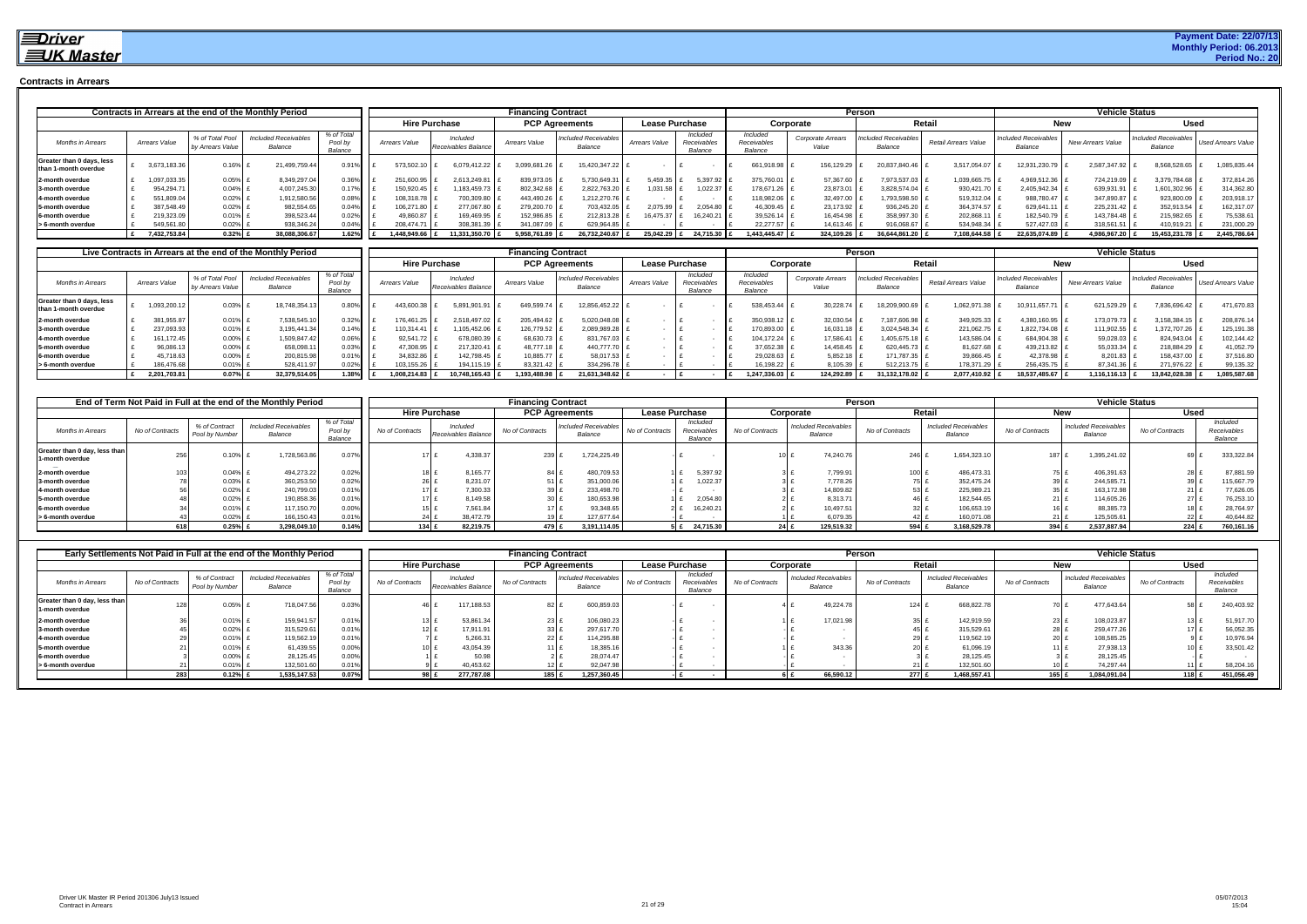**Driver UK Master**

**Payment Date: 22/07/13**
**Monthly Period: 06.2013**
**Period No.: 20**

## Contracts in Arrears

| Contracts in Arrears at the end of the Monthly Period | | | | | Financing Contract | | | | | | Person | | | | Vehicle Status | | | |
|---|---|---|---|---|---|---|---|---|---|---|---|---|---|---|---|---|---|---|
| | | | | | Hire Purchase | | PCP Agreements | | Lease Purchase | | Corporate | | Retail | | New | | Used | |
| Months in Arrears | Arrears Value | % of Total Pool by Arrears Value | Included Receivables Balance | % of Total Pool by Balance | Arrears Value | Included Receivables Balance | Arrears Value | Included Receivables Balance | Arrears Value | Included Receivables Balance | Included Receivables Balance | Corporate Arrears Value | Included Receivables Balance | Retail Arrears Value | Included Receivables Balance | New Arrears Value | Included Receivables Balance | Used Arrears Value |
| Greater than 0 days, less than 1-month overdue | £ 3,673,183.36 | 0.16% | £ 21,499,759.44 | 0.91% | £ 573,502.10 | £ 6,079,412.22 | £ 3,099,681.26 | £ 15,420,347.22 | £ - | £ - | £ 661,918.98 | £ 156,129.29 | £ 20,837,840.46 | £ 3,517,054.07 | £ 12,931,230.79 | £ 2,587,347.92 | £ 8,568,528.65 | £ 1,085,835.44 |
| 2-month overdue | £ 1,097,033.35 | 0.05% | £ 8,349,297.04 | 0.36% | £ 251,600.95 | £ 2,613,249.81 | £ 839,973.05 | £ 5,730,649.31 | £ 5,459.35 | £ 5,397.92 | £ 375,760.01 | £ 57,367.60 | £ 7,973,537.03 | £ 1,039,665.75 | £ 4,969,512.36 | £ 724,219.09 | £ 3,379,784.68 | £ 372,814.26 |
| 3-month overdue | £ 954,294.71 | 0.04% | £ 4,007,245.30 | 0.17% | £ 150,920.45 | £ 1,183,459.73 | £ 802,342.68 | £ 2,822,763.20 | £ 1,031.58 | £ 1,022.37 | £ 178,671.26 | £ 23,873.01 | £ 3,828,574.04 | £ 930,421.70 | £ 2,405,942.34 | £ 639,931.91 | £ 1,601,302.96 | £ 314,362.80 |
| 4-month overdue | £ 551,809.04 | 0.02% | £ 1,912,580.56 | 0.08% | £ 108,318.78 | £ 700,309.80 | £ 443,490.26 | £ 1,212,270.76 | £ - | £ - | £ 118,982.06 | £ 32,497.00 | £ 1,793,598.50 | £ 519,312.04 | £ 988,780.47 | £ 347,890.87 | £ 923,800.09 | £ 203,918.17 |
| 5-month overdue | £ 387,548.49 | 0.02% | £ 982,554.65 | 0.04% | £ 106,271.80 | £ 277,067.80 | £ 279,200.70 | £ 703,432.05 | £ 2,075.99 | £ 2,054.80 | £ 46,309.45 | £ 23,173.92 | £ 936,245.20 | £ 364,374.57 | £ 629,641.11 | £ 225,231.42 | £ 352,913.54 | £ 162,317.07 |
| 6-month overdue | £ 219,323.09 | 0.01% | £ 398,523.44 | 0.02% | £ 49,860.87 | £ 169,469.95 | £ 152,986.85 | £ 212,813.28 | £ 16,475.37 | £ 16,240.21 | £ 39,526.14 | £ 16,454.98 | £ 358,997.30 | £ 202,868.11 | £ 182,540.79 | £ 143,784.48 | £ 215,982.65 | £ 75,538.61 |
| > 6-month overdue | £ 549,561.80 | 0.02% | £ 938,346.24 | 0.04% | £ 208,474.71 | £ 308,381.39 | £ 341,087.09 | £ 629,964.85 | £ - | £ - | £ 22,277.57 | £ 14,613.46 | £ 916,068.67 | £ 534,948.34 | £ 527,427.03 | £ 318,561.51 | £ 410,919.21 | £ 231,000.29 |
| | £ 7,432,753.84 | 0.32% | £ 38,088,306.67 | 1.62% | £ 1,448,949.66 | £ 11,331,350.70 | £ 5,958,761.89 | £ 26,732,240.67 | £ 25,042.29 | £ 24,715.30 | £ 1,443,445.47 | £ 324,109.26 | £ 36,644,861.20 | £ 7,108,644.58 | £ 22,635,074.89 | £ 4,986,967.20 | £ 15,453,231.78 | £ 2,445,786.64 |

| Live Contracts in Arrears at the end of the Monthly Period | | | | | Financing Contract | | | | | | Person | | | | Vehicle Status | | | |
|---|---|---|---|---|---|---|---|---|---|---|---|---|---|---|---|---|---|---|
| | | | | | Hire Purchase | | PCP Agreements | | Lease Purchase | | Corporate | | Retail | | New | | Used | |
| Months in Arrears | Arrears Value | % of Total Pool by Arrears Value | Included Receivables Balance | % of Total Pool by Balance | Arrears Value | Included Receivables Balance | Arrears Value | Included Receivables Balance | Arrears Value | Included Receivables Balance | Included Receivables Balance | Corporate Arrears Value | Included Receivables Balance | Retail Arrears Value | Included Receivables Balance | New Arrears Value | Included Receivables Balance | Used Arrears Value |
| Greater than 0 days, less than 1-month overdue | £ 1,093,200.12 | 0.03% | £ 18,748,354.13 | 0.80% | £ 443,600.38 | £ 5,891,901.91 | £ 649,599.74 | £ 12,856,452.22 | £ - | £ - | £ 538,453.44 | £ 30,228.74 | £ 18,209,900.69 | £ 1,062,971.38 | £ 10,911,657.71 | £ 621,529.29 | £ 7,836,696.42 | £ 471,670.83 |
| 2-month overdue | £ 381,955.87 | 0.01% | £ 7,538,545.10 | 0.32% | £ 176,461.25 | £ 2,518,497.02 | £ 205,494.62 | £ 5,020,048.08 | £ - | £ - | £ 350,938.12 | £ 32,030.54 | £ 7,187,606.98 | £ 349,925.33 | £ 4,380,160.95 | £ 173,079.73 | £ 3,158,384.15 | £ 208,876.14 |
| 3-month overdue | £ 237,093.93 | 0.01% | £ 3,195,441.34 | 0.14% | £ 110,314.41 | £ 1,105,452.06 | £ 126,779.52 | £ 2,089,989.28 | £ - | £ - | £ 170,893.00 | £ 16,031.18 | £ 3,024,548.34 | £ 221,062.75 | £ 1,822,734.08 | £ 111,902.55 | £ 1,372,707.26 | £ 125,191.38 |
| 4-month overdue | £ 161,172.45 | 0.00% | £ 1,509,847.42 | 0.06% | £ 92,541.72 | £ 678,080.39 | £ 68,630.73 | £ 831,767.03 | £ - | £ - | £ 104,172.24 | £ 17,586.41 | £ 1,405,675.18 | £ 143,586.04 | £ 684,904.38 | £ 59,028.03 | £ 824,943.04 | £ 102,144.42 |
| 5-month overdue | £ 96,086.13 | 0.00% | £ 658,098.11 | 0.03% | £ 47,308.95 | £ 217,320.41 | £ 48,777.18 | £ 440,777.70 | £ - | £ - | £ 37,652.38 | £ 14,458.45 | £ 620,445.73 | £ 81,627.68 | £ 439,213.82 | £ 55,033.34 | £ 218,884.29 | £ 41,052.79 |
| 6-month overdue | £ 45,718.63 | 0.00% | £ 200,815.98 | 0.01% | £ 34,832.86 | £ 142,798.45 | £ 10,885.77 | £ 58,017.53 | £ - | £ - | £ 29,028.63 | £ 5,852.18 | £ 171,787.35 | £ 39,866.45 | £ 42,378.98 | £ 8,201.83 | £ 158,437.00 | £ 37,516.80 |
| > 6-month overdue | £ 186,476.68 | 0.01% | £ 528,411.97 | 0.02% | £ 103,155.26 | £ 194,115.19 | £ 83,321.42 | £ 334,296.78 | £ - | £ - | £ 16,198.22 | £ 8,105.39 | £ 512,213.75 | £ 178,371.29 | £ 256,435.75 | £ 87,341.36 | £ 271,976.22 | £ 99,135.32 |
| | £ 2,201,703.81 | 0.07% | £ 32,379,514.05 | 1.38% | £ 1,008,214.83 | £ 10,748,165.43 | £ 1,193,488.98 | £ 21,631,348.62 | £ - | £ - | £ 1,247,336.03 | £ 124,292.89 | £ 31,132,178.02 | £ 2,077,410.92 | £ 18,537,485.67 | £ 1,116,116.13 | £ 13,842,028.38 | £ 1,085,587.68 |

| End of Term Not Paid in Full at the end of the Monthly Period | | | | | Financing Contract | | | | | | Person | | | | Vehicle Status | | | |
|---|---|---|---|---|---|---|---|---|---|---|---|---|---|---|---|---|---|---|
| | | | | | Hire Purchase | | PCP Agreements | | Lease Purchase | | Corporate | | Retail | | New | | Used | |
| Months in Arrears | No of Contracts | % of Contract Pool by Number | Included Receivables Balance | % of Total Pool by Balance | No of Contracts | Included Receivables Balance | No of Contracts | Included Receivables Balance | No of Contracts | Included Receivables Balance | No of Contracts | Included Receivables Balance | No of Contracts | Included Receivables Balance | No of Contracts | Included Receivables Balance | No of Contracts | Included Receivables Balance |
| Greater than 0 day, less than 1-month overdue | 256 | 0.10% | £ 1,728,563.86 | 0.07% | 17 | £ 4,338.37 | 239 | £ 1,724,225.49 | - | £ - | 10 | £ 74,240.76 | 246 | £ 1,654,323.10 | 187 | £ 1,395,241.02 | 69 | £ 333,322.84 |
| 2-month overdue | 103 | 0.04% | £ 494,273.22 | 0.02% | 18 | £ 8,165.77 | 84 | £ 480,709.53 | 1 | £ 5,397.92 | 3 | £ 7,799.91 | 100 | £ 486,473.31 | 75 | £ 406,391.63 | 28 | £ 87,881.59 |
| 3-month overdue | 78 | 0.03% | £ 360,253.50 | 0.02% | 26 | £ 8,231.07 | 51 | £ 351,000.06 | 1 | £ 1,022.37 | 3 | £ 7,778.26 | 75 | £ 352,475.24 | 39 | £ 244,585.71 | 39 | £ 115,667.79 |
| 4-month overdue | 56 | 0.02% | £ 240,799.03 | 0.01% | 17 | £ 7,300.33 | 39 | £ 233,498.70 | - | £ - | 3 | £ 14,809.82 | 53 | £ 225,989.21 | 35 | £ 163,172.98 | 21 | £ 77,626.05 |
| 5-month overdue | 48 | 0.02% | £ 190,858.36 | 0.01% | 17 | £ 8,149.58 | 30 | £ 180,653.98 | 1 | £ 2,054.80 | 2 | £ 8,313.71 | 46 | £ 182,544.65 | 21 | £ 114,605.26 | 27 | £ 76,253.10 |
| 6-month overdue | 34 | 0.01% | £ 117,150.70 | 0.00% | 15 | £ 7,561.84 | 17 | £ 93,348.65 | 2 | £ 16,240.21 | 2 | £ 10,497.51 | 32 | £ 106,653.19 | 16 | £ 88,385.73 | 18 | £ 28,764.97 |
| > 6-month overdue | 43 | 0.02% | £ 166,150.43 | 0.01% | 24 | £ 38,472.79 | 19 | £ 127,677.64 | - | £ - | 1 | £ 6,079.35 | 42 | £ 160,071.08 | 21 | £ 125,505.61 | 22 | £ 40,644.82 |
| | 618 | 0.25% | £ 3,298,049.10 | 0.14% | 134 | £ 82,219.75 | 479 | £ 3,191,114.05 | 5 | £ 24,715.30 | 24 | £ 129,519.32 | 594 | £ 3,168,529.78 | 394 | £ 2,537,887.94 | 224 | £ 760,161.16 |

| Early Settlements Not Paid in Full at the end of the Monthly Period | | | | | Financing Contract | | | | | | Person | | | | Vehicle Status | | | |
|---|---|---|---|---|---|---|---|---|---|---|---|---|---|---|---|---|---|---|
| | | | | | Hire Purchase | | PCP Agreements | | Lease Purchase | | Corporate | | Retail | | New | | Used | |
| Months in Arrears | No of Contracts | % of Contract Pool by Number | Included Receivables Balance | % of Total Pool by Balance | No of Contracts | Included Receivables Balance | No of Contracts | Included Receivables Balance | No of Contracts | Included Receivables Balance | No of Contracts | Included Receivables Balance | No of Contracts | Included Receivables Balance | No of Contracts | Included Receivables Balance | No of Contracts | Included Receivables Balance |
| Greater than 0 day, less than 1-month overdue | 128 | 0.05% | £ 718,047.56 | 0.03% | 46 | £ 117,188.53 | 82 | £ 600,859.03 | - | £ - | 4 | £ 49,224.78 | 124 | £ 668,822.78 | 70 | £ 477,643.64 | 58 | £ 240,403.92 |
| 2-month overdue | 36 | 0.01% | £ 159,941.57 | 0.01% | 13 | £ 53,861.34 | 23 | £ 106,080.23 | - | £ - | 1 | £ 17,021.98 | 35 | £ 142,919.59 | 23 | £ 108,023.87 | 13 | £ 51,917.70 |
| 3-month overdue | 45 | 0.02% | £ 315,529.61 | 0.01% | 12 | £ 17,911.91 | 33 | £ 297,617.70 | - | £ - | - | £ - | 45 | £ 315,529.61 | 28 | £ 259,477.26 | 17 | £ 56,052.35 |
| 4-month overdue | 29 | 0.01% | £ 119,562.19 | 0.01% | 7 | £ 5,266.31 | 22 | £ 114,295.88 | - | £ - | - | £ - | 29 | £ 119,562.19 | 20 | £ 108,585.25 | 9 | £ 10,976.94 |
| 5-month overdue | 21 | 0.01% | £ 61,439.55 | 0.00% | 10 | £ 43,054.39 | 11 | £ 18,385.16 | - | £ - | 1 | £ 343.36 | 20 | £ 61,096.19 | 11 | £ 27,938.13 | 10 | £ 33,501.42 |
| 6-month overdue | 3 | 0.00% | £ 28,125.45 | 0.00% | 1 | £ 50.98 | 2 | £ 28,074.47 | - | £ - | - | £ - | 3 | £ 28,125.45 | 3 | £ 28,125.45 | - | £ - |
| > 6-month overdue | 21 | 0.01% | £ 132,501.60 | 0.01% | 9 | £ 40,453.62 | 12 | £ 92,047.98 | - | £ - | - | £ - | 21 | £ 132,501.60 | 10 | £ 74,297.44 | 11 | £ 58,204.16 |
| | 283 | 0.12% | £ 1,535,147.53 | 0.07% | 98 | £ 277,787.08 | 185 | £ 1,257,360.45 | - | £ - | 6 | £ 66,590.12 | 277 | £ 1,468,557.41 | 165 | £ 1,084,091.04 | 118 | £ 451,056.49 |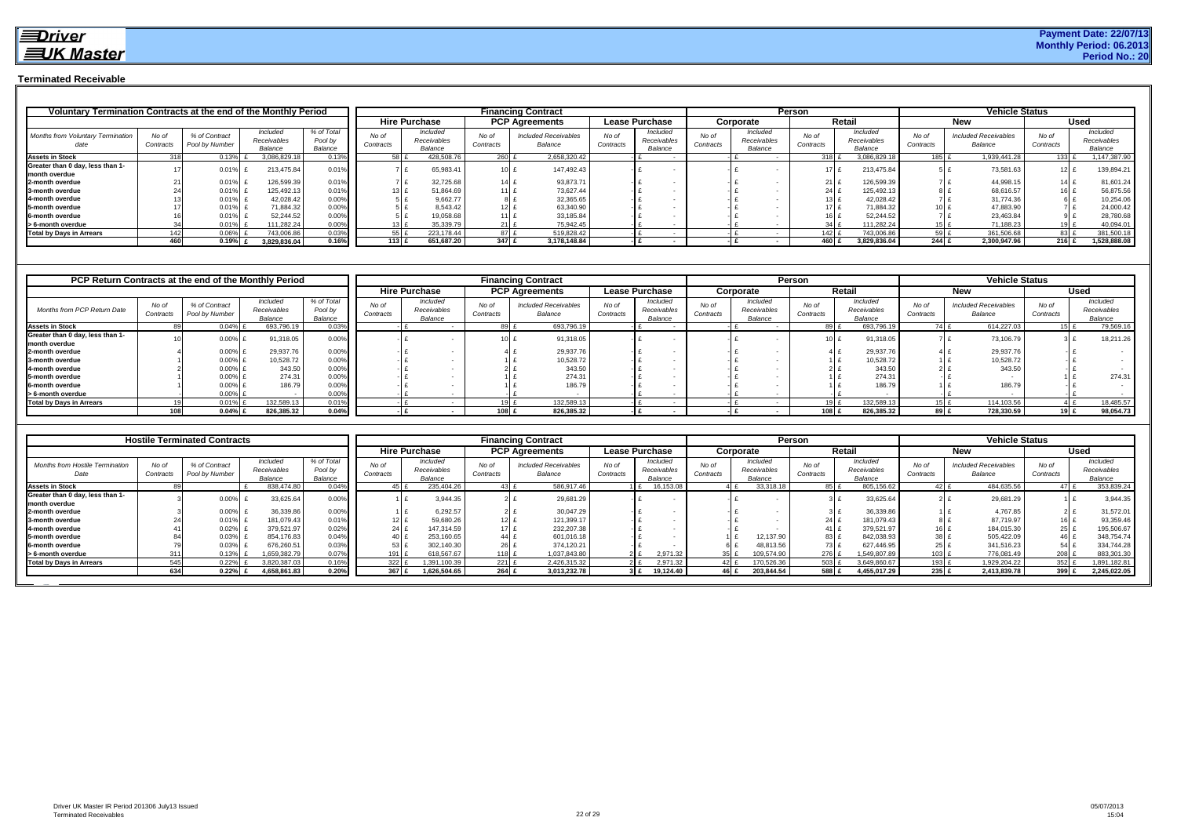**Driver UK Master**

**Payment Date: 22/07/13**
**Monthly Period: 06.2013**
**Period No.: 20**

## Terminated Receivable

| Voluntary Termination Contracts at the end of the Monthly Period | | | | | Financing Contract | | | | | | Person | | | | Vehicle Status | | | |
|---|---|---|---|---|---|---|---|---|---|---|---|---|---|---|---|---|---|---|
| | | | | | Hire Purchase | | PCP Agreements | | Lease Purchase | | Corporate | | Retail | | New | | Used | |
| Months from Voluntary Termination date | No of Contracts | % of Contract Pool by Number | Included Receivables Balance | % of Total Pool by Balance | No of Contracts | Included Receivables Balance | No of Contracts | Included Receivables Balance | No of Contracts | Included Receivables Balance | No of Contracts | Included Receivables Balance | No of Contracts | Included Receivables Balance | No of Contracts | Included Receivables Balance | No of Contracts | Included Receivables Balance |
| Assets in Stock | 318 | 0.13% | £ 3,086,829.18 | 0.13% | 58 | £ 428,508.76 | 260 | £ 2,658,320.42 | - | £ - | - | £ - | 318 | £ 3,086,829.18 | 185 | £ 1,939,441.28 | 133 | £ 1,147,387.90 |
| Greater than 0 day, less than 1-month overdue | 17 | 0.01% | £ 213,475.84 | 0.01% | 7 | £ 65,983.41 | 10 | £ 147,492.43 | - | £ - | - | £ - | 17 | £ 213,475.84 | 5 | £ 73,581.63 | 12 | £ 139,894.21 |
| 2-month overdue | 21 | 0.01% | £ 126,599.39 | 0.01% | 7 | £ 32,725.68 | 14 | £ 93,873.71 | - | £ - | - | £ - | 21 | £ 126,599.39 | 7 | £ 44,998.15 | 14 | £ 81,601.24 |
| 3-month overdue | 24 | 0.01% | £ 125,492.13 | 0.01% | 13 | £ 51,864.69 | 11 | £ 73,627.44 | - | £ - | - | £ - | 24 | £ 125,492.13 | 8 | £ 68,616.57 | 16 | £ 56,875.56 |
| 4-month overdue | 13 | 0.01% | £ 42,028.42 | 0.00% | 5 | £ 9,662.77 | 8 | £ 32,365.65 | - | £ - | - | £ - | 13 | £ 42,028.42 | 7 | £ 31,774.36 | 6 | £ 10,254.06 |
| 5-month overdue | 17 | 0.01% | £ 71,884.32 | 0.00% | 5 | £ 8,543.42 | 12 | £ 63,340.90 | - | £ - | - | £ - | 17 | £ 71,884.32 | 10 | £ 47,883.90 | 7 | £ 24,000.42 |
| 6-month overdue | 16 | 0.01% | £ 52,244.52 | 0.00% | 5 | £ 19,058.68 | 11 | £ 33,185.84 | - | £ - | - | £ - | 16 | £ 52,244.52 | 7 | £ 23,463.84 | 9 | £ 28,780.68 |
| > 6-month overdue | 34 | 0.01% | £ 111,282.24 | 0.00% | 13 | £ 35,339.79 | 21 | £ 75,942.45 | - | £ - | - | £ - | 34 | £ 111,282.24 | 15 | £ 71,188.23 | 19 | £ 40,094.01 |
| Total by Days in Arrears | 142 | 0.06% | £ 743,006.86 | 0.03% | 55 | £ 223,178.44 | 87 | £ 519,828.42 | - | £ - | - | £ - | 142 | £ 743,006.86 | 59 | £ 361,506.68 | 83 | £ 381,500.18 |
| | 460 | 0.19% | £ 3,829,836.04 | 0.16% | 113 | £ 651,687.20 | 347 | £ 3,178,148.84 | - | £ - | - | £ - | 460 | £ 3,829,836.04 | 244 | £ 2,300,947.96 | 216 | £ 1,528,888.08 |

| PCP Return Contracts at the end of the Monthly Period | | | | | Financing Contract | | | | | | Person | | | | Vehicle Status | | | |
|---|---|---|---|---|---|---|---|---|---|---|---|---|---|---|---|---|---|---|
| | | | | | Hire Purchase | | PCP Agreements | | Lease Purchase | | Corporate | | Retail | | New | | Used | |
| Months from PCP Return Date | No of Contracts | % of Contract Pool by Number | Included Receivables Balance | % of Total Pool by Balance | No of Contracts | Included Receivables Balance | No of Contracts | Included Receivables Balance | No of Contracts | Included Receivables Balance | No of Contracts | Included Receivables Balance | No of Contracts | Included Receivables Balance | No of Contracts | Included Receivables Balance | No of Contracts | Included Receivables Balance |
| Assets in Stock | 89 | 0.04% | £ 693,796.19 | 0.03% | - | £ - | 89 | £ 693,796.19 | - | £ - | - | £ - | 89 | £ 693,796.19 | 74 | £ 614,227.03 | 15 | £ 79,569.16 |
| Greater than 0 day, less than 1-month overdue | 10 | 0.00% | £ 91,318.05 | 0.00% | - | £ - | 10 | £ 91,318.05 | - | £ - | - | £ - | 10 | £ 91,318.05 | 7 | £ 73,106.79 | 3 | £ 18,211.26 |
| 2-month overdue | 4 | 0.00% | £ 29,937.76 | 0.00% | - | £ - | 4 | £ 29,937.76 | - | £ - | - | £ - | 4 | £ 29,937.76 | 4 | £ 29,937.76 | - | £ - |
| 3-month overdue | 1 | 0.00% | £ 10,528.72 | 0.00% | - | £ - | 1 | £ 10,528.72 | - | £ - | - | £ - | 1 | £ 10,528.72 | 1 | £ 10,528.72 | - | £ - |
| 4-month overdue | 2 | 0.00% | £ 343.50 | 0.00% | - | £ - | 2 | £ 343.50 | - | £ - | - | £ - | 2 | £ 343.50 | 2 | £ 343.50 | - | £ - |
| 5-month overdue | 1 | 0.00% | £ 274.31 | 0.00% | - | £ - | 1 | £ 274.31 | - | £ - | - | £ - | 1 | £ 274.31 | - | £ - | 1 | £ 274.31 |
| 6-month overdue | 1 | 0.00% | £ 186.79 | 0.00% | - | £ - | 1 | £ 186.79 | - | £ - | - | £ - | 1 | £ 186.79 | 1 | £ 186.79 | - | £ - |
| > 6-month overdue | - | 0.00% | £ - | 0.00% | - | £ - | - | £ - | - | £ - | - | £ - | - | £ - | - | £ - | - | £ - |
| Total by Days in Arrears | 19 | 0.01% | £ 132,589.13 | 0.01% | - | £ - | 19 | £ 132,589.13 | - | £ - | - | £ - | 19 | £ 132,589.13 | 15 | £ 114,103.56 | 4 | £ 18,485.57 |
| | 108 | 0.04% | £ 826,385.32 | 0.04% | - | £ - | 108 | £ 826,385.32 | - | £ - | - | £ - | 108 | £ 826,385.32 | 89 | £ 728,330.59 | 19 | £ 98,054.73 |

| Hostile Terminated Contracts | | | | | Financing Contract | | | | | | Person | | | | Vehicle Status | | | |
|---|---|---|---|---|---|---|---|---|---|---|---|---|---|---|---|---|---|---|
| | | | | | Hire Purchase | | PCP Agreements | | Lease Purchase | | Corporate | | Retail | | New | | Used | |
| Months from Hostile Termination Date | No of Contracts | % of Contract Pool by Number | Included Receivables Balance | % of Total Pool by Balance | No of Contracts | Included Receivables Balance | No of Contracts | Included Receivables Balance | No of Contracts | Included Receivables Balance | No of Contracts | Included Receivables Balance | No of Contracts | Included Receivables Balance | No of Contracts | Included Receivables Balance | No of Contracts | Included Receivables Balance |
| Assets in Stock | 89 | | £ 838,474.80 | 0.04% | 45 | £ 235,404.26 | 43 | £ 586,917.46 | 1 | £ 16,153.08 | 4 | £ 33,318.18 | 85 | £ 805,156.62 | 42 | £ 484,635.56 | 47 | £ 353,839.24 |
| Greater than 0 day, less than 1-month overdue | 3 | 0.00% | £ 33,625.64 | 0.00% | 1 | £ 3,944.35 | 2 | £ 29,681.29 | - | £ - | - | £ - | 3 | £ 33,625.64 | 2 | £ 29,681.29 | 1 | £ 3,944.35 |
| 2-month overdue | 3 | 0.00% | £ 36,339.86 | 0.00% | 1 | £ 6,292.57 | 2 | £ 30,047.29 | - | £ - | - | £ - | 3 | £ 36,339.86 | 1 | £ 4,767.85 | 2 | £ 31,572.01 |
| 3-month overdue | 24 | 0.01% | £ 181,079.43 | 0.01% | 12 | £ 59,680.26 | 12 | £ 121,399.17 | - | £ - | - | £ - | 24 | £ 181,079.43 | 8 | £ 87,719.97 | 16 | £ 93,359.46 |
| 4-month overdue | 41 | 0.02% | £ 379,521.97 | 0.02% | 24 | £ 147,314.59 | 17 | £ 232,207.38 | - | £ - | - | £ - | 41 | £ 379,521.97 | 16 | £ 184,015.30 | 25 | £ 195,506.67 |
| 5-month overdue | 84 | 0.03% | £ 854,176.83 | 0.04% | 40 | £ 253,160.65 | 44 | £ 601,016.18 | - | £ - | 1 | £ 12,137.90 | 83 | £ 842,038.93 | 38 | £ 505,422.09 | 46 | £ 348,754.74 |
| 6-month overdue | 79 | 0.03% | £ 676,260.51 | 0.03% | 53 | £ 302,140.30 | 26 | £ 374,120.21 | - | £ - | 6 | £ 48,813.56 | 73 | £ 627,446.95 | 25 | £ 341,516.23 | 54 | £ 334,744.28 |
| > 6-month overdue | 311 | 0.13% | £ 1,659,382.79 | 0.07% | 191 | £ 618,567.67 | 118 | £ 1,037,843.80 | 2 | £ 2,971.32 | 35 | £ 109,574.90 | 276 | £ 1,549,807.89 | 103 | £ 776,081.49 | 208 | £ 883,301.30 |
| Total by Days in Arrears | 545 | 0.22% | £ 3,820,387.03 | 0.16% | 322 | £ 1,391,100.39 | 221 | £ 2,426,315.32 | 2 | £ 2,971.32 | 42 | £ 170,526.36 | 503 | £ 3,649,860.67 | 193 | £ 1,929,204.22 | 352 | £ 1,891,182.81 |
| | 634 | 0.22% | £ 4,658,861.83 | 0.20% | 367 | £ 1,626,504.65 | 264 | £ 3,013,232.78 | 3 | £ 19,124.40 | 46 | £ 203,844.54 | 588 | £ 4,455,017.29 | 235 | £ 2,413,839.78 | 399 | £ 2,245,022.05 |

Driver UK Master IR Period 201306 July13 Issued
Terminated Receivables

05/07/2013
15:04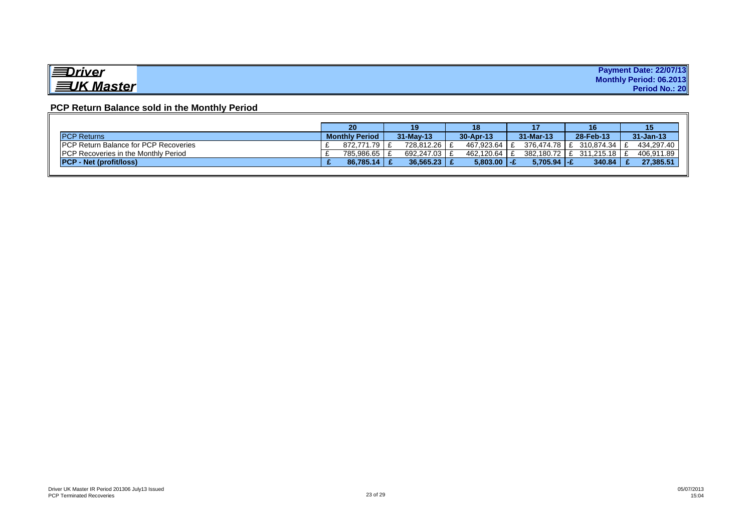**Driver UK Master**

**Payment Date: 22/07/13**
**Monthly Period: 06.2013**
**Period No.: 20**

## PCP Return Balance sold in the Monthly Period

| | 20 | 19 | 18 | 17 | 16 | 15 |
|---|---|---|---|---|---|---|
| **PCP Returns** | **Monthly Period** | **31-May-13** | **30-Apr-13** | **31-Mar-13** | **28-Feb-13** | **31-Jan-13** |
| PCP Return Balance for PCP Recoveries | £ 872,771.79 | £ 728,812.26 | £ 467,923.64 | £ 376,474.78 | £ 310,874.34 | £ 434,297.40 |
| PCP Recoveries in the Monthly Period | £ 785,986.65 | £ 692,247.03 | £ 462,120.64 | £ 382,180.72 | £ 311,215.18 | £ 406,911.89 |
| **PCP - Net (profit/loss)** | **£ 86,785.14** | **£ 36,565.23** | **£ 5,803.00** | **-£ 5,705.94** | **-£ 340.84** | **£ 27,385.51** |

Driver UK Master IR Period 201306 July13 Issued
PCP Terminated Recoveries

05/07/2013
15:04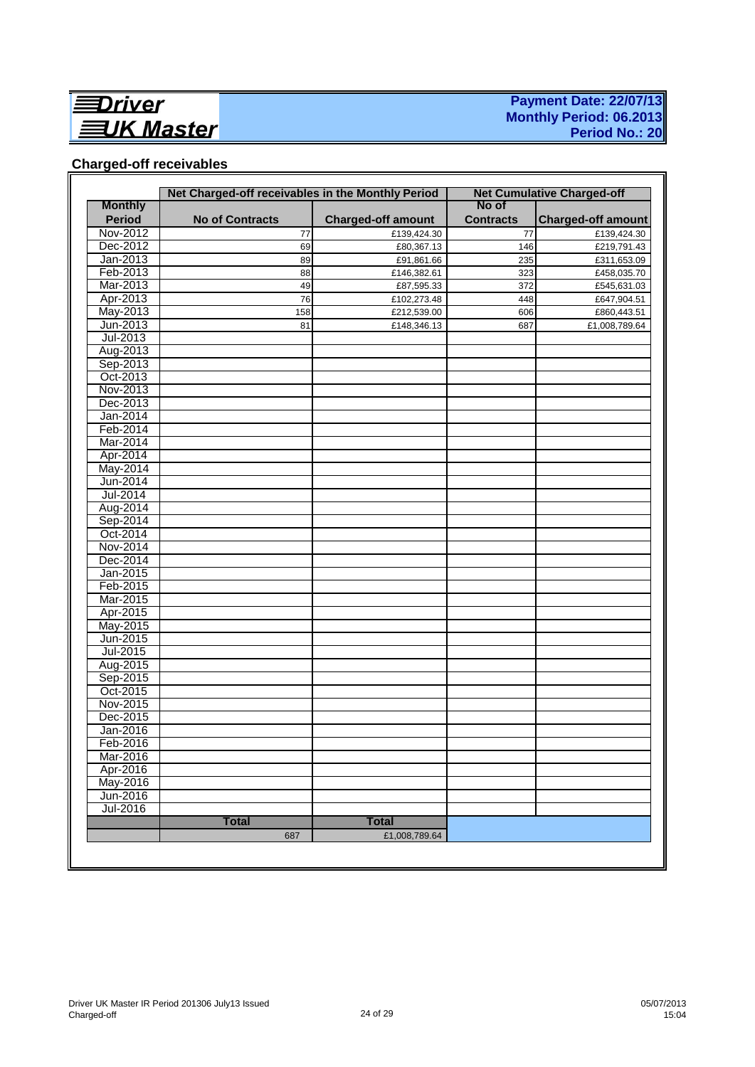**Driver UK Master**

**Payment Date: 22/07/13**
**Monthly Period: 06.2013**
**Period No.: 20**

## Charged-off receivables

| | Net Charged-off receivables in the Monthly Period | | Net Cumulative Charged-off | |
|---|---|---|---|---|
| **Monthly Period** | **No of Contracts** | **Charged-off amount** | **No of Contracts** | **Charged-off amount** |
| Nov-2012 | 77 | £139,424.30 | 77 | £139,424.30 |
| Dec-2012 | 69 | £80,367.13 | 146 | £219,791.43 |
| Jan-2013 | 89 | £91,861.66 | 235 | £311,653.09 |
| Feb-2013 | 88 | £146,382.61 | 323 | £458,035.70 |
| Mar-2013 | 49 | £87,595.33 | 372 | £545,631.03 |
| Apr-2013 | 76 | £102,273.48 | 448 | £647,904.51 |
| May-2013 | 158 | £212,539.00 | 606 | £860,443.51 |
| Jun-2013 | 81 | £148,346.13 | 687 | £1,008,789.64 |
| Jul-2013 | | | | |
| Aug-2013 | | | | |
| Sep-2013 | | | | |
| Oct-2013 | | | | |
| Nov-2013 | | | | |
| Dec-2013 | | | | |
| Jan-2014 | | | | |
| Feb-2014 | | | | |
| Mar-2014 | | | | |
| Apr-2014 | | | | |
| May-2014 | | | | |
| Jun-2014 | | | | |
| Jul-2014 | | | | |
| Aug-2014 | | | | |
| Sep-2014 | | | | |
| Oct-2014 | | | | |
| Nov-2014 | | | | |
| Dec-2014 | | | | |
| Jan-2015 | | | | |
| Feb-2015 | | | | |
| Mar-2015 | | | | |
| Apr-2015 | | | | |
| May-2015 | | | | |
| Jun-2015 | | | | |
| Jul-2015 | | | | |
| Aug-2015 | | | | |
| Sep-2015 | | | | |
| Oct-2015 | | | | |
| Nov-2015 | | | | |
| Dec-2015 | | | | |
| Jan-2016 | | | | |
| Feb-2016 | | | | |
| Mar-2016 | | | | |
| Apr-2016 | | | | |
| May-2016 | | | | |
| Jun-2016 | | | | |
| Jul-2016 | | | | |
| | **Total** | **Total** | | |
| | 687 | £1,008,789.64 | | |

Driver UK Master IR Period 201306 July13 Issued
Charged-off

05/07/2013
15:04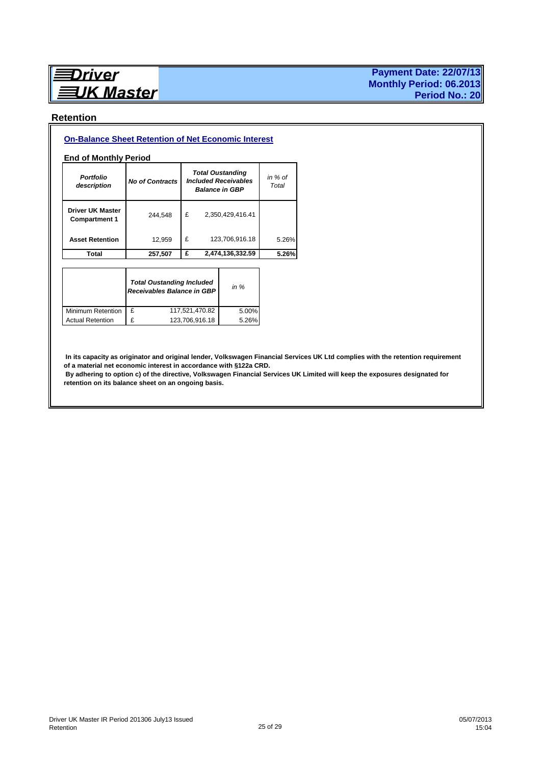**Driver UK Master**

**Payment Date: 22/07/13**
**Monthly Period: 06.2013**
**Period No.: 20**

## Retention

### On-Balance Sheet Retention of Net Economic Interest

**End of Monthly Period**

| *Portfolio description* | *No of Contracts* | *Total Oustanding Included Receivables Balance in GBP* | *in % of Total* |
|---|---|---|---|
| **Driver UK Master Compartment 1** | 244,548 | £ 2,350,429,416.41 | |
| **Asset Retention** | 12,959 | £ 123,706,916.18 | 5.26% |
| **Total** | **257,507** | **£ 2,474,136,332.59** | **5.26%** |

| | *Total Oustanding Included Receivables Balance in GBP* | *in %* |
|---|---|---|
| Minimum Retention | £ 117,521,470.82 | 5.00% |
| Actual Retention | £ 123,706,916.18 | 5.26% |

**In its capacity as originator and original lender, Volkswagen Financial Services UK Ltd complies with the retention requirement of a material net economic interest in accordance with §122a CRD.**
**By adhering to option c) of the directive, Volkswagen Financial Services UK Limited will keep the exposures designated for retention on its balance sheet on an ongoing basis.**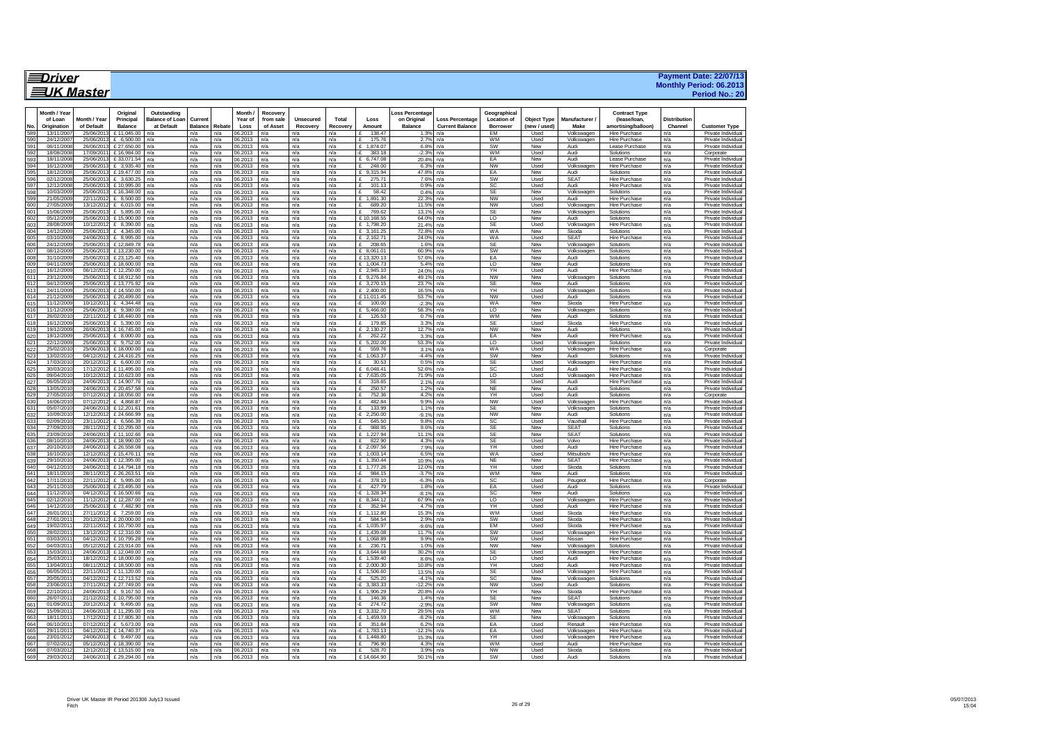# Driver UK Master

**Payment Date: 22/07/13**
**Monthly Period: 06.2013**
**Period No.: 20**

| No. | Month / Year of Loan Origination | Month / Year of Default | Original Principal Balance | Outstanding Balance of Loan at Default | Current Balance | Rebate | Month / Year of Loss | Recovery from sale of Asset | Unsecured Recovery | Total Recovery | Loss Amount | Loss Percentage on Original Balance | Loss Percentage Current Balance | Geographical Location of Borrower | Object Type (new / used) | Manufacturer / Make | Contract Type (lease/loan, amortising/balloon) | Distribution Channel | Customer Type |
|---|---|---|---|---|---|---|---|---|---|---|---|---|---|---|---|---|---|---|---|
| 589 | 13/11/2007 | 25/06/2013 | £ 11,045.00 | n/a | n/a | n/a | 06.2013 | n/a | n/a | n/a | £ 138.47 | 1.3% | n/a | EM | Used | Volkswagen | Hire Purchase | n/a | Private Individual |
| 590 | 24/12/2007 | 25/06/2013 | £ 6,500.00 | n/a | n/a | n/a | 06.2013 | n/a | n/a | n/a | £ 175.76 | 2.7% | n/a | WM | Used | Volkswagen | Hire Purchase | n/a | Private Individual |
| 591 | 06/11/2008 | 26/06/2013 | £ 27,650.00 | n/a | n/a | n/a | 06.2013 | n/a | n/a | n/a | £ 1,874.07 | 6.8% | n/a | SW | New | Audi | Lease Purchase | n/a | Private Individual |
| 592 | 18/08/2008 | 17/09/2011 | £ 16,984.00 | n/a | n/a | n/a | 06.2013 | n/a | n/a | n/a | -£ 383.18 | -2.3% | n/a | WM | Used | Audi | Solutions | n/a | Corporate |
| 593 | 18/11/2008 | 25/06/2013 | £ 33,071.54 | n/a | n/a | n/a | 06.2013 | n/a | n/a | n/a | £ 6,747.08 | 20.4% | n/a | EA | New | Audi | Lease Purchase | n/a | Private Individual |
| 594 | 16/12/2008 | 25/06/2013 | £ 3,935.40 | n/a | n/a | n/a | 06.2013 | n/a | n/a | n/a | £ 248.00 | 6.3% | n/a | NW | Used | Volkswagen | Hire Purchase | n/a | Private Individual |
| 595 | 18/12/2008 | 25/06/2013 | £ 19,477.00 | n/a | n/a | n/a | 06.2013 | n/a | n/a | n/a | £ 9,315.94 | 47.8% | n/a | EA | New | Audi | Solutions | n/a | Private Individual |
| 596 | 02/12/2008 | 25/06/2013 | £ 3,630.25 | n/a | n/a | n/a | 06.2013 | n/a | n/a | n/a | £ 275.71 | 7.6% | n/a | SW | Used | SEAT | Hire Purchase | n/a | Private Individual |
| 597 | 12/12/2008 | 25/06/2013 | £ 10,995.00 | n/a | n/a | n/a | 06.2013 | n/a | n/a | n/a | £ 101.13 | 0.9% | n/a | SC | Used | Audi | Hire Purchase | n/a | Private Individual |
| 598 | 10/03/2009 | 25/06/2013 | £ 16,348.00 | n/a | n/a | n/a | 06.2013 | n/a | n/a | n/a | £ 58.42 | 0.4% | n/a | SE | New | Volkswagen | Solutions | n/a | Private Individual |
| 599 | 21/05/2009 | 22/11/2012 | £ 8,500.00 | n/a | n/a | n/a | 06.2013 | n/a | n/a | n/a | £ 1,891.30 | 22.3% | n/a | NW | Used | Audi | Hire Purchase | n/a | Private Individual |
| 600 | 27/05/2009 | 13/12/2012 | £ 6,015.00 | n/a | n/a | n/a | 06.2013 | n/a | n/a | n/a | £ 689.20 | 11.5% | n/a | NW | Used | Volkswagen | Hire Purchase | n/a | Private Individual |
| 601 | 15/06/2009 | 25/06/2013 | £ 5,895.00 | n/a | n/a | n/a | 06.2013 | n/a | n/a | n/a | £ 769.62 | 13.1% | n/a | SE | New | Volkswagen | Solutions | n/a | Private Individual |
| 602 | 05/12/2009 | 25/06/2013 | £ 15,900.00 | n/a | n/a | n/a | 06.2013 | n/a | n/a | n/a | £ 10,168.55 | 64.0% | n/a | LO | New | Audi | Solutions | n/a | Private Individual |
| 603 | 28/08/2009 | 10/12/2012 | £ 8,390.00 | n/a | n/a | n/a | 06.2013 | n/a | n/a | n/a | £ 1,798.20 | 21.4% | n/a | SE | Used | Volkswagen | Hire Purchase | n/a | Private Individual |
| 604 | 14/12/2009 | 25/06/2013 | £ 4,345.00 | n/a | n/a | n/a | 06.2013 | n/a | n/a | n/a | £ 3,161.25 | 72.8% | n/a | WA | New | Skoda | Solutions | n/a | Private Individual |
| 605 | 03/10/2009 | 24/06/2013 | £ 8,995.00 | n/a | n/a | n/a | 06.2013 | n/a | n/a | n/a | £ 2,162.71 | 24.0% | n/a | WA | Used | SEAT | Hire Purchase | n/a | Private Individual |
| 606 | 24/12/2009 | 25/06/2013 | £ 12,849.78 | n/a | n/a | n/a | 06.2013 | n/a | n/a | n/a | £ 208.65 | 1.6% | n/a | SE | New | Volkswagen | Solutions | n/a | Private Individual |
| 607 | 08/12/2009 | 25/06/2013 | £ 13,230.00 | n/a | n/a | n/a | 06.2013 | n/a | n/a | n/a | £ 8,061.01 | 60.9% | n/a | SW | New | Volkswagen | Solutions | n/a | Private Individual |
| 608 | 31/10/2009 | 25/06/2013 | £ 23,125.40 | n/a | n/a | n/a | 06.2013 | n/a | n/a | n/a | £ 13,320.13 | 57.6% | n/a | EA | New | Audi | Solutions | n/a | Private Individual |
| 609 | 04/11/2009 | 25/06/2013 | £ 18,600.00 | n/a | n/a | n/a | 06.2013 | n/a | n/a | n/a | £ 1,004.73 | 5.4% | n/a | LO | New | Audi | Solutions | n/a | Private Individual |
| 610 | 16/12/2009 | 06/12/2012 | £ 12,250.00 | n/a | n/a | n/a | 06.2013 | n/a | n/a | n/a | £ 2,945.10 | 24.0% | n/a | YH | Used | Audi | Hire Purchase | n/a | Private Individual |
| 611 | 23/12/2009 | 25/06/2013 | £ 18,912.50 | n/a | n/a | n/a | 06.2013 | n/a | n/a | n/a | £ 9,276.84 | 49.1% | n/a | NW | New | Volkswagen | Solutions | n/a | Private Individual |
| 612 | 04/12/2009 | 25/06/2013 | £ 13,775.92 | n/a | n/a | n/a | 06.2013 | n/a | n/a | n/a | £ 3,270.15 | 23.7% | n/a | SE | New | Audi | Solutions | n/a | Private Individual |
| 613 | 24/11/2009 | 25/06/2013 | £ 14,550.00 | n/a | n/a | n/a | 06.2013 | n/a | n/a | n/a | £ 2,400.00 | 16.5% | n/a | YH | Used | Volkswagen | Solutions | n/a | Private Individual |
| 614 | 21/12/2009 | 25/06/2013 | £ 20,499.00 | n/a | n/a | n/a | 06.2013 | n/a | n/a | n/a | £ 11,011.45 | 53.7% | n/a | NW | Used | Audi | Solutions | n/a | Private Individual |
| 615 | 11/12/2009 | 10/12/2011 | £ 4,344.48 | n/a | n/a | n/a | 06.2013 | n/a | n/a | n/a | -£ 100.00 | -2.3% | n/a | WA | New | Skoda | Hire Purchase | n/a | Private Individual |
| 616 | 11/12/2009 | 25/06/2013 | £ 9,380.00 | n/a | n/a | n/a | 06.2013 | n/a | n/a | n/a | £ 5,466.00 | 58.3% | n/a | LO | New | Volkswagen | Solutions | n/a | Private Individual |
| 617 | 26/02/2010 | 22/11/2012 | £ 18,440.00 | n/a | n/a | n/a | 06.2013 | n/a | n/a | n/a | £ 126.53 | 0.7% | n/a | WM | New | Audi | Solutions | n/a | Private Individual |
| 618 | 16/12/2009 | 25/06/2013 | £ 5,390.00 | n/a | n/a | n/a | 06.2013 | n/a | n/a | n/a | £ 179.85 | 3.3% | n/a | SE | Used | Skoda | Hire Purchase | n/a | Private Individual |
| 619 | 19/12/2009 | 26/06/2013 | £ 16,745.00 | n/a | n/a | n/a | 06.2013 | n/a | n/a | n/a | £ 2,130.27 | 12.7% | n/a | NW | New | Audi | Solutions | n/a | Private Individual |
| 620 | 19/12/2009 | 25/06/2013 | £ 8,000.00 | n/a | n/a | n/a | 06.2013 | n/a | n/a | n/a | £ 262.22 | 3.3% | n/a | EA | New | Audi | Hire Purchase | n/a | Private Individual |
| 621 | 22/12/2009 | 25/06/2013 | £ 9,752.00 | n/a | n/a | n/a | 06.2013 | n/a | n/a | n/a | £ 5,202.00 | 53.3% | n/a | LO | Used | Volkswagen | Solutions | n/a | Private Individual |
| 622 | 25/02/2010 | 25/06/2013 | £ 18,000.00 | n/a | n/a | n/a | 06.2013 | n/a | n/a | n/a | £ 559.76 | 3.1% | n/a | WA | Used | Volkswagen | Hire Purchase | n/a | Corporate |
| 623 | 13/02/2010 | 04/12/2012 | £ 24,416.25 | n/a | n/a | n/a | 06.2013 | n/a | n/a | n/a | -£ 1,063.37 | -4.4% | n/a | SW | New | Audi | Solutions | n/a | Private Individual |
| 624 | 17/03/2010 | 20/12/2012 | £ 6,600.00 | n/a | n/a | n/a | 06.2013 | n/a | n/a | n/a | £ 30.53 | 0.5% | n/a | SE | Used | Volkswagen | Hire Purchase | n/a | Private Individual |
| 625 | 30/03/2010 | 17/12/2012 | £ 11,495.00 | n/a | n/a | n/a | 06.2013 | n/a | n/a | n/a | £ 6,048.41 | 52.6% | n/a | SC | Used | Audi | Hire Purchase | n/a | Private Individual |
| 626 | 09/04/2010 | 10/12/2012 | £ 10,623.00 | n/a | n/a | n/a | 06.2013 | n/a | n/a | n/a | £ 7,635.05 | 71.9% | n/a | LO | Used | Volkswagen | Hire Purchase | n/a | Private Individual |
| 627 | 06/05/2010 | 24/06/2013 | £ 14,907.76 | n/a | n/a | n/a | 06.2013 | n/a | n/a | n/a | £ 318.65 | 2.1% | n/a | SE | Used | Audi | Hire Purchase | n/a | Private Individual |
| 628 | 13/05/2010 | 24/06/2013 | £ 20,457.58 | n/a | n/a | n/a | 06.2013 | n/a | n/a | n/a | £ 250.57 | 1.2% | n/a | NE | New | Audi | Solutions | n/a | Private Individual |
| 629 | 27/05/2010 | 07/12/2012 | £ 18,056.00 | n/a | n/a | n/a | 06.2013 | n/a | n/a | n/a | £ 752.36 | 4.2% | n/a | YH | Used | Audi | Solutions | n/a | Corporate |
| 630 | 16/06/2010 | 07/12/2012 | £ 4,868.87 | n/a | n/a | n/a | 06.2013 | n/a | n/a | n/a | £ 482.84 | 9.9% | n/a | NW | Used | Volkswagen | Hire Purchase | n/a | Private Individual |
| 631 | 05/07/2010 | 24/06/2013 | £ 12,201.61 | n/a | n/a | n/a | 06.2013 | n/a | n/a | n/a | £ 133.99 | 1.1% | n/a | SE | New | Volkswagen | Solutions | n/a | Private Individual |
| 632 | 10/09/2010 | 12/12/2012 | £ 24,666.99 | n/a | n/a | n/a | 06.2013 | n/a | n/a | n/a | -£ 2,250.00 | -9.1% | n/a | NW | New | Audi | Solutions | n/a | Private Individual |
| 633 | 02/09/2010 | 23/11/2012 | £ 6,566.39 | n/a | n/a | n/a | 06.2013 | n/a | n/a | n/a | £ 645.50 | 9.8% | n/a | SC | Used | Vauxhall | Hire Purchase | n/a | Private Individual |
| 634 | 27/09/2010 | 28/11/2012 | £ 10,295.00 | n/a | n/a | n/a | 06.2013 | n/a | n/a | n/a | £ 988.95 | 9.6% | n/a | SE | New | SEAT | Solutions | n/a | Private Individual |
| 635 | 23/09/2010 | 24/06/2013 | £ 11,102.66 | n/a | n/a | n/a | 06.2013 | n/a | n/a | n/a | £ 1,227.94 | 11.1% | n/a | SE | New | SEAT | Solutions | n/a | Private Individual |
| 636 | 08/10/2010 | 24/06/2013 | £ 18,990.00 | n/a | n/a | n/a | 06.2013 | n/a | n/a | n/a | £ 822.90 | 4.3% | n/a | SE | Used | Volvo | Hire Purchase | n/a | Private Individual |
| 637 | 20/10/2010 | 24/06/2013 | £ 26,558.08 | n/a | n/a | n/a | 06.2013 | n/a | n/a | n/a | £ 2,097.56 | 7.9% | n/a | YH | Used | Audi | Hire Purchase | n/a | Private Individual |
| 638 | 16/10/2010 | 12/12/2012 | £ 15,476.11 | n/a | n/a | n/a | 06.2013 | n/a | n/a | n/a | £ 1,003.14 | 6.5% | n/a | WA | Used | Mitsubishi | Hire Purchase | n/a | Private Individual |
| 639 | 29/10/2010 | 24/06/2013 | £ 12,395.00 | n/a | n/a | n/a | 06.2013 | n/a | n/a | n/a | £ 1,350.44 | 10.9% | n/a | NE | New | SEAT | Hire Purchase | n/a | Private Individual |
| 640 | 04/12/2010 | 24/06/2013 | £ 14,794.18 | n/a | n/a | n/a | 06.2013 | n/a | n/a | n/a | £ 1,777.26 | 12.0% | n/a | YH | Used | Skoda | Solutions | n/a | Private Individual |
| 641 | 18/11/2010 | 28/11/2012 | £ 26,263.51 | n/a | n/a | n/a | 06.2013 | n/a | n/a | n/a | -£ 984.15 | -3.7% | n/a | WM | New | Audi | Solutions | n/a | Private Individual |
| 642 | 17/11/2010 | 22/11/2012 | £ 5,995.00 | n/a | n/a | n/a | 06.2013 | n/a | n/a | n/a | -£ 378.10 | -6.3% | n/a | SC | Used | Peugeot | Hire Purchase | n/a | Corporate |
| 643 | 25/11/2010 | 25/06/2013 | £ 23,495.00 | n/a | n/a | n/a | 06.2013 | n/a | n/a | n/a | £ 427.79 | 1.8% | n/a | EA | Used | Audi | Solutions | n/a | Private Individual |
| 644 | 11/12/2010 | 04/12/2012 | £ 16,500.66 | n/a | n/a | n/a | 06.2013 | n/a | n/a | n/a | -£ 1,328.34 | -8.1% | n/a | SC | New | Audi | Solutions | n/a | Private Individual |
| 645 | 02/12/2010 | 11/12/2012 | £ 12,287.00 | n/a | n/a | n/a | 06.2013 | n/a | n/a | n/a | £ 8,344.12 | 67.9% | n/a | LO | Used | Volkswagen | Hire Purchase | n/a | Private Individual |
| 646 | 14/12/2010 | 25/06/2013 | £ 7,482.90 | n/a | n/a | n/a | 06.2013 | n/a | n/a | n/a | £ 352.94 | 4.7% | n/a | YH | Used | Audi | Hire Purchase | n/a | Private Individual |
| 647 | 26/01/2011 | 27/11/2012 | £ 7,259.00 | n/a | n/a | n/a | 06.2013 | n/a | n/a | n/a | £ 1,112.80 | 15.3% | n/a | WM | Used | Skoda | Hire Purchase | n/a | Private Individual |
| 648 | 27/01/2011 | 20/12/2012 | £ 20,000.00 | n/a | n/a | n/a | 06.2013 | n/a | n/a | n/a | £ 584.54 | 2.9% | n/a | SW | Used | Skoda | Hire Purchase | n/a | Private Individual |
| 649 | 19/02/2011 | 27/11/2012 | £ 10,750.00 | n/a | n/a | n/a | 06.2013 | n/a | n/a | n/a | -£ 1,035.97 | -9.6% | n/a | EM | Used | Skoda | Hire Purchase | n/a | Private Individual |
| 650 | 28/02/2011 | 13/12/2012 | £ 12,310.00 | n/a | n/a | n/a | 06.2013 | n/a | n/a | n/a | £ 1,439.08 | 11.7% | n/a | SW | Used | Volkswagen | Hire Purchase | n/a | Private Individual |
| 651 | 03/03/2011 | 04/12/2012 | £ 10,795.28 | n/a | n/a | n/a | 06.2013 | n/a | n/a | n/a | £ 1,068.89 | 9.9% | n/a | SW | Used | Nissan | Hire Purchase | n/a | Private Individual |
| 652 | 04/03/2011 | 05/12/2012 | £ 23,914.00 | n/a | n/a | n/a | 06.2013 | n/a | n/a | n/a | £ 236.71 | 1.0% | n/a | NW | New | Volkswagen | Solutions | n/a | Private Individual |
| 653 | 15/03/2011 | 24/06/2013 | £ 12,049.00 | n/a | n/a | n/a | 06.2013 | n/a | n/a | n/a | £ 3,644.68 | 30.2% | n/a | SE | Used | Volkswagen | Hire Purchase | n/a | Private Individual |
| 654 | 25/03/2011 | 18/12/2012 | £ 18,000.00 | n/a | n/a | n/a | 06.2013 | n/a | n/a | n/a | £ 1,539.40 | 8.6% | n/a | LO | Used | Audi | Hire Purchase | n/a | Private Individual |
| 655 | 13/04/2011 | 08/11/2012 | £ 18,500.00 | n/a | n/a | n/a | 06.2013 | n/a | n/a | n/a | £ 2,000.30 | 10.8% | n/a | YH | Used | Audi | Hire Purchase | n/a | Private Individual |
| 656 | 06/05/2011 | 22/11/2012 | £ 11,120.00 | n/a | n/a | n/a | 06.2013 | n/a | n/a | n/a | £ 1,506.60 | 13.5% | n/a | SE | Used | Volkswagen | Hire Purchase | n/a | Private Individual |
| 657 | 20/05/2011 | 04/12/2012 | £ 12,713.52 | n/a | n/a | n/a | 06.2013 | n/a | n/a | n/a | -£ 525.20 | -4.1% | n/a | SC | New | Volkswagen | Solutions | n/a | Private Individual |
| 658 | 23/06/2011 | 27/11/2012 | £ 27,749.00 | n/a | n/a | n/a | 06.2013 | n/a | n/a | n/a | -£ 3,383.33 | -12.2% | n/a | NW | Used | Audi | Solutions | n/a | Private Individual |
| 659 | 22/10/2011 | 24/06/2013 | £ 9,167.50 | n/a | n/a | n/a | 06.2013 | n/a | n/a | n/a | £ 1,906.29 | 20.8% | n/a | YH | New | Skoda | Hire Purchase | n/a | Private Individual |
| 660 | 26/07/2011 | 21/12/2012 | £ 10,795.00 | n/a | n/a | n/a | 06.2013 | n/a | n/a | n/a | £ 146.36 | 1.4% | n/a | SE | New | SEAT | Solutions | n/a | Private Individual |
| 661 | 01/09/2011 | 20/12/2012 | £ 9,495.00 | n/a | n/a | n/a | 06.2013 | n/a | n/a | n/a | -£ 274.72 | -2.9% | n/a | SW | New | Volkswagen | Solutions | n/a | Private Individual |
| 662 | 15/09/2011 | 24/06/2013 | £ 11,295.00 | n/a | n/a | n/a | 06.2013 | n/a | n/a | n/a | £ 3,332.70 | 29.5% | n/a | WM | New | SEAT | Solutions | n/a | Private Individual |
| 663 | 18/11/2011 | 17/12/2012 | £ 17,805.30 | n/a | n/a | n/a | 06.2013 | n/a | n/a | n/a | -£ 1,459.59 | -8.2% | n/a | SE | New | Volkswagen | Solutions | n/a | Private Individual |
| 664 | 06/10/2011 | 07/12/2012 | £ 5,673.00 | n/a | n/a | n/a | 06.2013 | n/a | n/a | n/a | £ 351.84 | 6.2% | n/a | EA | Used | Renault | Hire Purchase | n/a | Private Individual |
| 665 | 29/11/2011 | 04/12/2012 | £ 14,740.37 | n/a | n/a | n/a | 06.2013 | n/a | n/a | n/a | -£ 1,783.13 | -12.1% | n/a | EA | Used | Volkswagen | Hire Purchase | n/a | Private Individual |
| 666 | 23/01/2012 | 24/06/2013 | £ 9,497.00 | n/a | n/a | n/a | 06.2013 | n/a | n/a | n/a | £ 1,448.80 | 15.3% | n/a | YH | Used | Volkswagen | Hire Purchase | n/a | Private Individual |
| 667 | 07/02/2012 | 05/12/2012 | £ 18,390.00 | n/a | n/a | n/a | 06.2013 | n/a | n/a | n/a | £ 796.90 | 4.3% | n/a | WM | Used | Audi | Hire Purchase | n/a | Private Individual |
| 668 | 07/03/2012 | 12/12/2012 | £ 13,515.00 | n/a | n/a | n/a | 06.2013 | n/a | n/a | n/a | £ 528.70 | 3.9% | n/a | NW | Used | Skoda | Solutions | n/a | Private Individual |
| 669 | 29/03/2012 | 24/06/2013 | £ 29,294.00 | n/a | n/a | n/a | 06.2013 | n/a | n/a | n/a | £ 14,664.90 | 50.1% | n/a | SW | Used | Audi | Solutions | n/a | Private Individual |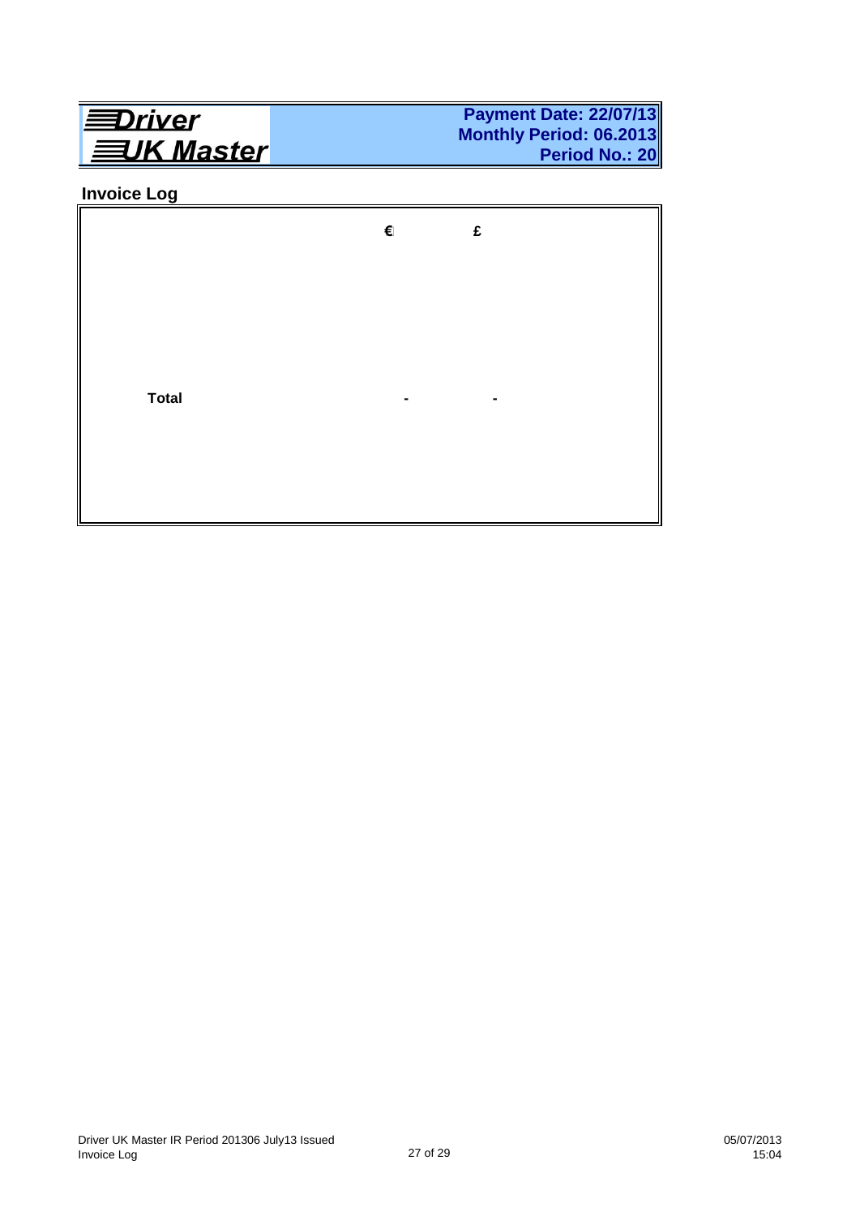| Driver UK Master | Payment Date: 22/07/13<br>Monthly Period: 06.2013<br>Period No.: 20 |
|---|---|

## Invoice Log

| | € | £ |
|---|---|---|
| **Total** | - | - |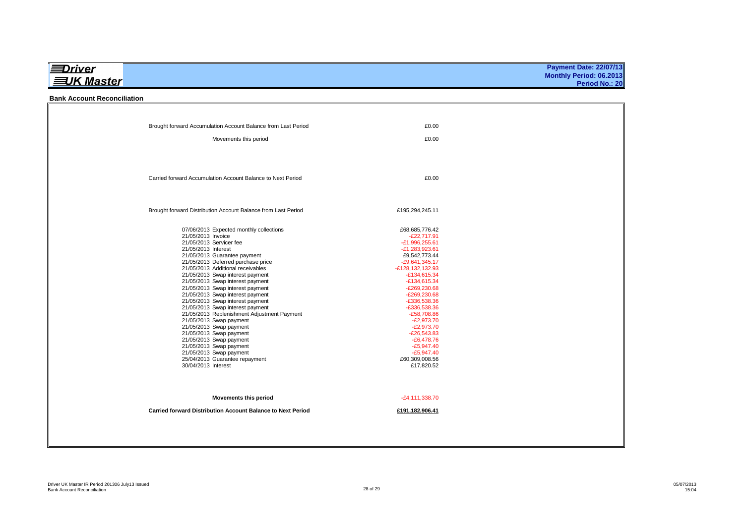**Driver UK Master**

**Payment Date: 22/07/13**
**Monthly Period: 06.2013**
**Period No.: 20**

## Bank Account Reconciliation

| | |
|---|---|
| Brought forward Accumulation Account Balance from Last Period | £0.00 |
| Movements this period | £0.00 |
| Carried forward Accumulation Account Balance to Next Period | £0.00 |

| | |
|---|---|
| Brought forward Distribution Account Balance from Last Period | £195,294,245.11 |
| 07/06/2013 Expected monthly collections | £68,685,776.42 |
| 21/05/2013 Invoice | -£22,717.91 |
| 21/05/2013 Servicer fee | -£1,996,255.61 |
| 21/05/2013 Interest | -£1,283,923.61 |
| 21/05/2013 Guarantee payment | £9,542,773.44 |
| 21/05/2013 Deferred purchase price | -£9,641,345.17 |
| 21/05/2013 Additional receivables | -£128,132,132.93 |
| 21/05/2013 Swap interest payment | -£134,615.34 |
| 21/05/2013 Swap interest payment | -£134,615.34 |
| 21/05/2013 Swap interest payment | -£269,230.68 |
| 21/05/2013 Swap interest payment | -£269,230.68 |
| 21/05/2013 Swap interest payment | -£336,538.36 |
| 21/05/2013 Swap interest payment | -£336,538.36 |
| 21/05/2013 Replenishment Adjustment Payment | -£58,708.86 |
| 21/05/2013 Swap payment | -£2,973.70 |
| 21/05/2013 Swap payment | -£2,973.70 |
| 21/05/2013 Swap payment | -£26,543.83 |
| 21/05/2013 Swap payment | -£6,478.76 |
| 21/05/2013 Swap payment | -£5,947.40 |
| 21/05/2013 Swap payment | -£5,947.40 |
| 25/04/2013 Guarantee repayment | £60,309,008.56 |
| 30/04/2013 Interest | £17,820.52 |
| **Movements this period** | -£4,111,338.70 |
| **Carried forward Distribution Account Balance to Next Period** | **£191,182,906.41** |

Driver UK Master IR Period 201306 July13 Issued
Bank Account Reconciliation

05/07/2013
15:04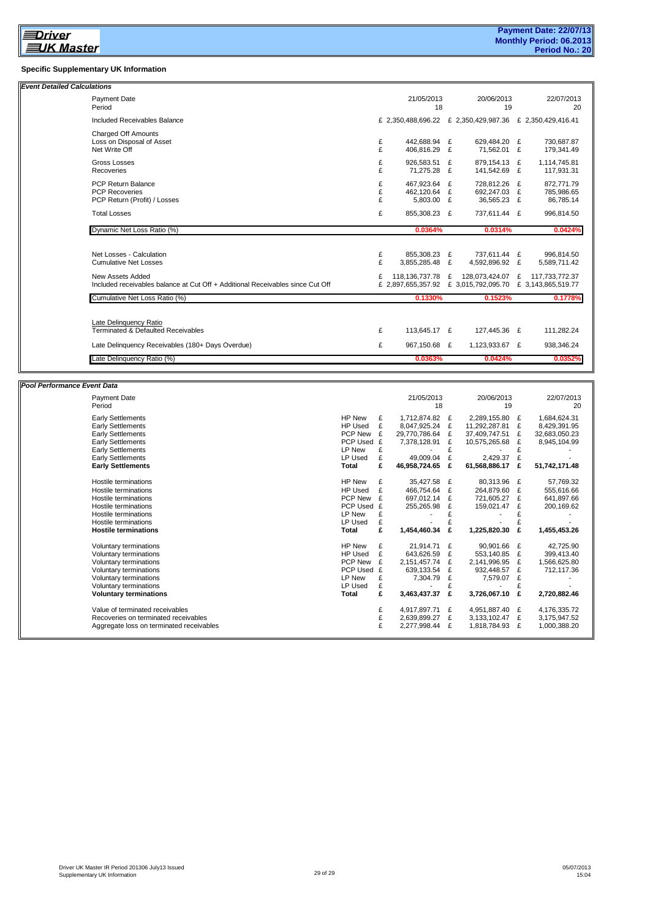### Specific Supplementary UK Information

#### Event Detailed Calculations

| | | | |
|---|---|---|---|
| Payment Date | 21/05/2013 | 20/06/2013 | 22/07/2013 |
| Period | 18 | 19 | 20 |
| Included Receivables Balance | £ 2,350,488,696.22 | £ 2,350,429,987.36 | £ 2,350,429,416.41 |
| Charged Off Amounts | | | |
| Loss on Disposal of Asset | £ 442,688.94 | £ 629,484.20 | £ 730,687.87 |
| Net Write Off | £ 406,816.29 | £ 71,562.01 | £ 179,341.49 |
| Gross Losses | £ 926,583.51 | £ 879,154.13 | £ 1,114,745.81 |
| Recoveries | £ 71,275.28 | £ 141,542.69 | £ 117,931.31 |
| PCP Return Balance | £ 467,923.64 | £ 728,812.26 | £ 872,771.79 |
| PCP Recoveries | £ 462,120.64 | £ 692,247.03 | £ 785,986.65 |
| PCP Return (Profit) / Losses | £ 5,803.00 | £ 36,565.23 | £ 86,785.14 |
| Total Losses | £ 855,308.23 | £ 737,611.44 | £ 996,814.50 |
| Dynamic Net Loss Ratio (%) | 0.0364% | 0.0314% | 0.0424% |
| Net Losses - Calculation | £ 855,308.23 | £ 737,611.44 | £ 996,814.50 |
| Cumulative Net Losses | £ 3,855,285.48 | £ 4,592,896.92 | £ 5,589,711.42 |
| New Assets Added | £ 118,136,737.78 | £ 128,073,424.07 | £ 117,733,772.37 |
| Included receivables balance at Cut Off + Additional Receivables since Cut Off | £ 2,897,655,357.92 | £ 3,015,792,095.70 | £ 3,143,865,519.77 |
| Cumulative Net Loss Ratio (%) | 0.1330% | 0.1523% | 0.1778% |
| Late Delinquency Ratio | | | |
| Terminated & Defaulted Receivables | £ 113,645.17 | £ 127,445.36 | £ 111,282.24 |
| Late Delinquency Receivables (180+ Days Overdue) | £ 967,150.68 | £ 1,123,933.67 | £ 938,346.24 |
| Late Delinquency Ratio (%) | 0.0363% | 0.0424% | 0.0352% |

#### Pool Performance Event Data

| | | | | |
|---|---|---|---|---|
| Payment Date | | 21/05/2013 | 20/06/2013 | 22/07/2013 |
| Period | | 18 | 19 | 20 |
| Early Settlements | HP New | £ 1,712,874.82 | £ 2,289,155.80 | £ 1,684,624.31 |
| Early Settlements | HP Used | £ 8,047,925.24 | £ 11,292,287.81 | £ 8,429,391.95 |
| Early Settlements | PCP New | £ 29,770,786.64 | £ 37,409,747.51 | £ 32,683,050.23 |
| Early Settlements | PCP Used | £ 7,378,128.91 | £ 10,575,265.68 | £ 8,945,104.99 |
| Early Settlements | LP New | £ - | £ - | £ - |
| Early Settlements | LP Used | £ 49,009.04 | £ 2,429.37 | £ - |
| **Early Settlements** | **Total** | **£ 46,958,724.65** | **£ 61,568,886.17** | **£ 51,742,171.48** |
| Hostile terminations | HP New | £ 35,427.58 | £ 80,313.96 | £ 57,769.32 |
| Hostile terminations | HP Used | £ 466,754.64 | £ 264,879.60 | £ 555,616.66 |
| Hostile terminations | PCP New | £ 697,012.14 | £ 721,605.27 | £ 641,897.66 |
| Hostile terminations | PCP Used | £ 255,265.98 | £ 159,021.47 | £ 200,169.62 |
| Hostile terminations | LP New | £ - | £ - | £ - |
| Hostile terminations | LP Used | £ - | £ - | £ - |
| **Hostile terminations** | **Total** | **£ 1,454,460.34** | **£ 1,225,820.30** | **£ 1,455,453.26** |
| Voluntary terminations | HP New | £ 21,914.71 | £ 90,901.66 | £ 42,725.90 |
| Voluntary terminations | HP Used | £ 643,626.59 | £ 553,140.85 | £ 399,413.40 |
| Voluntary terminations | PCP New | £ 2,151,457.74 | £ 2,141,996.95 | £ 1,566,625.80 |
| Voluntary terminations | PCP Used | £ 639,133.54 | £ 932,448.57 | £ 712,117.36 |
| Voluntary terminations | LP New | £ 7,304.79 | £ 7,579.07 | £ - |
| Voluntary terminations | LP Used | £ - | £ - | £ - |
| **Voluntary terminations** | **Total** | **£ 3,463,437.37** | **£ 3,726,067.10** | **£ 2,720,882.46** |
| Value of terminated receivables | | £ 4,917,897.71 | £ 4,951,887.40 | £ 4,176,335.72 |
| Recoveries on terminated receivables | | £ 2,639,899.27 | £ 3,133,102.47 | £ 3,175,947.52 |
| Aggregate loss on terminated receivables | | £ 2,277,998.44 | £ 1,818,784.93 | £ 1,000,388.20 |